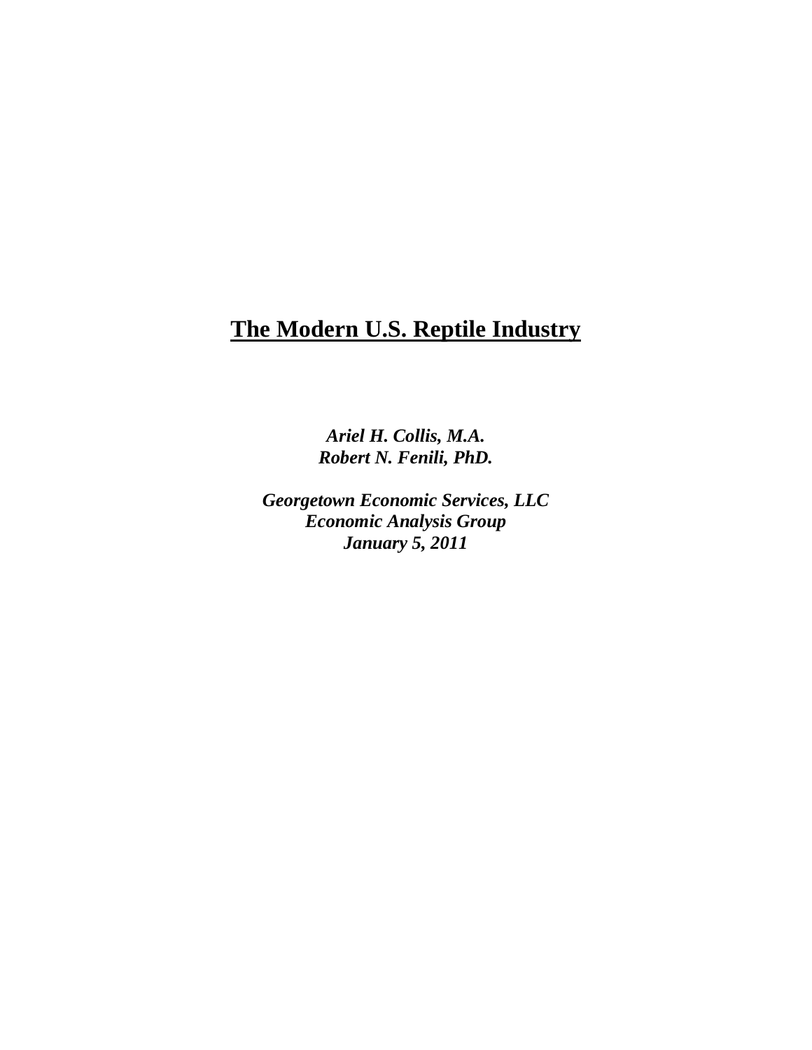# The Modern U.S. Reptile Industry

***Ariel H. Collis, M.A.***
***Robert N. Fenili, PhD.***

***Georgetown Economic Services, LLC***
***Economic Analysis Group***
***January 5, 2011***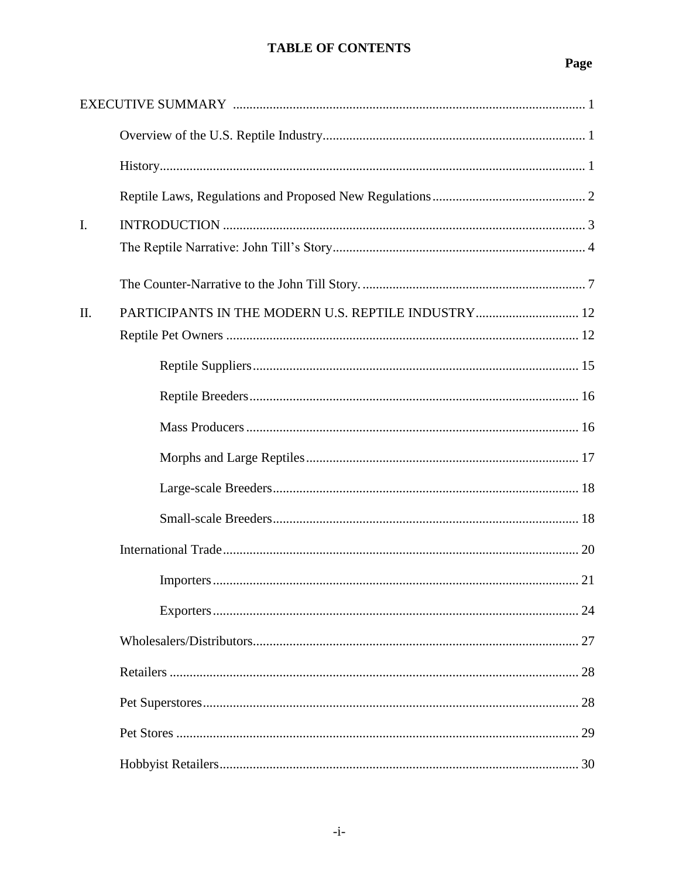# TABLE OF CONTENTS

| | | Page |
|---|---|---|
| EXECUTIVE SUMMARY | | 1 |
| | Overview of the U.S. Reptile Industry | 1 |
| | History | 1 |
| | Reptile Laws, Regulations and Proposed New Regulations | 2 |
| I. | INTRODUCTION | 3 |
| | The Reptile Narrative: John Till's Story | 4 |
| | The Counter-Narrative to the John Till Story. | 7 |
| II. | PARTICIPANTS IN THE MODERN U.S. REPTILE INDUSTRY | 12 |
| | Reptile Pet Owners | 12 |
| | Reptile Suppliers | 15 |
| | Reptile Breeders | 16 |
| | Mass Producers | 16 |
| | Morphs and Large Reptiles | 17 |
| | Large-scale Breeders | 18 |
| | Small-scale Breeders | 18 |
| | International Trade | 20 |
| | Importers | 21 |
| | Exporters | 24 |
| | Wholesalers/Distributors | 27 |
| | Retailers | 28 |
| | Pet Superstores | 28 |
| | Pet Stores | 29 |
| | Hobbyist Retailers | 30 |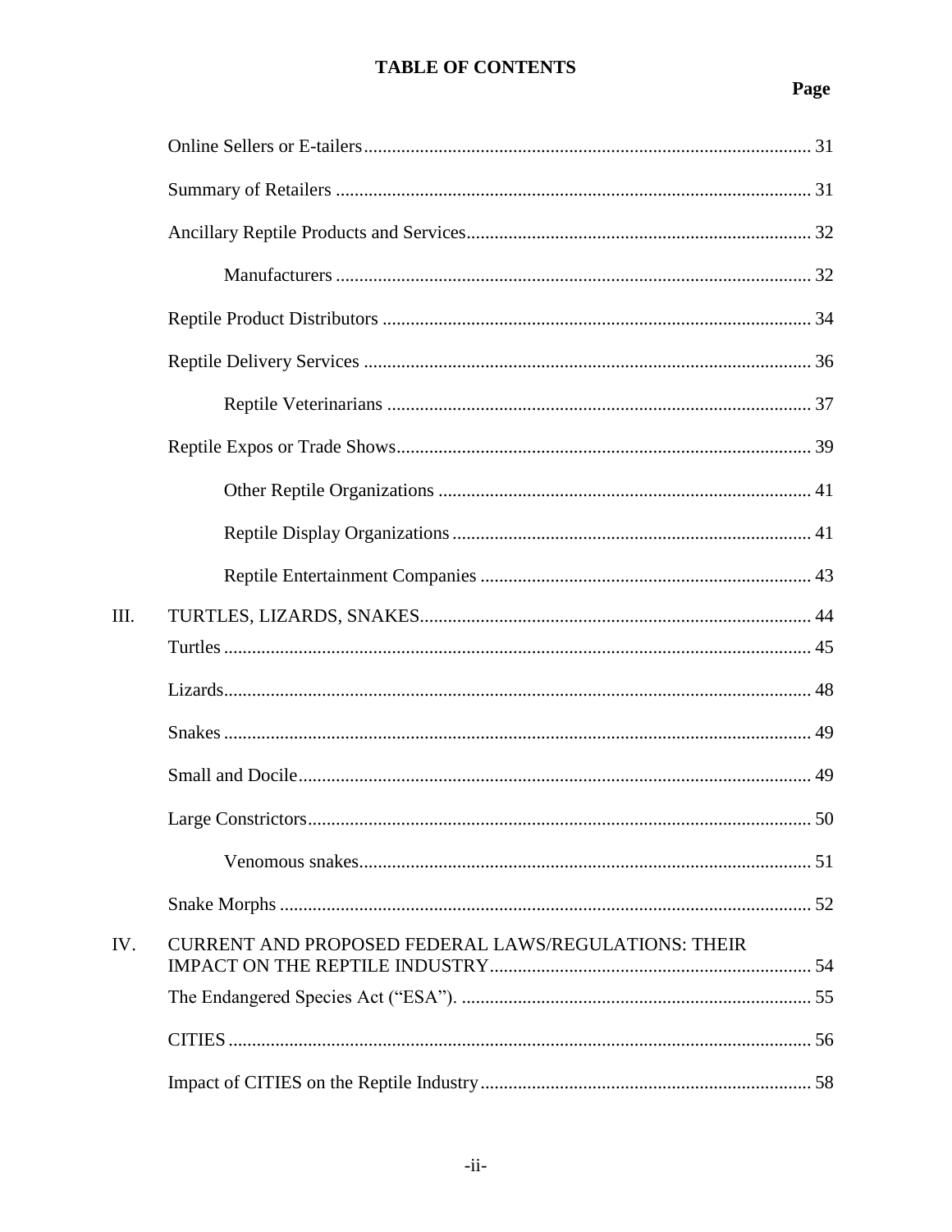**TABLE OF CONTENTS**

| | | Page |
|---|---|---|
| | Online Sellers or E-tailers | 31 |
| | Summary of Retailers | 31 |
| | Ancillary Reptile Products and Services | 32 |
| | Manufacturers | 32 |
| | Reptile Product Distributors | 34 |
| | Reptile Delivery Services | 36 |
| | Reptile Veterinarians | 37 |
| | Reptile Expos or Trade Shows | 39 |
| | Other Reptile Organizations | 41 |
| | Reptile Display Organizations | 41 |
| | Reptile Entertainment Companies | 43 |
| III. | TURTLES, LIZARDS, SNAKES | 44 |
| | Turtles | 45 |
| | Lizards | 48 |
| | Snakes | 49 |
| | Small and Docile | 49 |
| | Large Constrictors | 50 |
| | Venomous snakes | 51 |
| | Snake Morphs | 52 |
| IV. | CURRENT AND PROPOSED FEDERAL LAWS/REGULATIONS: THEIR IMPACT ON THE REPTILE INDUSTRY | 54 |
| | The Endangered Species Act ("ESA"). | 55 |
| | CITIES | 56 |
| | Impact of CITIES on the Reptile Industry | 58 |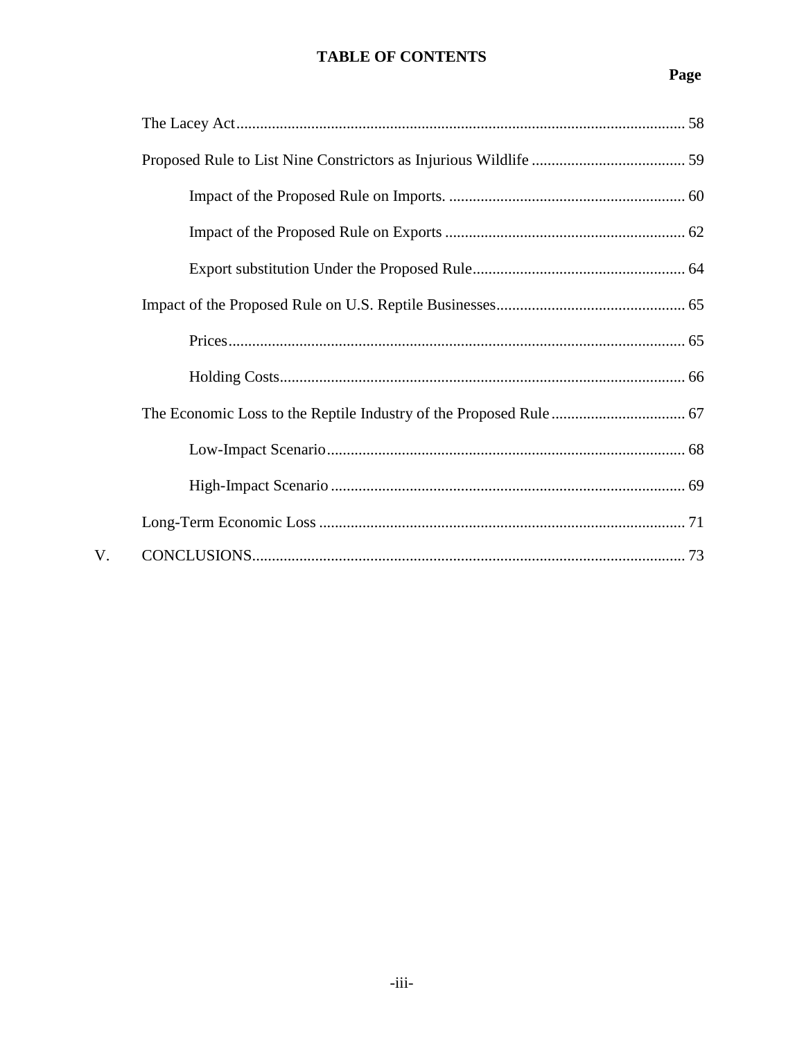## TABLE OF CONTENTS

**Page**

The Lacey Act ........................................................................................................ 58

Proposed Rule to List Nine Constrictors as Injurious Wildlife ....................................... 59

- Impact of the Proposed Rule on Imports. ........................................................... 60
- Impact of the Proposed Rule on Exports ............................................................ 62
- Export substitution Under the Proposed Rule..................................................... 64

Impact of the Proposed Rule on U.S. Reptile Businesses................................................ 65

- Prices.................................................................................................................. 65
- Holding Costs...................................................................................................... 66

The Economic Loss to the Reptile Industry of the Proposed Rule.................................. 67

- Low-Impact Scenario.......................................................................................... 68
- High-Impact Scenario ......................................................................................... 69

Long-Term Economic Loss ............................................................................................ 71

V. CONCLUSIONS............................................................................................................. 73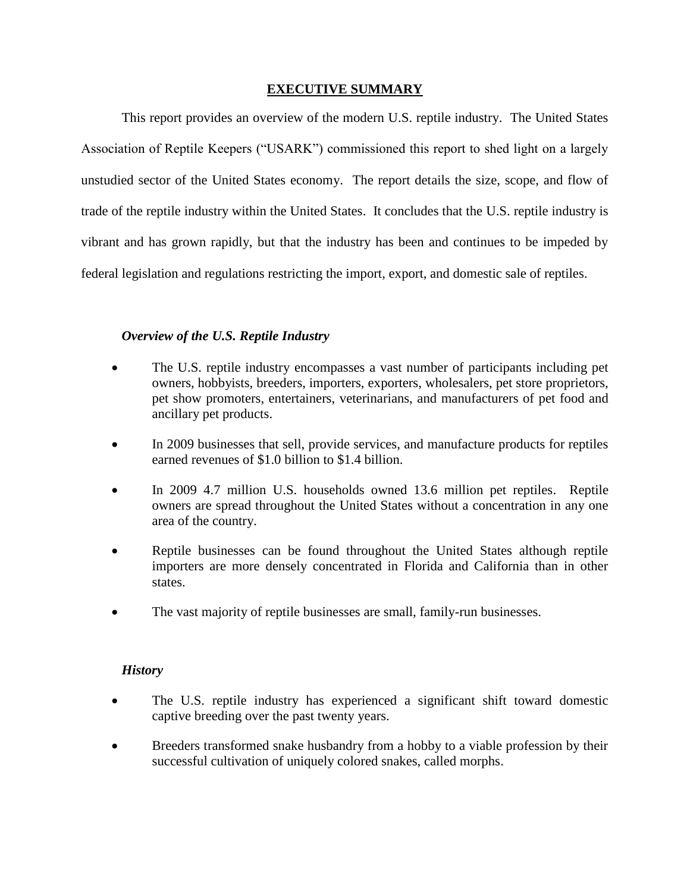## EXECUTIVE SUMMARY

This report provides an overview of the modern U.S. reptile industry. The United States Association of Reptile Keepers ("USARK") commissioned this report to shed light on a largely unstudied sector of the United States economy. The report details the size, scope, and flow of trade of the reptile industry within the United States. It concludes that the U.S. reptile industry is vibrant and has grown rapidly, but that the industry has been and continues to be impeded by federal legislation and regulations restricting the import, export, and domestic sale of reptiles.

### *Overview of the U.S. Reptile Industry*

- The U.S. reptile industry encompasses a vast number of participants including pet owners, hobbyists, breeders, importers, exporters, wholesalers, pet store proprietors, pet show promoters, entertainers, veterinarians, and manufacturers of pet food and ancillary pet products.
- In 2009 businesses that sell, provide services, and manufacture products for reptiles earned revenues of \$1.0 billion to \$1.4 billion.
- In 2009 4.7 million U.S. households owned 13.6 million pet reptiles. Reptile owners are spread throughout the United States without a concentration in any one area of the country.
- Reptile businesses can be found throughout the United States although reptile importers are more densely concentrated in Florida and California than in other states.
- The vast majority of reptile businesses are small, family-run businesses.

### *History*

- The U.S. reptile industry has experienced a significant shift toward domestic captive breeding over the past twenty years.
- Breeders transformed snake husbandry from a hobby to a viable profession by their successful cultivation of uniquely colored snakes, called morphs.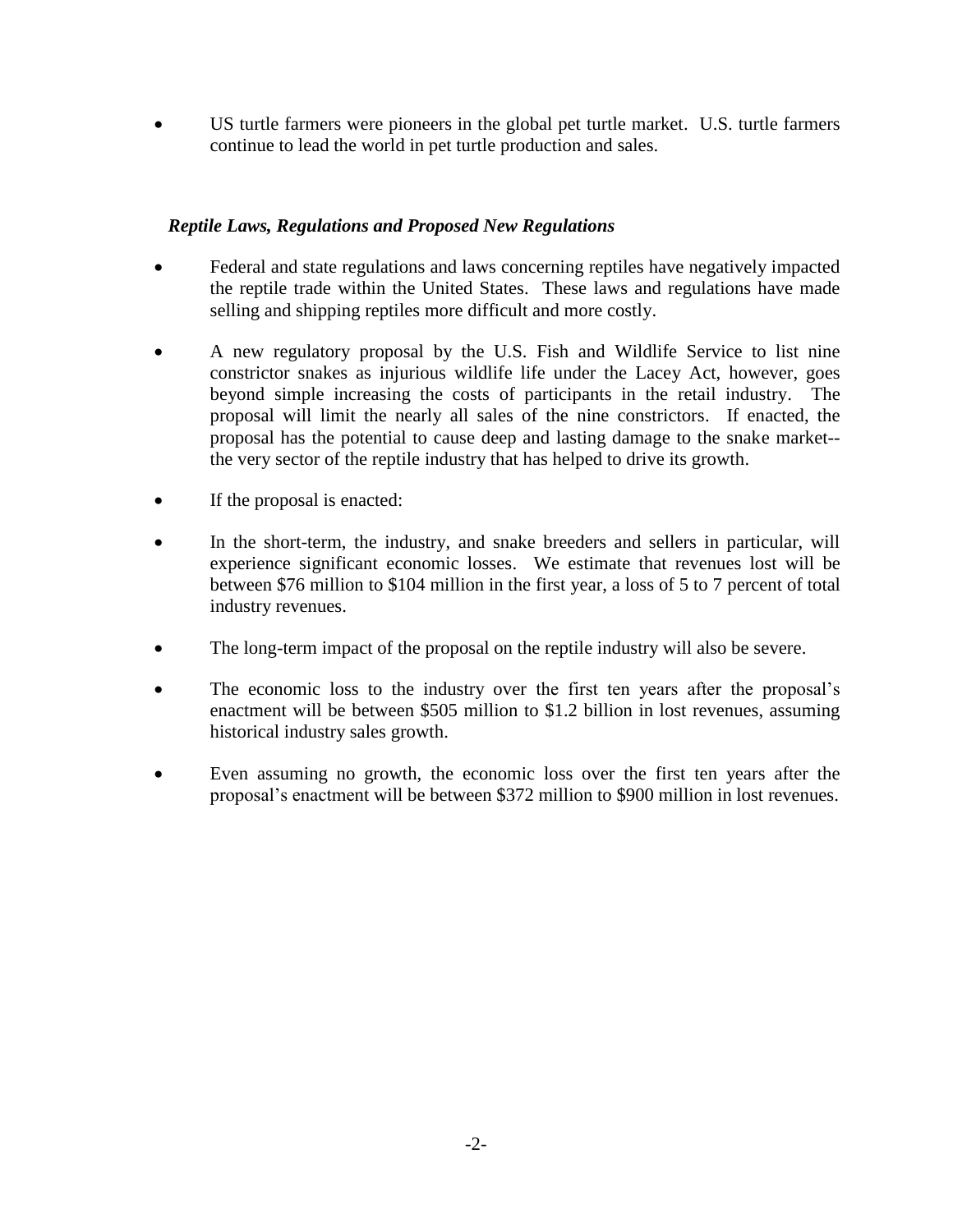- US turtle farmers were pioneers in the global pet turtle market. U.S. turtle farmers continue to lead the world in pet turtle production and sales.

### *Reptile Laws, Regulations and Proposed New Regulations*

- Federal and state regulations and laws concerning reptiles have negatively impacted the reptile trade within the United States. These laws and regulations have made selling and shipping reptiles more difficult and more costly.
- A new regulatory proposal by the U.S. Fish and Wildlife Service to list nine constrictor snakes as injurious wildlife life under the Lacey Act, however, goes beyond simple increasing the costs of participants in the retail industry. The proposal will limit the nearly all sales of the nine constrictors. If enacted, the proposal has the potential to cause deep and lasting damage to the snake market--the very sector of the reptile industry that has helped to drive its growth.
- If the proposal is enacted:
- In the short-term, the industry, and snake breeders and sellers in particular, will experience significant economic losses. We estimate that revenues lost will be between $76 million to $104 million in the first year, a loss of 5 to 7 percent of total industry revenues.
- The long-term impact of the proposal on the reptile industry will also be severe.
- The economic loss to the industry over the first ten years after the proposal's enactment will be between $505 million to $1.2 billion in lost revenues, assuming historical industry sales growth.
- Even assuming no growth, the economic loss over the first ten years after the proposal's enactment will be between $372 million to $900 million in lost revenues.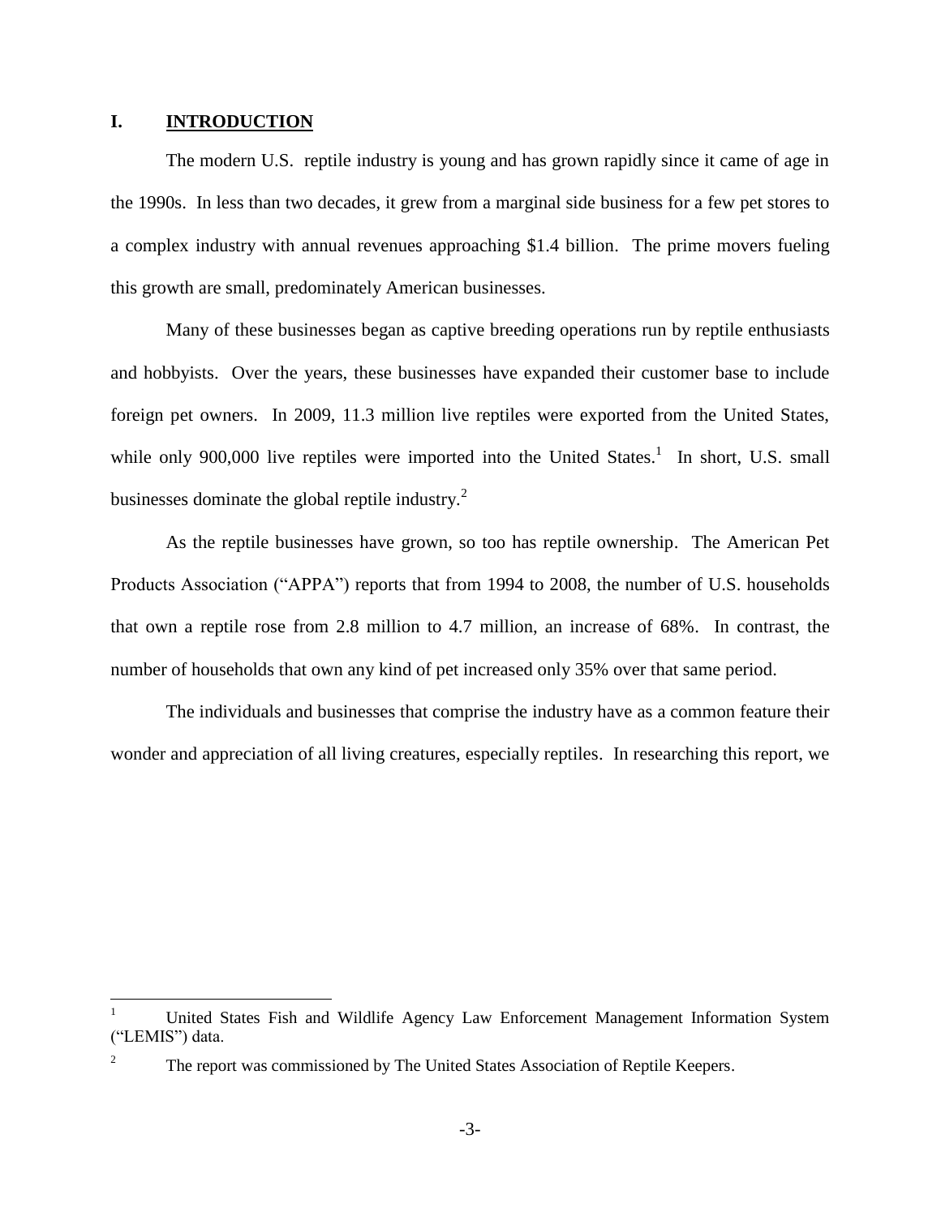# I. INTRODUCTION

The modern U.S. reptile industry is young and has grown rapidly since it came of age in the 1990s. In less than two decades, it grew from a marginal side business for a few pet stores to a complex industry with annual revenues approaching $1.4 billion. The prime movers fueling this growth are small, predominately American businesses.

Many of these businesses began as captive breeding operations run by reptile enthusiasts and hobbyists. Over the years, these businesses have expanded their customer base to include foreign pet owners. In 2009, 11.3 million live reptiles were exported from the United States, while only 900,000 live reptiles were imported into the United States.[1] In short, U.S. small businesses dominate the global reptile industry.[2]

As the reptile businesses have grown, so too has reptile ownership. The American Pet Products Association ("APPA") reports that from 1994 to 2008, the number of U.S. households that own a reptile rose from 2.8 million to 4.7 million, an increase of 68%. In contrast, the number of households that own any kind of pet increased only 35% over that same period.

The individuals and businesses that comprise the industry have as a common feature their wonder and appreciation of all living creatures, especially reptiles. In researching this report, we

---

[1] United States Fish and Wildlife Agency Law Enforcement Management Information System ("LEMIS") data.

[2] The report was commissioned by The United States Association of Reptile Keepers.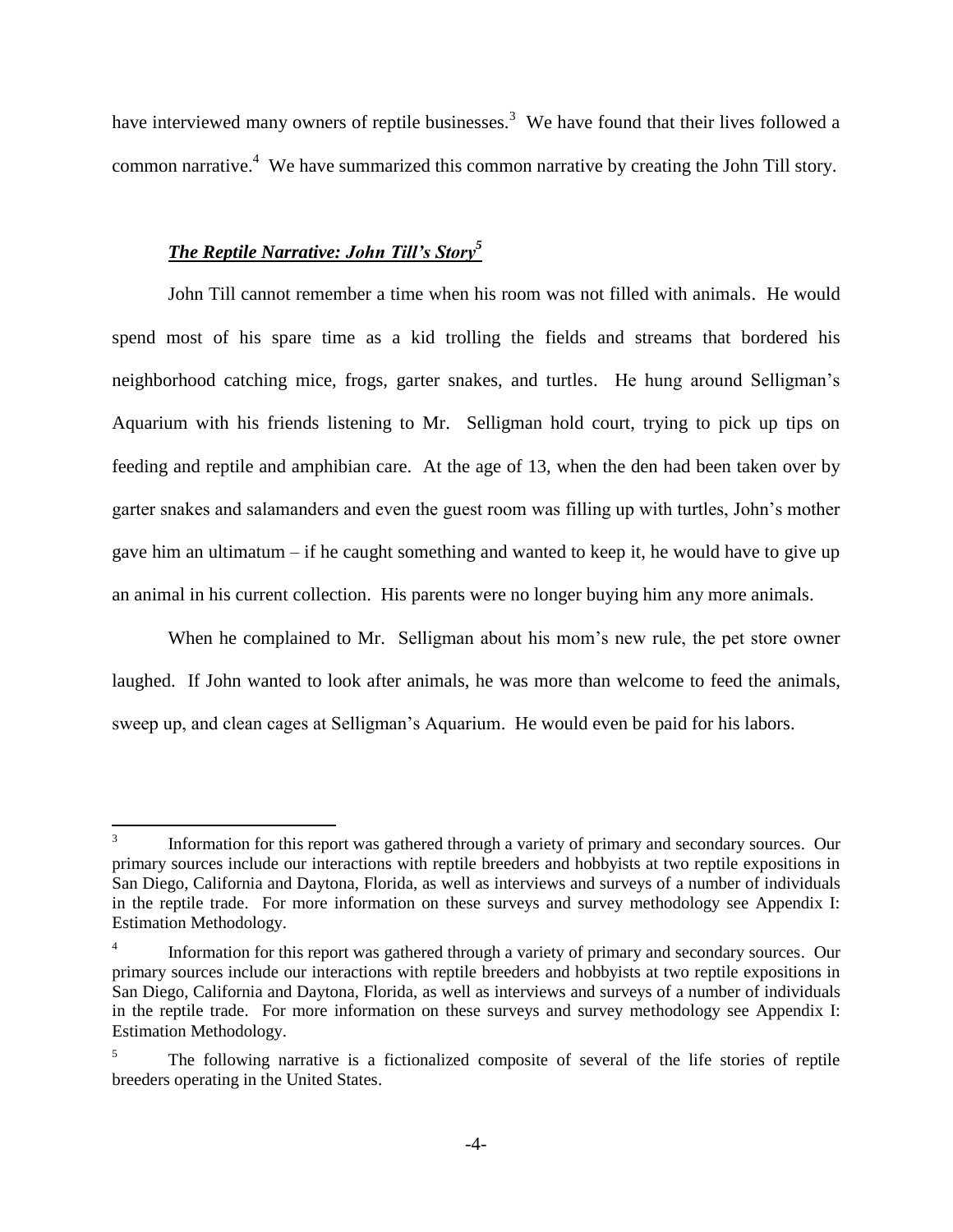have interviewed many owners of reptile businesses.[3] We have found that their lives followed a common narrative.[4] We have summarized this common narrative by creating the John Till story.

### ***The Reptile Narrative: John Till's Story***[5]

John Till cannot remember a time when his room was not filled with animals. He would spend most of his spare time as a kid trolling the fields and streams that bordered his neighborhood catching mice, frogs, garter snakes, and turtles. He hung around Selligman's Aquarium with his friends listening to Mr. Selligman hold court, trying to pick up tips on feeding and reptile and amphibian care. At the age of 13, when the den had been taken over by garter snakes and salamanders and even the guest room was filling up with turtles, John's mother gave him an ultimatum – if he caught something and wanted to keep it, he would have to give up an animal in his current collection. His parents were no longer buying him any more animals.

When he complained to Mr. Selligman about his mom's new rule, the pet store owner laughed. If John wanted to look after animals, he was more than welcome to feed the animals, sweep up, and clean cages at Selligman's Aquarium. He would even be paid for his labors.

---

[3] Information for this report was gathered through a variety of primary and secondary sources. Our primary sources include our interactions with reptile breeders and hobbyists at two reptile expositions in San Diego, California and Daytona, Florida, as well as interviews and surveys of a number of individuals in the reptile trade. For more information on these surveys and survey methodology see Appendix I: Estimation Methodology.

[4] Information for this report was gathered through a variety of primary and secondary sources. Our primary sources include our interactions with reptile breeders and hobbyists at two reptile expositions in San Diego, California and Daytona, Florida, as well as interviews and surveys of a number of individuals in the reptile trade. For more information on these surveys and survey methodology see Appendix I: Estimation Methodology.

[5] The following narrative is a fictionalized composite of several of the life stories of reptile breeders operating in the United States.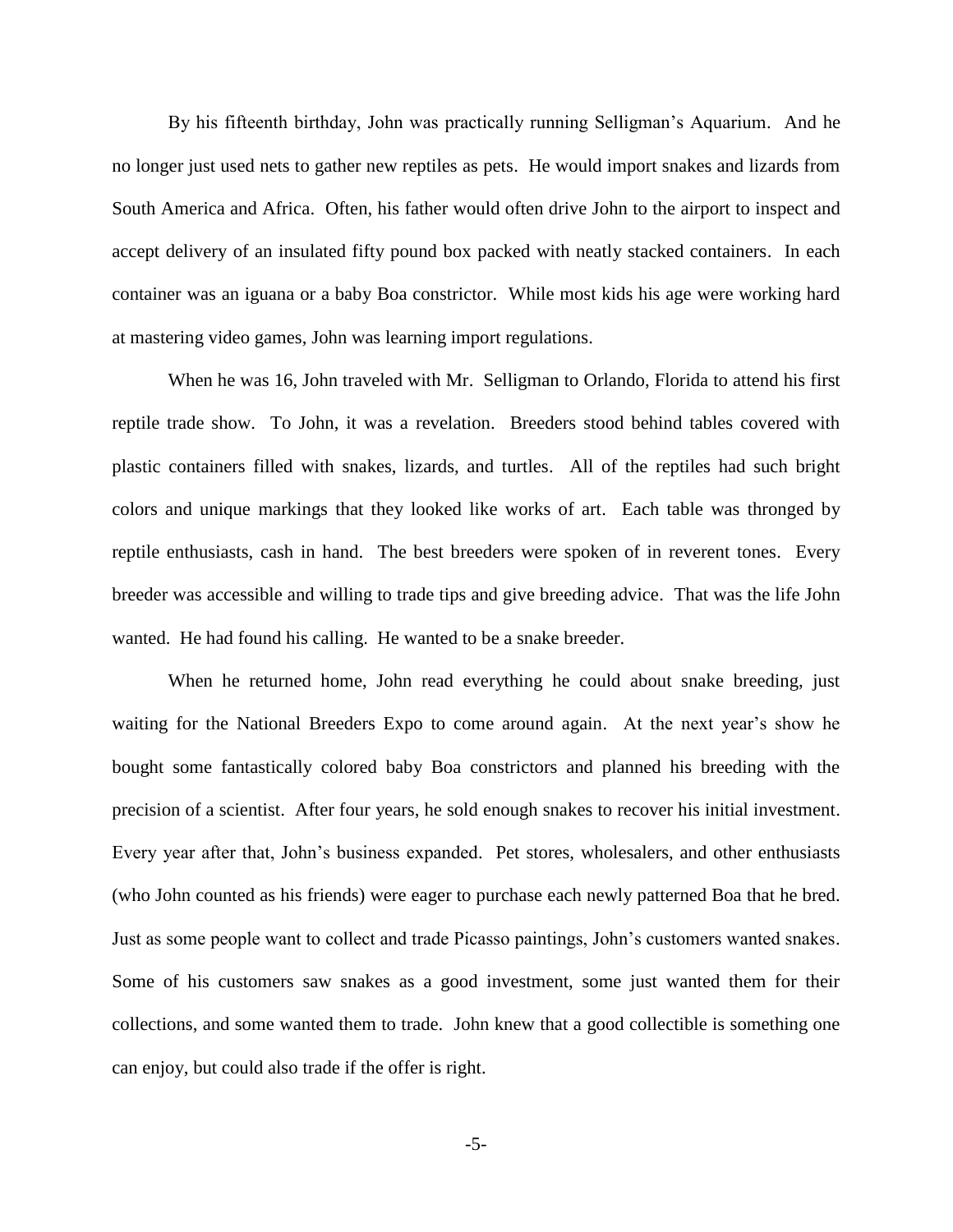By his fifteenth birthday, John was practically running Selligman's Aquarium. And he no longer just used nets to gather new reptiles as pets. He would import snakes and lizards from South America and Africa. Often, his father would often drive John to the airport to inspect and accept delivery of an insulated fifty pound box packed with neatly stacked containers. In each container was an iguana or a baby Boa constrictor. While most kids his age were working hard at mastering video games, John was learning import regulations.

When he was 16, John traveled with Mr. Selligman to Orlando, Florida to attend his first reptile trade show. To John, it was a revelation. Breeders stood behind tables covered with plastic containers filled with snakes, lizards, and turtles. All of the reptiles had such bright colors and unique markings that they looked like works of art. Each table was thronged by reptile enthusiasts, cash in hand. The best breeders were spoken of in reverent tones. Every breeder was accessible and willing to trade tips and give breeding advice. That was the life John wanted. He had found his calling. He wanted to be a snake breeder.

When he returned home, John read everything he could about snake breeding, just waiting for the National Breeders Expo to come around again. At the next year's show he bought some fantastically colored baby Boa constrictors and planned his breeding with the precision of a scientist. After four years, he sold enough snakes to recover his initial investment. Every year after that, John's business expanded. Pet stores, wholesalers, and other enthusiasts (who John counted as his friends) were eager to purchase each newly patterned Boa that he bred. Just as some people want to collect and trade Picasso paintings, John's customers wanted snakes. Some of his customers saw snakes as a good investment, some just wanted them for their collections, and some wanted them to trade. John knew that a good collectible is something one can enjoy, but could also trade if the offer is right.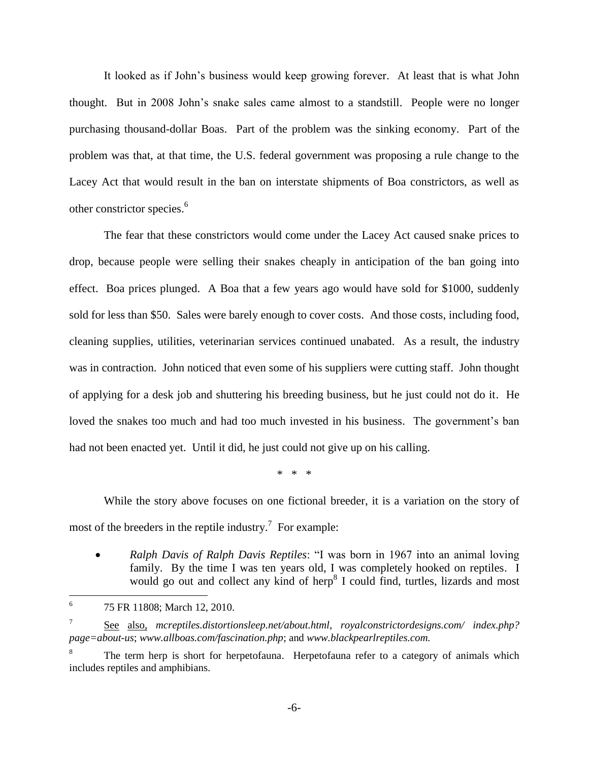It looked as if John's business would keep growing forever. At least that is what John thought. But in 2008 John's snake sales came almost to a standstill. People were no longer purchasing thousand-dollar Boas. Part of the problem was the sinking economy. Part of the problem was that, at that time, the U.S. federal government was proposing a rule change to the Lacey Act that would result in the ban on interstate shipments of Boa constrictors, as well as other constrictor species.[6]

The fear that these constrictors would come under the Lacey Act caused snake prices to drop, because people were selling their snakes cheaply in anticipation of the ban going into effect. Boa prices plunged. A Boa that a few years ago would have sold for $1000, suddenly sold for less than $50. Sales were barely enough to cover costs. And those costs, including food, cleaning supplies, utilities, veterinarian services continued unabated. As a result, the industry was in contraction. John noticed that even some of his suppliers were cutting staff. John thought of applying for a desk job and shuttering his breeding business, but he just could not do it. He loved the snakes too much and had too much invested in his business. The government's ban had not been enacted yet. Until it did, he just could not give up on his calling.

\* \* \*

While the story above focuses on one fictional breeder, it is a variation on the story of most of the breeders in the reptile industry.[7] For example:

- *Ralph Davis of Ralph Davis Reptiles*: "I was born in 1967 into an animal loving family. By the time I was ten years old, I was completely hooked on reptiles. I would go out and collect any kind of herp[8] I could find, turtles, lizards and most

---

[6] 75 FR 11808; March 12, 2010.

[7] See also, *mcreptiles.distortionsleep.net/about.html*, *royalconstrictordesigns.com/ index.php?page=about-us*; *www.allboas.com/fascination.php*; and *www.blackpearlreptiles.com.*

[8] The term herp is short for herpetofauna. Herpetofauna refer to a category of animals which includes reptiles and amphibians.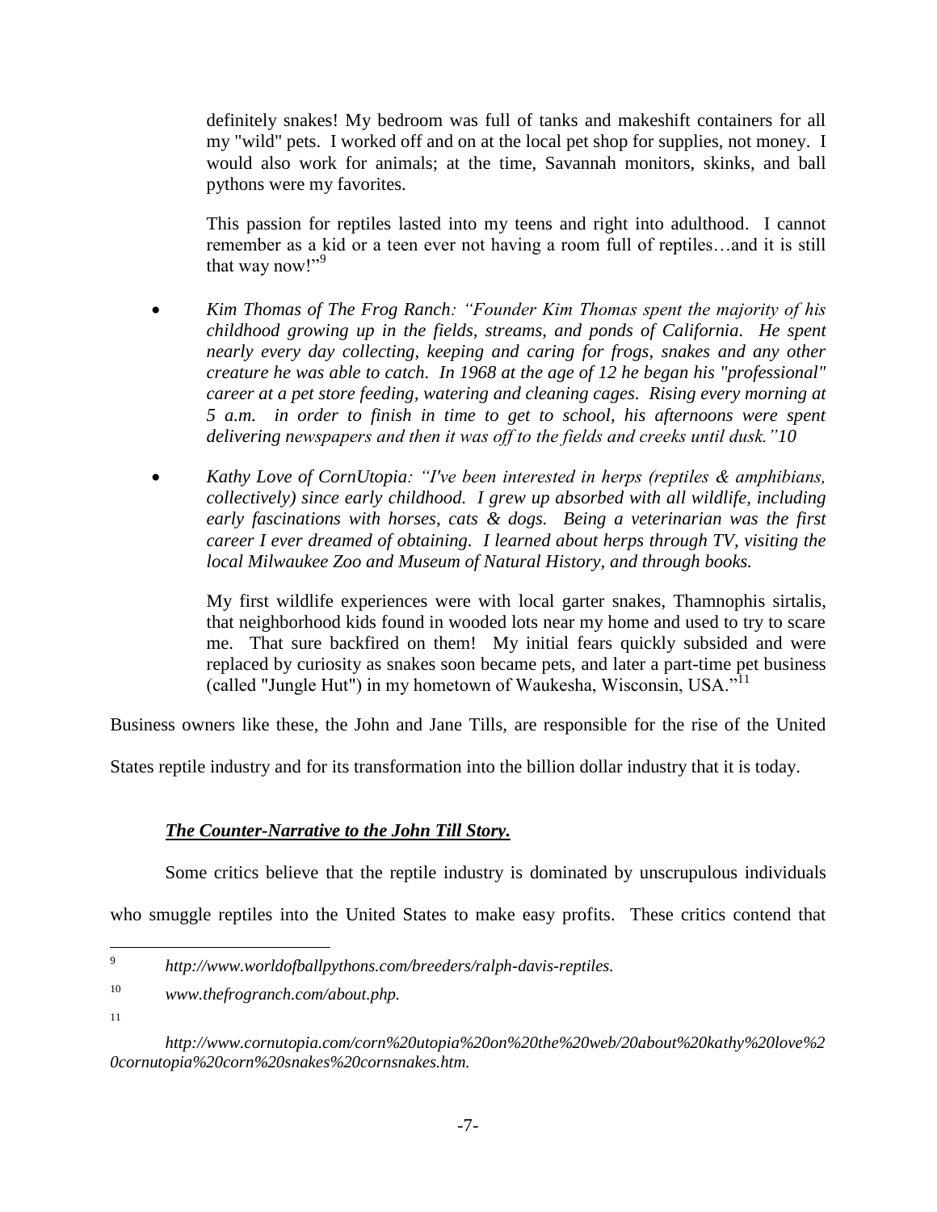definitely snakes! My bedroom was full of tanks and makeshift containers for all my "wild" pets. I worked off and on at the local pet shop for supplies, not money. I would also work for animals; at the time, Savannah monitors, skinks, and ball pythons were my favorites.

This passion for reptiles lasted into my teens and right into adulthood. I cannot remember as a kid or a teen ever not having a room full of reptiles…and it is still that way now!"[9]

- *Kim Thomas of The Frog Ranch: "Founder Kim Thomas spent the majority of his childhood growing up in the fields, streams, and ponds of California. He spent nearly every day collecting, keeping and caring for frogs, snakes and any other creature he was able to catch. In 1968 at the age of 12 he began his "professional" career at a pet store feeding, watering and cleaning cages. Rising every morning at 5 a.m. in order to finish in time to get to school, his afternoons were spent delivering newspapers and then it was off to the fields and creeks until dusk."10*

- *Kathy Love of CornUtopia: "I've been interested in herps (reptiles & amphibians, collectively) since early childhood. I grew up absorbed with all wildlife, including early fascinations with horses, cats & dogs. Being a veterinarian was the first career I ever dreamed of obtaining. I learned about herps through TV, visiting the local Milwaukee Zoo and Museum of Natural History, and through books.*

  My first wildlife experiences were with local garter snakes, Thamnophis sirtalis, that neighborhood kids found in wooded lots near my home and used to try to scare me. That sure backfired on them! My initial fears quickly subsided and were replaced by curiosity as snakes soon became pets, and later a part-time pet business (called "Jungle Hut") in my hometown of Waukesha, Wisconsin, USA."[11]

Business owners like these, the John and Jane Tills, are responsible for the rise of the United States reptile industry and for its transformation into the billion dollar industry that it is today.

### ***The Counter-Narrative to the John Till Story.***

Some critics believe that the reptile industry is dominated by unscrupulous individuals who smuggle reptiles into the United States to make easy profits. These critics contend that

---

[9] *http://www.worldofballpythons.com/breeders/ralph-davis-reptiles.*

[10] *www.thefrogranch.com/about.php.*

[11] *http://www.cornutopia.com/corn%20utopia%20on%20the%20web/20about%20kathy%20love%20cornutopia%20corn%20snakes%20cornsnakes.htm.*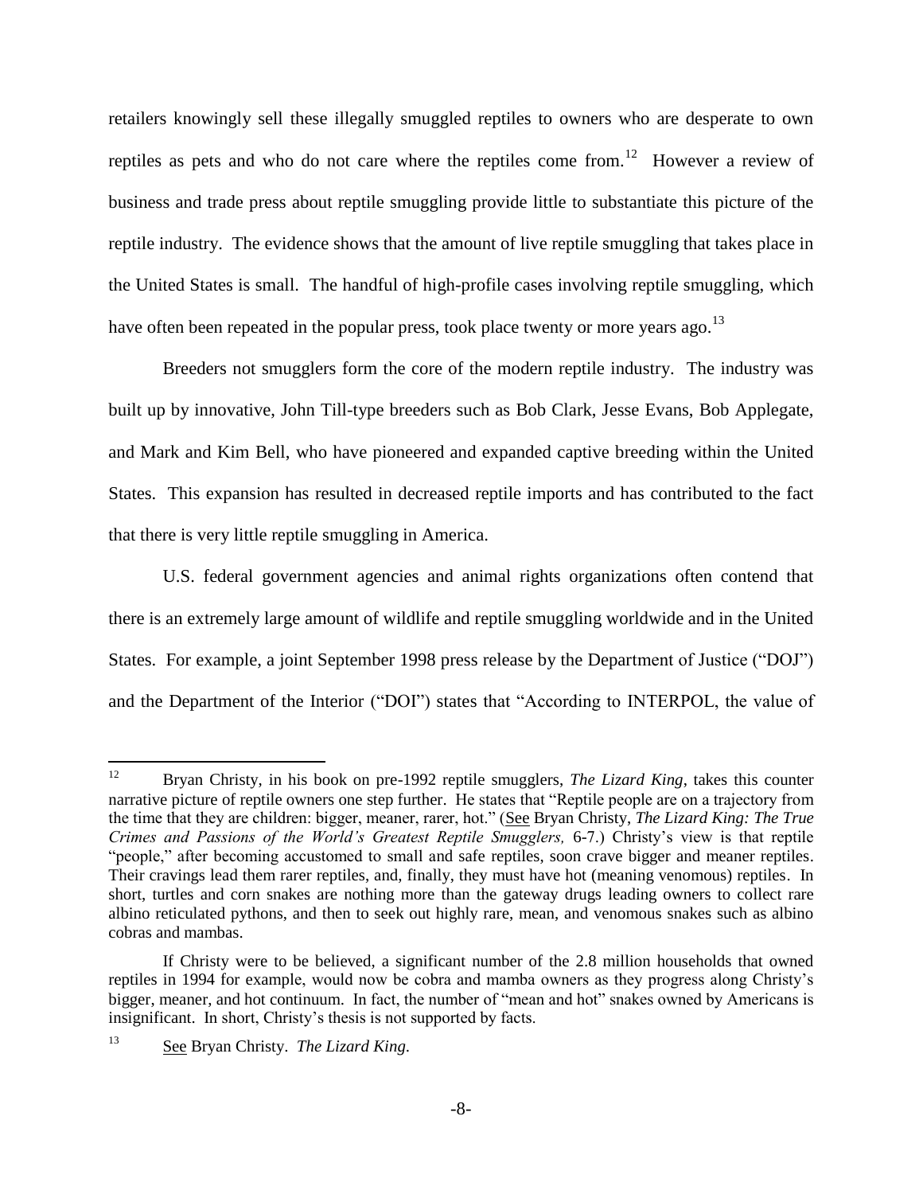retailers knowingly sell these illegally smuggled reptiles to owners who are desperate to own reptiles as pets and who do not care where the reptiles come from.[12] However a review of business and trade press about reptile smuggling provide little to substantiate this picture of the reptile industry. The evidence shows that the amount of live reptile smuggling that takes place in the United States is small. The handful of high-profile cases involving reptile smuggling, which have often been repeated in the popular press, took place twenty or more years ago.[13]

Breeders not smugglers form the core of the modern reptile industry. The industry was built up by innovative, John Till-type breeders such as Bob Clark, Jesse Evans, Bob Applegate, and Mark and Kim Bell, who have pioneered and expanded captive breeding within the United States. This expansion has resulted in decreased reptile imports and has contributed to the fact that there is very little reptile smuggling in America.

U.S. federal government agencies and animal rights organizations often contend that there is an extremely large amount of wildlife and reptile smuggling worldwide and in the United States. For example, a joint September 1998 press release by the Department of Justice ("DOJ") and the Department of the Interior ("DOI") states that "According to INTERPOL, the value of

---

[12] Bryan Christy, in his book on pre-1992 reptile smugglers, *The Lizard King*, takes this counter narrative picture of reptile owners one step further. He states that "Reptile people are on a trajectory from the time that they are children: bigger, meaner, rarer, hot." (See Bryan Christy, *The Lizard King: The True Crimes and Passions of the World's Greatest Reptile Smugglers,* 6-7.) Christy's view is that reptile "people," after becoming accustomed to small and safe reptiles, soon crave bigger and meaner reptiles. Their cravings lead them rarer reptiles, and, finally, they must have hot (meaning venomous) reptiles. In short, turtles and corn snakes are nothing more than the gateway drugs leading owners to collect rare albino reticulated pythons, and then to seek out highly rare, mean, and venomous snakes such as albino cobras and mambas.

If Christy were to be believed, a significant number of the 2.8 million households that owned reptiles in 1994 for example, would now be cobra and mamba owners as they progress along Christy's bigger, meaner, and hot continuum. In fact, the number of "mean and hot" snakes owned by Americans is insignificant. In short, Christy's thesis is not supported by facts.

[13] See Bryan Christy. *The Lizard King.*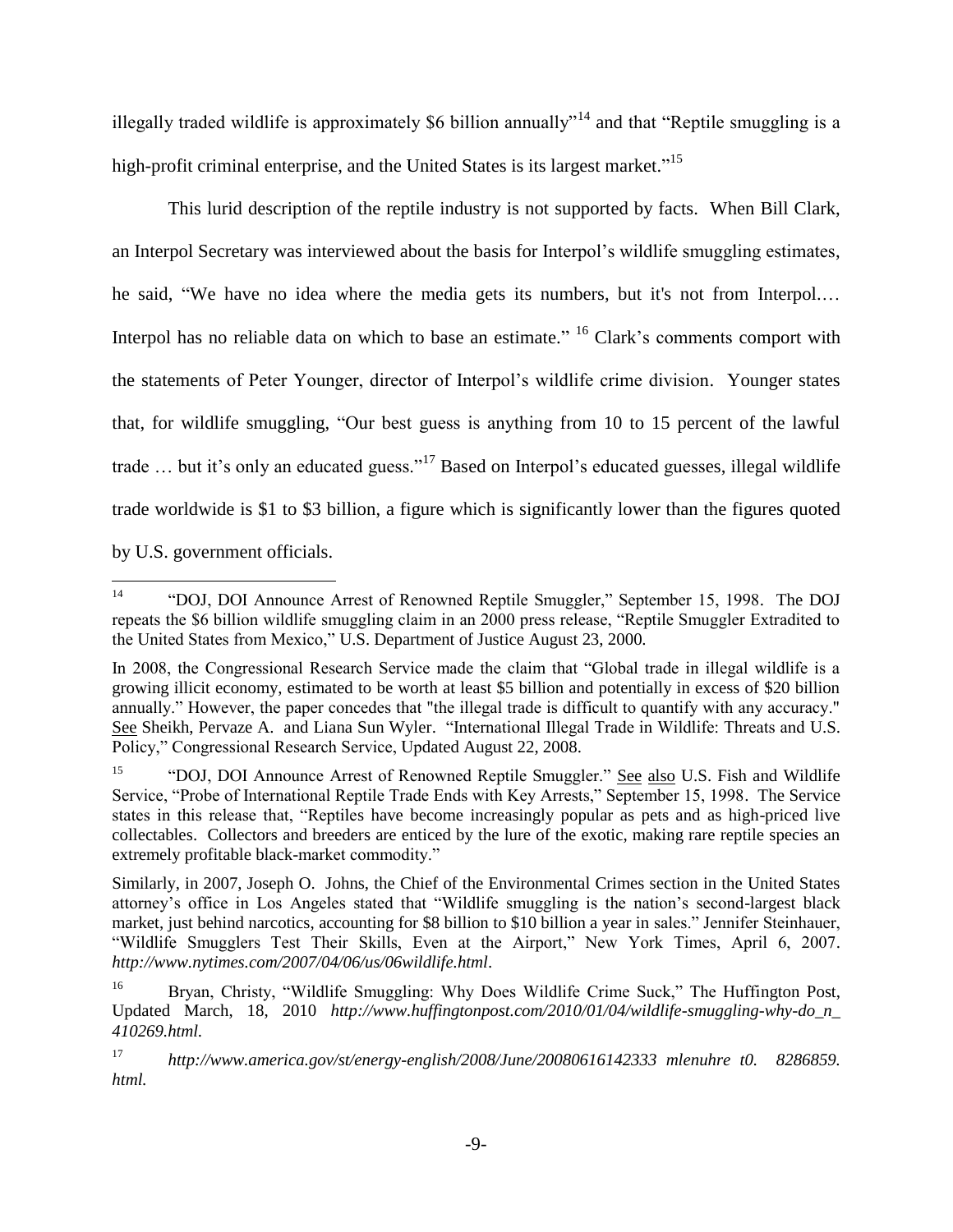illegally traded wildlife is approximately $6 billion annually"[14] and that "Reptile smuggling is a high-profit criminal enterprise, and the United States is its largest market."[15]

This lurid description of the reptile industry is not supported by facts. When Bill Clark, an Interpol Secretary was interviewed about the basis for Interpol's wildlife smuggling estimates, he said, "We have no idea where the media gets its numbers, but it's not from Interpol.… Interpol has no reliable data on which to base an estimate." [16] Clark's comments comport with the statements of Peter Younger, director of Interpol's wildlife crime division. Younger states that, for wildlife smuggling, "Our best guess is anything from 10 to 15 percent of the lawful trade … but it's only an educated guess."[17] Based on Interpol's educated guesses, illegal wildlife trade worldwide is $1 to $3 billion, a figure which is significantly lower than the figures quoted by U.S. government officials.

---

[14] "DOJ, DOI Announce Arrest of Renowned Reptile Smuggler," September 15, 1998. The DOJ repeats the $6 billion wildlife smuggling claim in an 2000 press release, "Reptile Smuggler Extradited to the United States from Mexico," U.S. Department of Justice August 23, 2000.

In 2008, the Congressional Research Service made the claim that "Global trade in illegal wildlife is a growing illicit economy, estimated to be worth at least $5 billion and potentially in excess of $20 billion annually." However, the paper concedes that "the illegal trade is difficult to quantify with any accuracy." See Sheikh, Pervaze A. and Liana Sun Wyler. "International Illegal Trade in Wildlife: Threats and U.S. Policy," Congressional Research Service, Updated August 22, 2008.

[15] "DOJ, DOI Announce Arrest of Renowned Reptile Smuggler." See also U.S. Fish and Wildlife Service, "Probe of International Reptile Trade Ends with Key Arrests," September 15, 1998. The Service states in this release that, "Reptiles have become increasingly popular as pets and as high-priced live collectables. Collectors and breeders are enticed by the lure of the exotic, making rare reptile species an extremely profitable black-market commodity."

Similarly, in 2007, Joseph O. Johns, the Chief of the Environmental Crimes section in the United States attorney's office in Los Angeles stated that "Wildlife smuggling is the nation's second-largest black market, just behind narcotics, accounting for $8 billion to $10 billion a year in sales." Jennifer Steinhauer, "Wildlife Smugglers Test Their Skills, Even at the Airport," New York Times, April 6, 2007. *http://www.nytimes.com/2007/04/06/us/06wildlife.html*.

[16] Bryan, Christy, "Wildlife Smuggling: Why Does Wildlife Crime Suck," The Huffington Post, Updated March, 18, 2010 *http://www.huffingtonpost.com/2010/01/04/wildlife-smuggling-why-do_n_410269.html.*

[17] *http://www.america.gov/st/energy-english/2008/June/20080616142333 mlenuhre t0. 8286859. html.*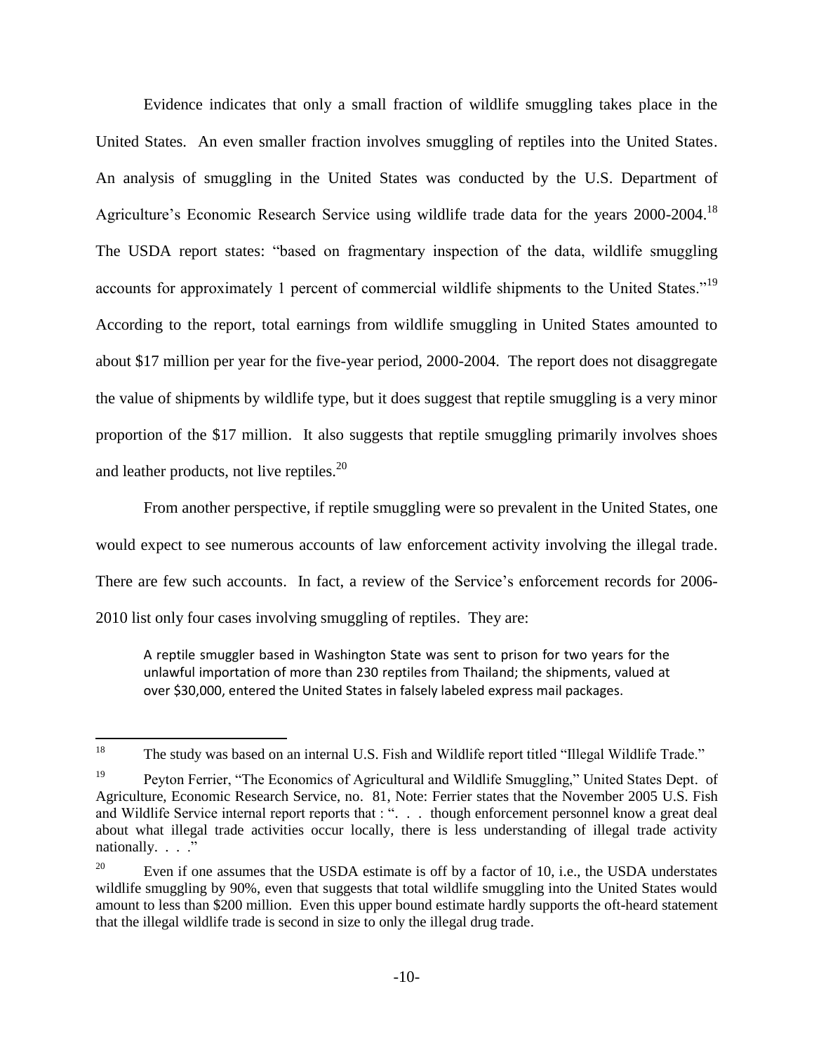Evidence indicates that only a small fraction of wildlife smuggling takes place in the United States. An even smaller fraction involves smuggling of reptiles into the United States. An analysis of smuggling in the United States was conducted by the U.S. Department of Agriculture's Economic Research Service using wildlife trade data for the years 2000-2004.[18] The USDA report states: "based on fragmentary inspection of the data, wildlife smuggling accounts for approximately 1 percent of commercial wildlife shipments to the United States."[19] According to the report, total earnings from wildlife smuggling in United States amounted to about $17 million per year for the five-year period, 2000-2004. The report does not disaggregate the value of shipments by wildlife type, but it does suggest that reptile smuggling is a very minor proportion of the $17 million. It also suggests that reptile smuggling primarily involves shoes and leather products, not live reptiles.[20]

From another perspective, if reptile smuggling were so prevalent in the United States, one would expect to see numerous accounts of law enforcement activity involving the illegal trade. There are few such accounts. In fact, a review of the Service's enforcement records for 2006-2010 list only four cases involving smuggling of reptiles. They are:

> A reptile smuggler based in Washington State was sent to prison for two years for the unlawful importation of more than 230 reptiles from Thailand; the shipments, valued at over $30,000, entered the United States in falsely labeled express mail packages.

---

[18] The study was based on an internal U.S. Fish and Wildlife report titled "Illegal Wildlife Trade."

[19] Peyton Ferrier, "The Economics of Agricultural and Wildlife Smuggling," United States Dept. of Agriculture, Economic Research Service, no. 81, Note: Ferrier states that the November 2005 U.S. Fish and Wildlife Service internal report reports that : ". . . though enforcement personnel know a great deal about what illegal trade activities occur locally, there is less understanding of illegal trade activity nationally. . . ."

[20] Even if one assumes that the USDA estimate is off by a factor of 10, i.e., the USDA understates wildlife smuggling by 90%, even that suggests that total wildlife smuggling into the United States would amount to less than $200 million. Even this upper bound estimate hardly supports the oft-heard statement that the illegal wildlife trade is second in size to only the illegal drug trade.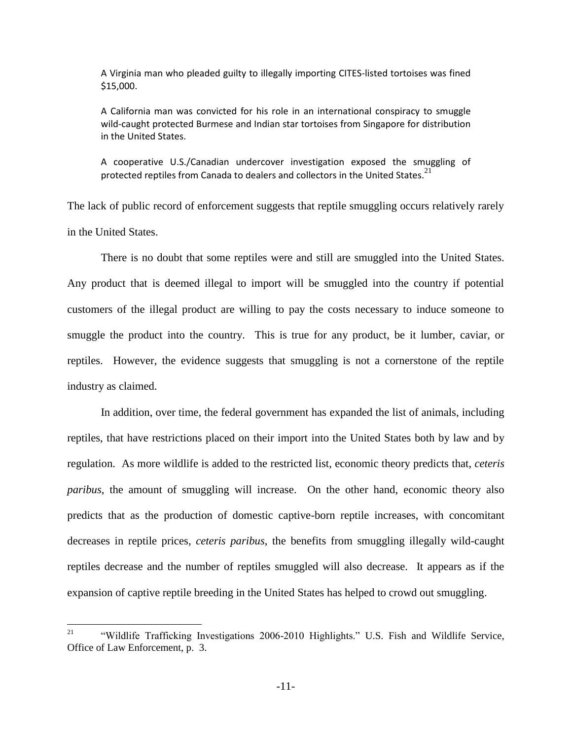> A Virginia man who pleaded guilty to illegally importing CITES-listed tortoises was fined $15,000.
>
> A California man was convicted for his role in an international conspiracy to smuggle wild-caught protected Burmese and Indian star tortoises from Singapore for distribution in the United States.
>
> A cooperative U.S./Canadian undercover investigation exposed the smuggling of protected reptiles from Canada to dealers and collectors in the United States.[21]

The lack of public record of enforcement suggests that reptile smuggling occurs relatively rarely in the United States.

There is no doubt that some reptiles were and still are smuggled into the United States. Any product that is deemed illegal to import will be smuggled into the country if potential customers of the illegal product are willing to pay the costs necessary to induce someone to smuggle the product into the country. This is true for any product, be it lumber, caviar, or reptiles. However, the evidence suggests that smuggling is not a cornerstone of the reptile industry as claimed.

In addition, over time, the federal government has expanded the list of animals, including reptiles, that have restrictions placed on their import into the United States both by law and by regulation. As more wildlife is added to the restricted list, economic theory predicts that, *ceteris paribus*, the amount of smuggling will increase. On the other hand, economic theory also predicts that as the production of domestic captive-born reptile increases, with concomitant decreases in reptile prices, *ceteris paribus*, the benefits from smuggling illegally wild-caught reptiles decrease and the number of reptiles smuggled will also decrease. It appears as if the expansion of captive reptile breeding in the United States has helped to crowd out smuggling.

---

[21] "Wildlife Trafficking Investigations 2006-2010 Highlights." U.S. Fish and Wildlife Service, Office of Law Enforcement, p. 3.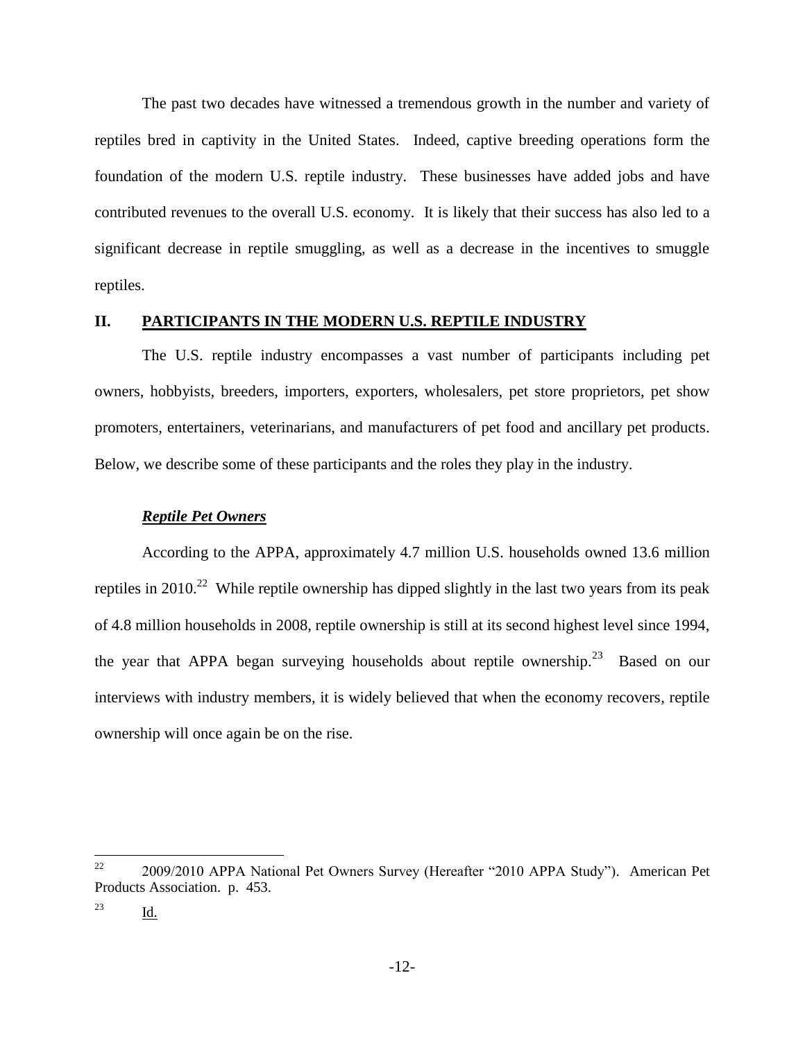The past two decades have witnessed a tremendous growth in the number and variety of reptiles bred in captivity in the United States. Indeed, captive breeding operations form the foundation of the modern U.S. reptile industry. These businesses have added jobs and have contributed revenues to the overall U.S. economy. It is likely that their success has also led to a significant decrease in reptile smuggling, as well as a decrease in the incentives to smuggle reptiles.

## II. PARTICIPANTS IN THE MODERN U.S. REPTILE INDUSTRY

The U.S. reptile industry encompasses a vast number of participants including pet owners, hobbyists, breeders, importers, exporters, wholesalers, pet store proprietors, pet show promoters, entertainers, veterinarians, and manufacturers of pet food and ancillary pet products. Below, we describe some of these participants and the roles they play in the industry.

### ***Reptile Pet Owners***

According to the APPA, approximately 4.7 million U.S. households owned 13.6 million reptiles in 2010.[22] While reptile ownership has dipped slightly in the last two years from its peak of 4.8 million households in 2008, reptile ownership is still at its second highest level since 1994, the year that APPA began surveying households about reptile ownership.[23] Based on our interviews with industry members, it is widely believed that when the economy recovers, reptile ownership will once again be on the rise.

---

[22] 2009/2010 APPA National Pet Owners Survey (Hereafter "2010 APPA Study"). American Pet Products Association. p. 453.

[23] Id.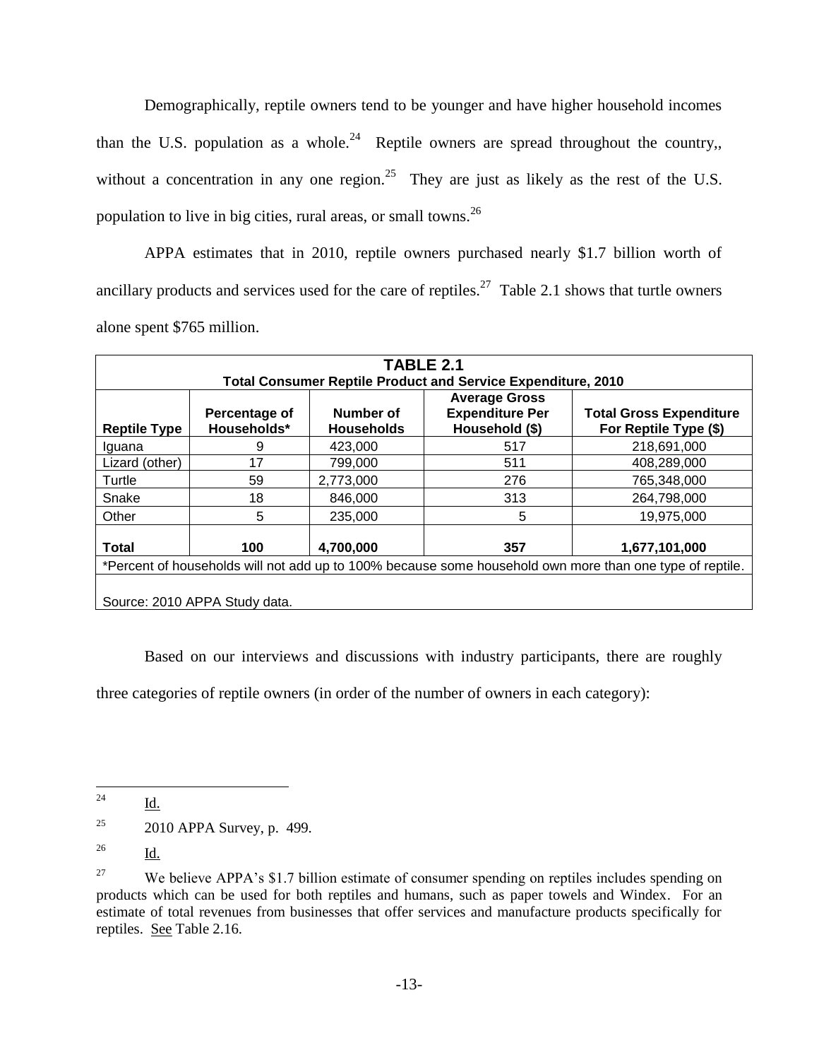Demographically, reptile owners tend to be younger and have higher household incomes than the U.S. population as a whole.[24] Reptile owners are spread throughout the country,, without a concentration in any one region.[25] They are just as likely as the rest of the U.S. population to live in big cities, rural areas, or small towns.[26]

APPA estimates that in 2010, reptile owners purchased nearly \$1.7 billion worth of ancillary products and services used for the care of reptiles.[27] Table 2.1 shows that turtle owners alone spent \$765 million.

**TABLE 2.1**
**Total Consumer Reptile Product and Service Expenditure, 2010**

| Reptile Type | Percentage of Households* | Number of Households | Average Gross Expenditure Per Household ($) | Total Gross Expenditure For Reptile Type ($) |
|---|---|---|---|---|
| Iguana | 9 | 423,000 | 517 | 218,691,000 |
| Lizard (other) | 17 | 799,000 | 511 | 408,289,000 |
| Turtle | 59 | 2,773,000 | 276 | 765,348,000 |
| Snake | 18 | 846,000 | 313 | 264,798,000 |
| Other | 5 | 235,000 | 5 | 19,975,000 |
| **Total** | **100** | **4,700,000** | **357** | **1,677,101,000** |

*Percent of households will not add up to 100% because some household own more than one type of reptile.

Source: 2010 APPA Study data.

Based on our interviews and discussions with industry participants, there are roughly three categories of reptile owners (in order of the number of owners in each category):

---

[24] Id.

[25] 2010 APPA Survey, p. 499.

[26] Id.

[27] We believe APPA's \$1.7 billion estimate of consumer spending on reptiles includes spending on products which can be used for both reptiles and humans, such as paper towels and Windex. For an estimate of total revenues from businesses that offer services and manufacture products specifically for reptiles. See Table 2.16.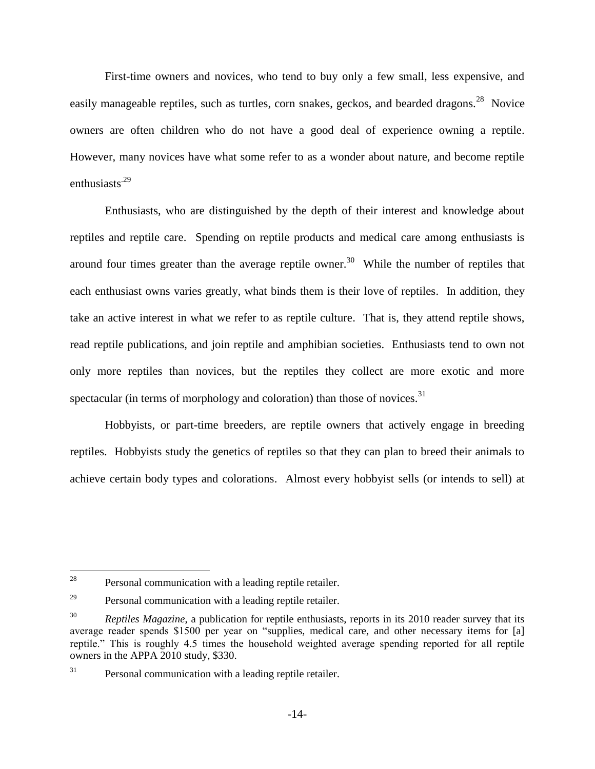First-time owners and novices, who tend to buy only a few small, less expensive, and easily manageable reptiles, such as turtles, corn snakes, geckos, and bearded dragons.[28] Novice owners are often children who do not have a good deal of experience owning a reptile. However, many novices have what some refer to as a wonder about nature, and become reptile enthusiasts.[29]

Enthusiasts, who are distinguished by the depth of their interest and knowledge about reptiles and reptile care. Spending on reptile products and medical care among enthusiasts is around four times greater than the average reptile owner.[30] While the number of reptiles that each enthusiast owns varies greatly, what binds them is their love of reptiles. In addition, they take an active interest in what we refer to as reptile culture. That is, they attend reptile shows, read reptile publications, and join reptile and amphibian societies. Enthusiasts tend to own not only more reptiles than novices, but the reptiles they collect are more exotic and more spectacular (in terms of morphology and coloration) than those of novices.[31]

Hobbyists, or part-time breeders, are reptile owners that actively engage in breeding reptiles. Hobbyists study the genetics of reptiles so that they can plan to breed their animals to achieve certain body types and colorations. Almost every hobbyist sells (or intends to sell) at

---

[28] Personal communication with a leading reptile retailer.

[29] Personal communication with a leading reptile retailer.

[30] *Reptiles Magazine*, a publication for reptile enthusiasts, reports in its 2010 reader survey that its average reader spends $1500 per year on "supplies, medical care, and other necessary items for [a] reptile." This is roughly 4.5 times the household weighted average spending reported for all reptile owners in the APPA 2010 study, $330.

[31] Personal communication with a leading reptile retailer.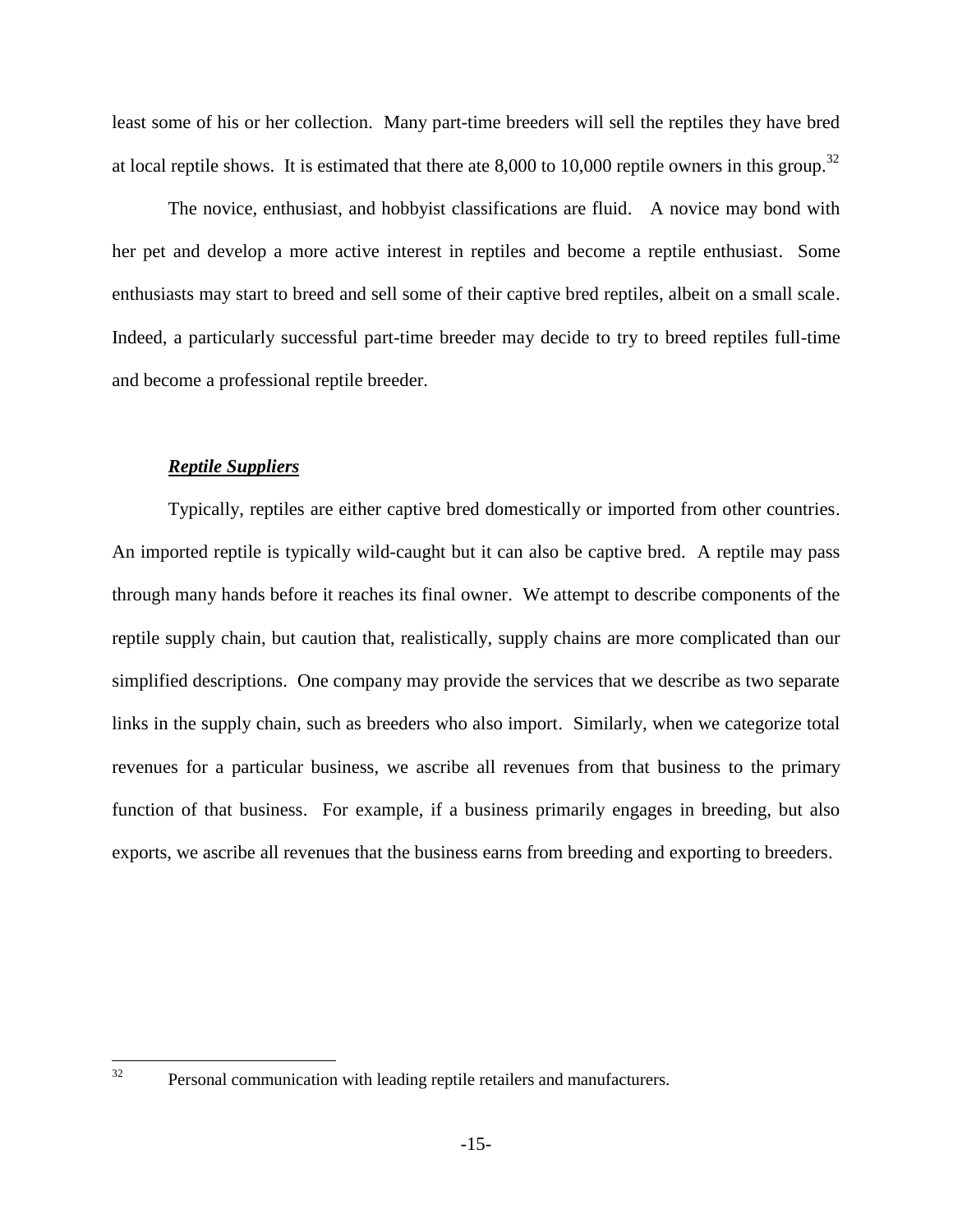least some of his or her collection. Many part-time breeders will sell the reptiles they have bred at local reptile shows. It is estimated that there ate 8,000 to 10,000 reptile owners in this group.[32]

The novice, enthusiast, and hobbyist classifications are fluid. A novice may bond with her pet and develop a more active interest in reptiles and become a reptile enthusiast. Some enthusiasts may start to breed and sell some of their captive bred reptiles, albeit on a small scale. Indeed, a particularly successful part-time breeder may decide to try to breed reptiles full-time and become a professional reptile breeder.

***Reptile Suppliers***

Typically, reptiles are either captive bred domestically or imported from other countries. An imported reptile is typically wild-caught but it can also be captive bred. A reptile may pass through many hands before it reaches its final owner. We attempt to describe components of the reptile supply chain, but caution that, realistically, supply chains are more complicated than our simplified descriptions. One company may provide the services that we describe as two separate links in the supply chain, such as breeders who also import. Similarly, when we categorize total revenues for a particular business, we ascribe all revenues from that business to the primary function of that business. For example, if a business primarily engages in breeding, but also exports, we ascribe all revenues that the business earns from breeding and exporting to breeders.

[32] Personal communication with leading reptile retailers and manufacturers.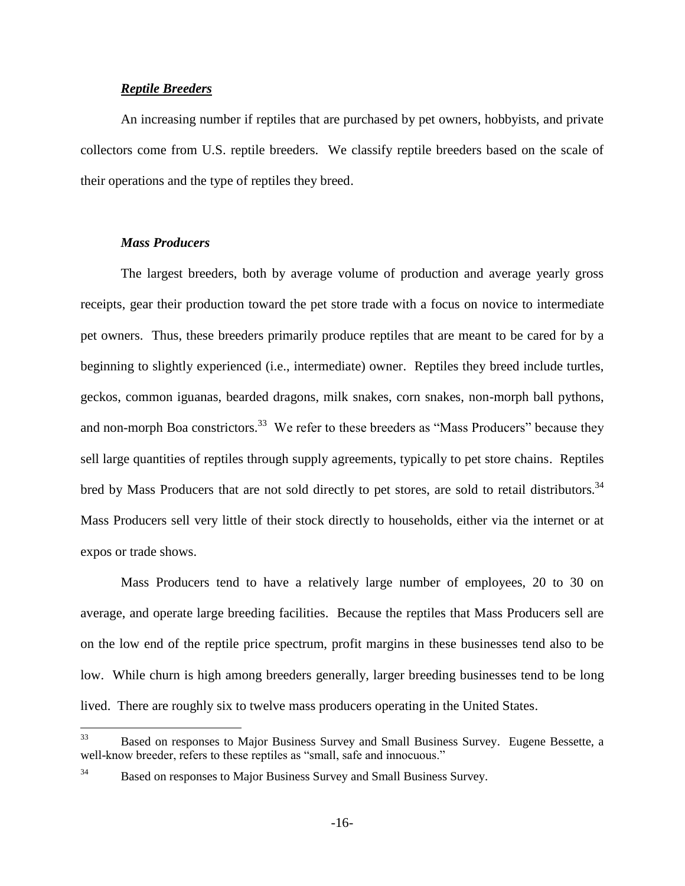***Reptile Breeders***

An increasing number if reptiles that are purchased by pet owners, hobbyists, and private collectors come from U.S. reptile breeders. We classify reptile breeders based on the scale of their operations and the type of reptiles they breed.

***Mass Producers***

The largest breeders, both by average volume of production and average yearly gross receipts, gear their production toward the pet store trade with a focus on novice to intermediate pet owners. Thus, these breeders primarily produce reptiles that are meant to be cared for by a beginning to slightly experienced (i.e., intermediate) owner. Reptiles they breed include turtles, geckos, common iguanas, bearded dragons, milk snakes, corn snakes, non-morph ball pythons, and non-morph Boa constrictors.[33] We refer to these breeders as "Mass Producers" because they sell large quantities of reptiles through supply agreements, typically to pet store chains. Reptiles bred by Mass Producers that are not sold directly to pet stores, are sold to retail distributors.[34] Mass Producers sell very little of their stock directly to households, either via the internet or at expos or trade shows.

Mass Producers tend to have a relatively large number of employees, 20 to 30 on average, and operate large breeding facilities. Because the reptiles that Mass Producers sell are on the low end of the reptile price spectrum, profit margins in these businesses tend also to be low. While churn is high among breeders generally, larger breeding businesses tend to be long lived. There are roughly six to twelve mass producers operating in the United States.

---

[33] Based on responses to Major Business Survey and Small Business Survey. Eugene Bessette, a well-know breeder, refers to these reptiles as "small, safe and innocuous."

[34] Based on responses to Major Business Survey and Small Business Survey.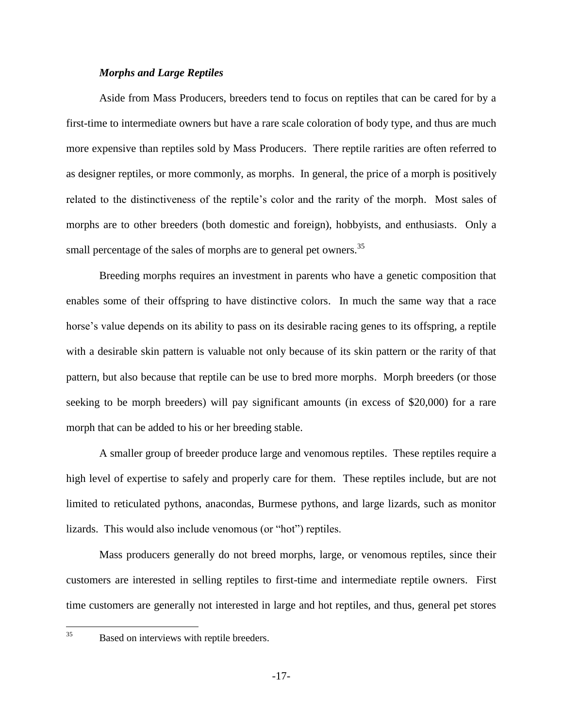### *Morphs and Large Reptiles*

Aside from Mass Producers, breeders tend to focus on reptiles that can be cared for by a first-time to intermediate owners but have a rare scale coloration of body type, and thus are much more expensive than reptiles sold by Mass Producers. There reptile rarities are often referred to as designer reptiles, or more commonly, as morphs. In general, the price of a morph is positively related to the distinctiveness of the reptile's color and the rarity of the morph. Most sales of morphs are to other breeders (both domestic and foreign), hobbyists, and enthusiasts. Only a small percentage of the sales of morphs are to general pet owners.[35]

Breeding morphs requires an investment in parents who have a genetic composition that enables some of their offspring to have distinctive colors. In much the same way that a race horse's value depends on its ability to pass on its desirable racing genes to its offspring, a reptile with a desirable skin pattern is valuable not only because of its skin pattern or the rarity of that pattern, but also because that reptile can be use to bred more morphs. Morph breeders (or those seeking to be morph breeders) will pay significant amounts (in excess of $20,000) for a rare morph that can be added to his or her breeding stable.

A smaller group of breeder produce large and venomous reptiles. These reptiles require a high level of expertise to safely and properly care for them. These reptiles include, but are not limited to reticulated pythons, anacondas, Burmese pythons, and large lizards, such as monitor lizards. This would also include venomous (or "hot") reptiles.

Mass producers generally do not breed morphs, large, or venomous reptiles, since their customers are interested in selling reptiles to first-time and intermediate reptile owners. First time customers are generally not interested in large and hot reptiles, and thus, general pet stores

[35] Based on interviews with reptile breeders.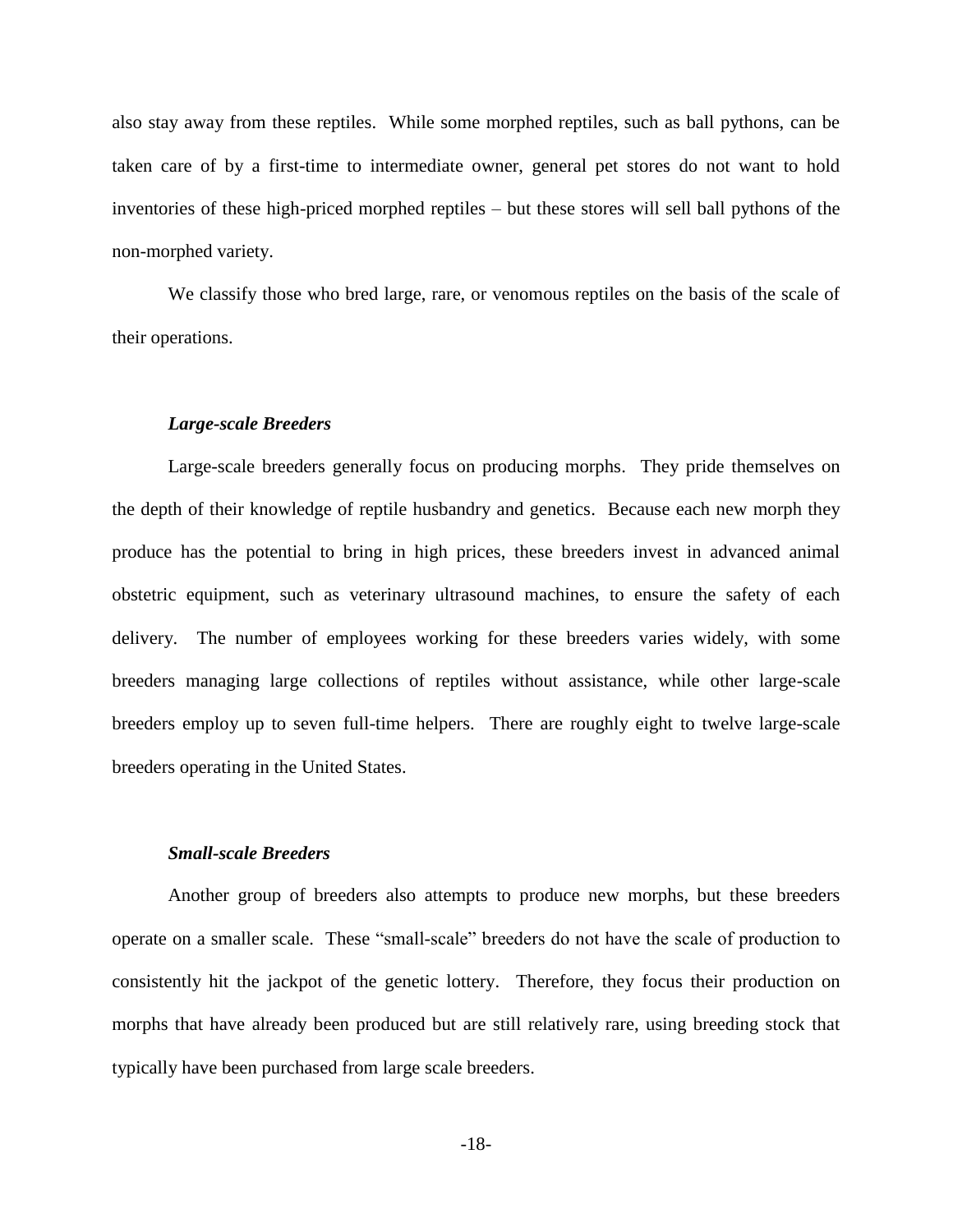also stay away from these reptiles. While some morphed reptiles, such as ball pythons, can be taken care of by a first-time to intermediate owner, general pet stores do not want to hold inventories of these high-priced morphed reptiles – but these stores will sell ball pythons of the non-morphed variety.

We classify those who bred large, rare, or venomous reptiles on the basis of the scale of their operations.

***Large-scale Breeders***

Large-scale breeders generally focus on producing morphs. They pride themselves on the depth of their knowledge of reptile husbandry and genetics. Because each new morph they produce has the potential to bring in high prices, these breeders invest in advanced animal obstetric equipment, such as veterinary ultrasound machines, to ensure the safety of each delivery. The number of employees working for these breeders varies widely, with some breeders managing large collections of reptiles without assistance, while other large-scale breeders employ up to seven full-time helpers. There are roughly eight to twelve large-scale breeders operating in the United States.

***Small-scale Breeders***

Another group of breeders also attempts to produce new morphs, but these breeders operate on a smaller scale. These "small-scale" breeders do not have the scale of production to consistently hit the jackpot of the genetic lottery. Therefore, they focus their production on morphs that have already been produced but are still relatively rare, using breeding stock that typically have been purchased from large scale breeders.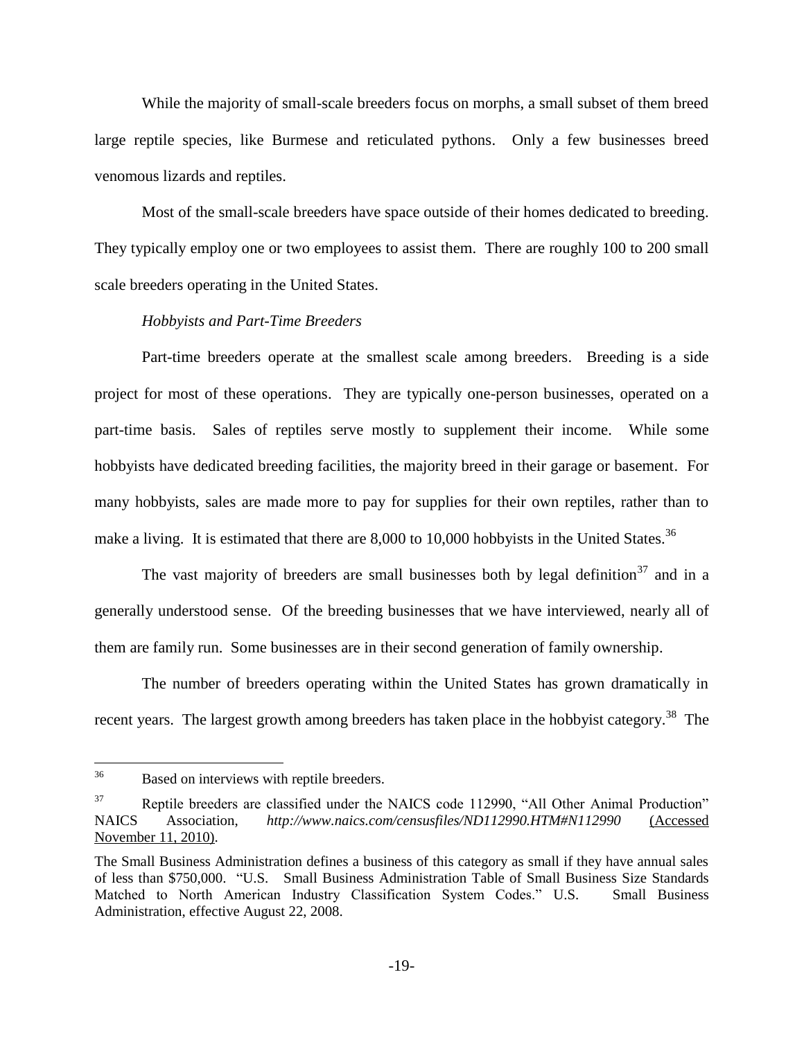While the majority of small-scale breeders focus on morphs, a small subset of them breed large reptile species, like Burmese and reticulated pythons. Only a few businesses breed venomous lizards and reptiles.

Most of the small-scale breeders have space outside of their homes dedicated to breeding. They typically employ one or two employees to assist them. There are roughly 100 to 200 small scale breeders operating in the United States.

*Hobbyists and Part-Time Breeders*

Part-time breeders operate at the smallest scale among breeders. Breeding is a side project for most of these operations. They are typically one-person businesses, operated on a part-time basis. Sales of reptiles serve mostly to supplement their income. While some hobbyists have dedicated breeding facilities, the majority breed in their garage or basement. For many hobbyists, sales are made more to pay for supplies for their own reptiles, rather than to make a living. It is estimated that there are 8,000 to 10,000 hobbyists in the United States.[36]

The vast majority of breeders are small businesses both by legal definition[37] and in a generally understood sense. Of the breeding businesses that we have interviewed, nearly all of them are family run. Some businesses are in their second generation of family ownership.

The number of breeders operating within the United States has grown dramatically in recent years. The largest growth among breeders has taken place in the hobbyist category.[38] The

---

[36] Based on interviews with reptile breeders.

[37] Reptile breeders are classified under the NAICS code 112990, "All Other Animal Production" NAICS Association, *http://www.naics.com/censusfiles/ND112990.HTM#N112990* (Accessed November 11, 2010).

The Small Business Administration defines a business of this category as small if they have annual sales of less than $750,000. "U.S. Small Business Administration Table of Small Business Size Standards Matched to North American Industry Classification System Codes." U.S. Small Business Administration, effective August 22, 2008.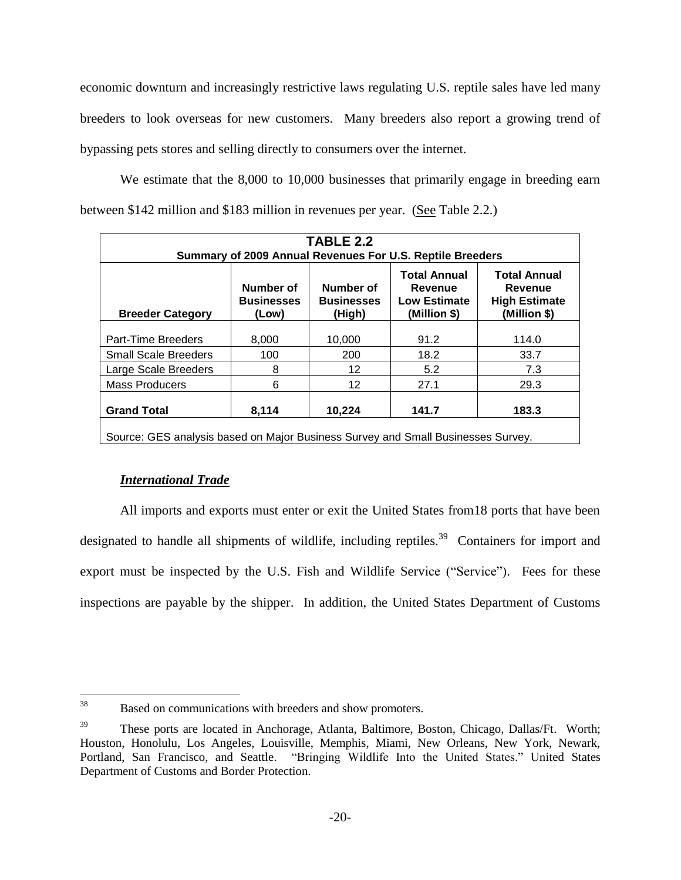economic downturn and increasingly restrictive laws regulating U.S. reptile sales have led many breeders to look overseas for new customers. Many breeders also report a growing trend of bypassing pets stores and selling directly to consumers over the internet.

We estimate that the 8,000 to 10,000 businesses that primarily engage in breeding earn between $142 million and $183 million in revenues per year. (See Table 2.2.)

**TABLE 2.2**
**Summary of 2009 Annual Revenues For U.S. Reptile Breeders**

| Breeder Category | Number of Businesses (Low) | Number of Businesses (High) | Total Annual Revenue Low Estimate (Million $) | Total Annual Revenue High Estimate (Million $) |
|---|---|---|---|---|
| Part-Time Breeders | 8,000 | 10,000 | 91.2 | 114.0 |
| Small Scale Breeders | 100 | 200 | 18.2 | 33.7 |
| Large Scale Breeders | 8 | 12 | 5.2 | 7.3 |
| Mass Producers | 6 | 12 | 27.1 | 29.3 |
| **Grand Total** | **8,114** | **10,224** | **141.7** | **183.3** |

Source: GES analysis based on Major Business Survey and Small Businesses Survey.

### *International Trade*

All imports and exports must enter or exit the United States from18 ports that have been designated to handle all shipments of wildlife, including reptiles.[39] Containers for import and export must be inspected by the U.S. Fish and Wildlife Service ("Service"). Fees for these inspections are payable by the shipper. In addition, the United States Department of Customs

---

[38] Based on communications with breeders and show promoters.

[39] These ports are located in Anchorage, Atlanta, Baltimore, Boston, Chicago, Dallas/Ft. Worth; Houston, Honolulu, Los Angeles, Louisville, Memphis, Miami, New Orleans, New York, Newark, Portland, San Francisco, and Seattle. "Bringing Wildlife Into the United States." United States Department of Customs and Border Protection.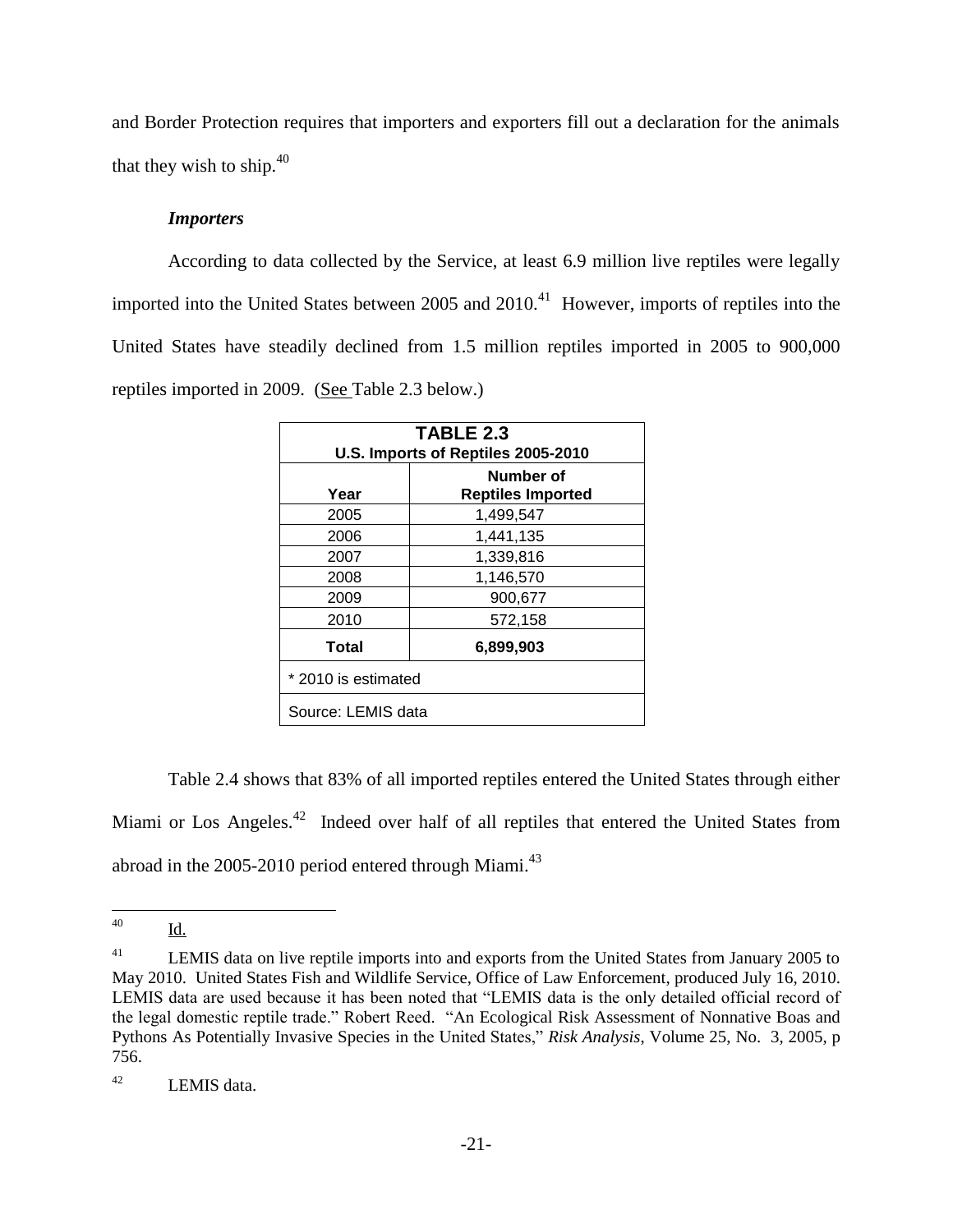and Border Protection requires that importers and exporters fill out a declaration for the animals that they wish to ship.[40]

***Importers***

According to data collected by the Service, at least 6.9 million live reptiles were legally imported into the United States between 2005 and 2010.[41] However, imports of reptiles into the United States have steadily declined from 1.5 million reptiles imported in 2005 to 900,000 reptiles imported in 2009. (See Table 2.3 below.)

| **TABLE 2.3**<br>**U.S. Imports of Reptiles 2005-2010** | |
|---|---|
| **Year** | **Number of Reptiles Imported** |
| 2005 | 1,499,547 |
| 2006 | 1,441,135 |
| 2007 | 1,339,816 |
| 2008 | 1,146,570 |
| 2009 | 900,677 |
| 2010 | 572,158 |
| **Total** | **6,899,903** |
| * 2010 is estimated | |
| Source: LEMIS data | |

Table 2.4 shows that 83% of all imported reptiles entered the United States through either Miami or Los Angeles.[42] Indeed over half of all reptiles that entered the United States from abroad in the 2005-2010 period entered through Miami.[43]

---

[40] Id.

[41] LEMIS data on live reptile imports into and exports from the United States from January 2005 to May 2010. United States Fish and Wildlife Service, Office of Law Enforcement, produced July 16, 2010. LEMIS data are used because it has been noted that "LEMIS data is the only detailed official record of the legal domestic reptile trade." Robert Reed. "An Ecological Risk Assessment of Nonnative Boas and Pythons As Potentially Invasive Species in the United States," *Risk Analysis*, Volume 25, No. 3, 2005, p 756.

[42] LEMIS data.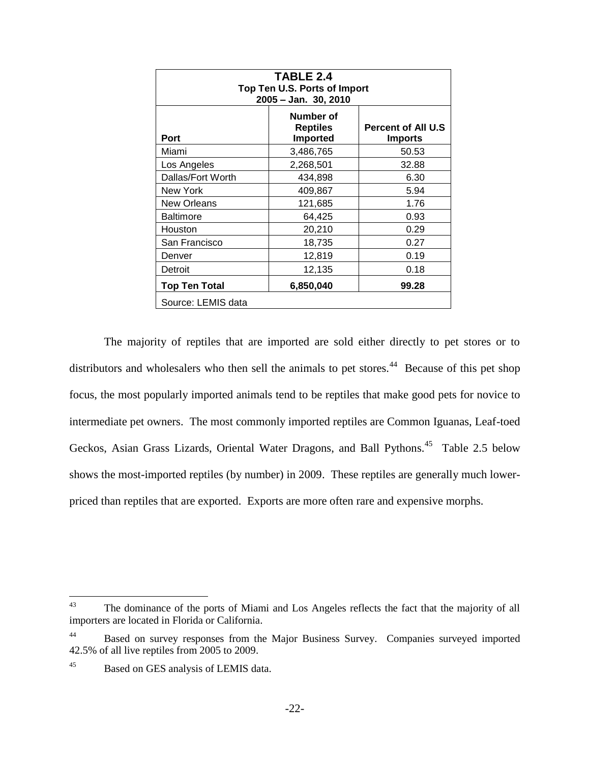| TABLE 2.4<br>Top Ten U.S. Ports of Import<br>2005 – Jan. 30, 2010 | | |
|---|---|---|
| **Port** | **Number of Reptiles Imported** | **Percent of All U.S Imports** |
| Miami | 3,486,765 | 50.53 |
| Los Angeles | 2,268,501 | 32.88 |
| Dallas/Fort Worth | 434,898 | 6.30 |
| New York | 409,867 | 5.94 |
| New Orleans | 121,685 | 1.76 |
| Baltimore | 64,425 | 0.93 |
| Houston | 20,210 | 0.29 |
| San Francisco | 18,735 | 0.27 |
| Denver | 12,819 | 0.19 |
| Detroit | 12,135 | 0.18 |
| **Top Ten Total** | **6,850,040** | **99.28** |
| Source: LEMIS data | | |

The majority of reptiles that are imported are sold either directly to pet stores or to distributors and wholesalers who then sell the animals to pet stores.[44] Because of this pet shop focus, the most popularly imported animals tend to be reptiles that make good pets for novice to intermediate pet owners. The most commonly imported reptiles are Common Iguanas, Leaf-toed Geckos, Asian Grass Lizards, Oriental Water Dragons, and Ball Pythons.[45] Table 2.5 below shows the most-imported reptiles (by number) in 2009. These reptiles are generally much lower-priced than reptiles that are exported. Exports are more often rare and expensive morphs.

---

[43] The dominance of the ports of Miami and Los Angeles reflects the fact that the majority of all importers are located in Florida or California.

[44] Based on survey responses from the Major Business Survey. Companies surveyed imported 42.5% of all live reptiles from 2005 to 2009.

[45] Based on GES analysis of LEMIS data.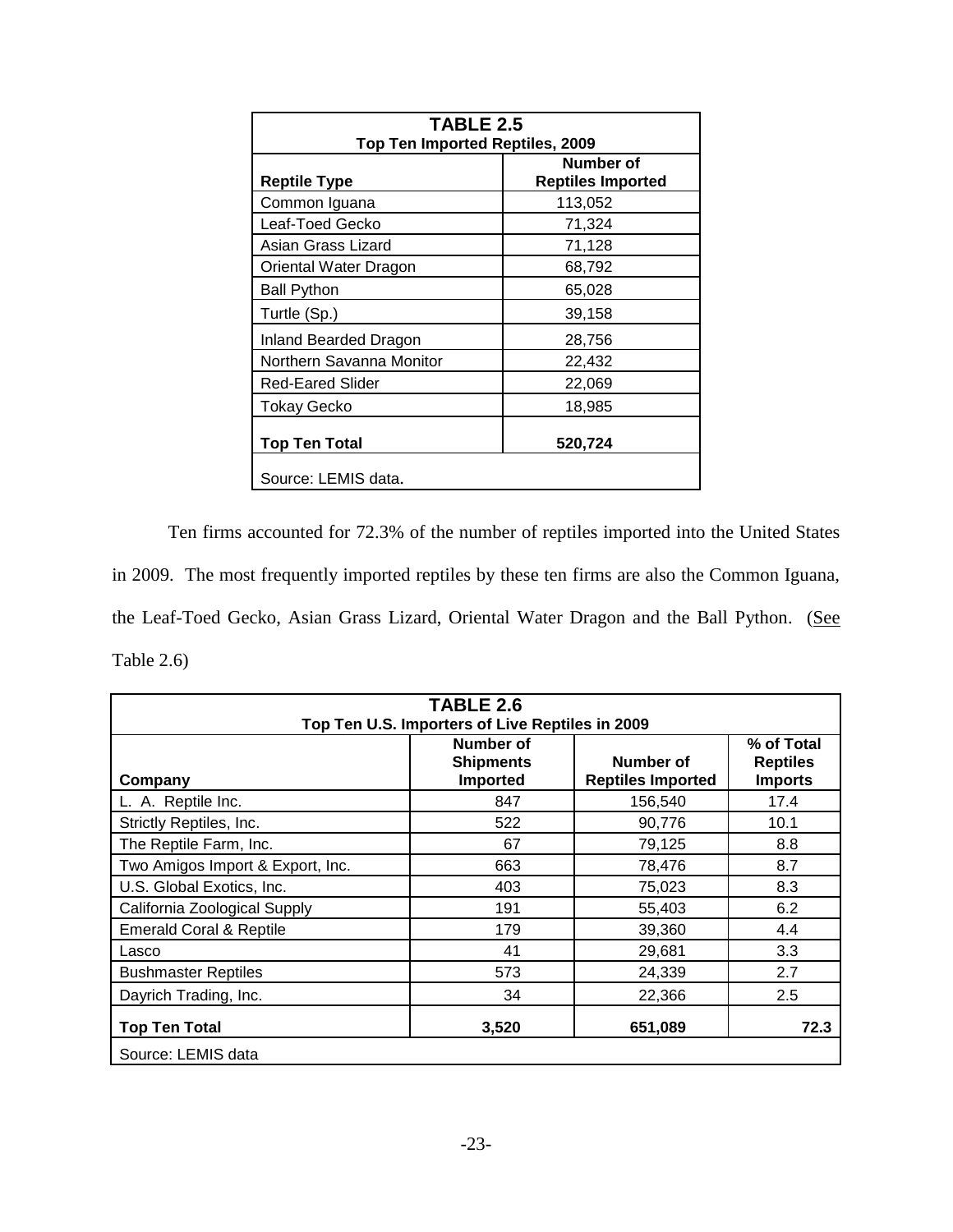| **TABLE 2.5**<br>**Top Ten Imported Reptiles, 2009** | |
|---|---|
| **Reptile Type** | **Number of Reptiles Imported** |
| Common Iguana | 113,052 |
| Leaf-Toed Gecko | 71,324 |
| Asian Grass Lizard | 71,128 |
| Oriental Water Dragon | 68,792 |
| Ball Python | 65,028 |
| Turtle (Sp.) | 39,158 |
| Inland Bearded Dragon | 28,756 |
| Northern Savanna Monitor | 22,432 |
| Red-Eared Slider | 22,069 |
| Tokay Gecko | 18,985 |
| **Top Ten Total** | **520,724** |
| Source: LEMIS data. | |

Ten firms accounted for 72.3% of the number of reptiles imported into the United States in 2009. The most frequently imported reptiles by these ten firms are also the Common Iguana, the Leaf-Toed Gecko, Asian Grass Lizard, Oriental Water Dragon and the Ball Python. (See Table 2.6)

| **TABLE 2.6**<br>**Top Ten U.S. Importers of Live Reptiles in 2009** | | | |
|---|---|---|---|
| **Company** | **Number of Shipments Imported** | **Number of Reptiles Imported** | **% of Total Reptiles Imports** |
| L. A. Reptile Inc. | 847 | 156,540 | 17.4 |
| Strictly Reptiles, Inc. | 522 | 90,776 | 10.1 |
| The Reptile Farm, Inc. | 67 | 79,125 | 8.8 |
| Two Amigos Import & Export, Inc. | 663 | 78,476 | 8.7 |
| U.S. Global Exotics, Inc. | 403 | 75,023 | 8.3 |
| California Zoological Supply | 191 | 55,403 | 6.2 |
| Emerald Coral & Reptile | 179 | 39,360 | 4.4 |
| Lasco | 41 | 29,681 | 3.3 |
| Bushmaster Reptiles | 573 | 24,339 | 2.7 |
| Dayrich Trading, Inc. | 34 | 22,366 | 2.5 |
| **Top Ten Total** | **3,520** | **651,089** | **72.3** |
| Source: LEMIS data | | | |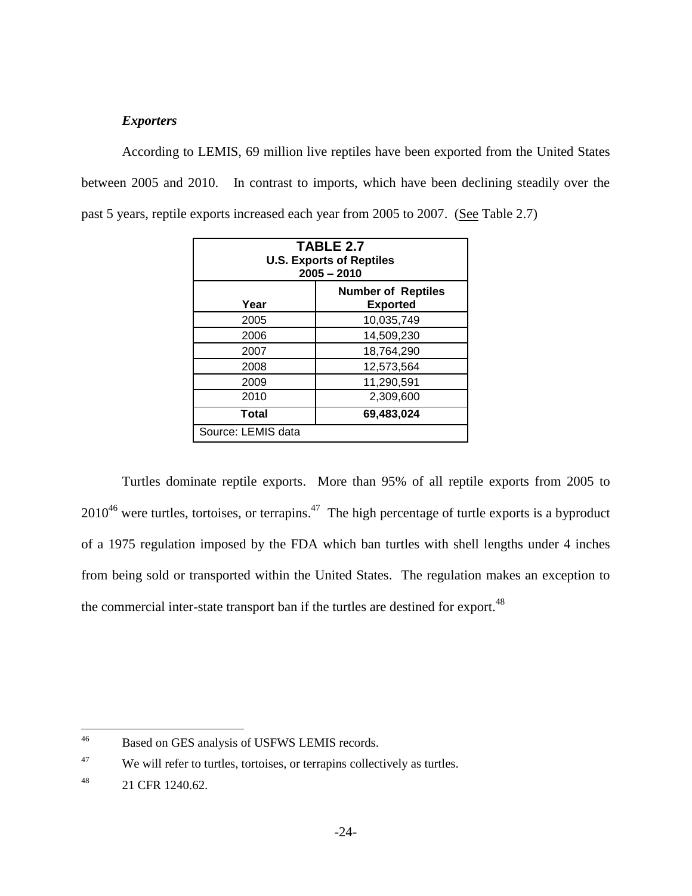***Exporters***

According to LEMIS, 69 million live reptiles have been exported from the United States between 2005 and 2010. In contrast to imports, which have been declining steadily over the past 5 years, reptile exports increased each year from 2005 to 2007. (See Table 2.7)

| **TABLE 2.7**<br>**U.S. Exports of Reptiles**<br>**2005 – 2010** | |
|---|---|
| **Year** | **Number of Reptiles Exported** |
| 2005 | 10,035,749 |
| 2006 | 14,509,230 |
| 2007 | 18,764,290 |
| 2008 | 12,573,564 |
| 2009 | 11,290,591 |
| 2010 | 2,309,600 |
| **Total** | **69,483,024** |
| Source: LEMIS data | |

Turtles dominate reptile exports. More than 95% of all reptile exports from 2005 to 2010[46] were turtles, tortoises, or terrapins.[47] The high percentage of turtle exports is a byproduct of a 1975 regulation imposed by the FDA which ban turtles with shell lengths under 4 inches from being sold or transported within the United States. The regulation makes an exception to the commercial inter-state transport ban if the turtles are destined for export.[48]

---

[46] Based on GES analysis of USFWS LEMIS records.

[47] We will refer to turtles, tortoises, or terrapins collectively as turtles.

[48] 21 CFR 1240.62.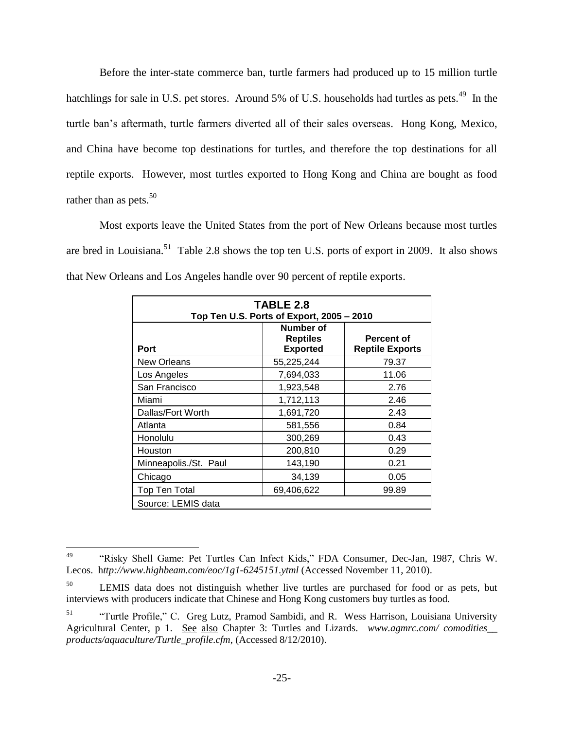Before the inter-state commerce ban, turtle farmers had produced up to 15 million turtle hatchlings for sale in U.S. pet stores. Around 5% of U.S. households had turtles as pets.[49] In the turtle ban's aftermath, turtle farmers diverted all of their sales overseas. Hong Kong, Mexico, and China have become top destinations for turtles, and therefore the top destinations for all reptile exports. However, most turtles exported to Hong Kong and China are bought as food rather than as pets.[50]

Most exports leave the United States from the port of New Orleans because most turtles are bred in Louisiana.[51] Table 2.8 shows the top ten U.S. ports of export in 2009. It also shows that New Orleans and Los Angeles handle over 90 percent of reptile exports.

**TABLE 2.8**
**Top Ten U.S. Ports of Export, 2005 – 2010**

| Port | Number of Reptiles Exported | Percent of Reptile Exports |
|---|---|---|
| New Orleans | 55,225,244 | 79.37 |
| Los Angeles | 7,694,033 | 11.06 |
| San Francisco | 1,923,548 | 2.76 |
| Miami | 1,712,113 | 2.46 |
| Dallas/Fort Worth | 1,691,720 | 2.43 |
| Atlanta | 581,556 | 0.84 |
| Honolulu | 300,269 | 0.43 |
| Houston | 200,810 | 0.29 |
| Minneapolis./St. Paul | 143,190 | 0.21 |
| Chicago | 34,139 | 0.05 |
| Top Ten Total | 69,406,622 | 99.89 |
| Source: LEMIS data | | |

---

[49] "Risky Shell Game: Pet Turtles Can Infect Kids," FDA Consumer, Dec-Jan, 1987, Chris W. Lecos. h*ttp://www.highbeam.com/eoc/1g1-6245151.yml* (Accessed November 11, 2010).

[50] LEMIS data does not distinguish whether live turtles are purchased for food or as pets, but interviews with producers indicate that Chinese and Hong Kong customers buy turtles as food.

[51] "Turtle Profile," C. Greg Lutz, Pramod Sambidi, and R. Wess Harrison, Louisiana University Agricultural Center, p 1. See also Chapter 3: Turtles and Lizards. *www.agmrc.com/ comodities__ products/aquaculture/Turtle_profile.cfm*, (Accessed 8/12/2010).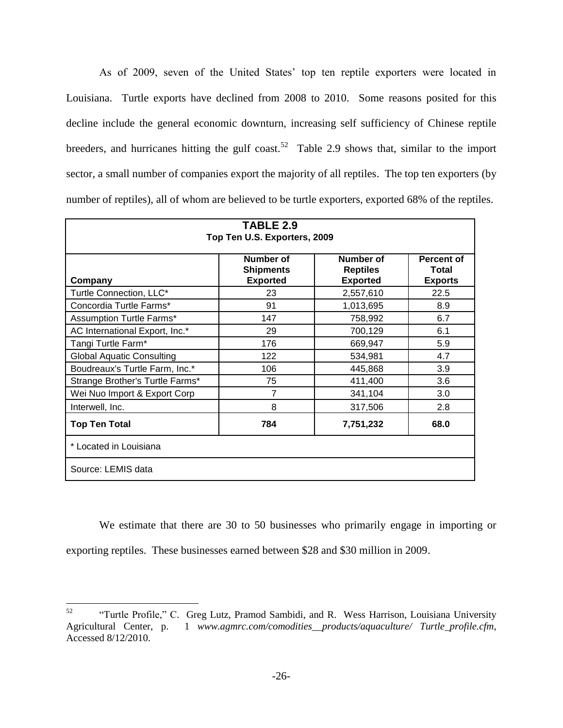As of 2009, seven of the United States' top ten reptile exporters were located in Louisiana. Turtle exports have declined from 2008 to 2010. Some reasons posited for this decline include the general economic downturn, increasing self sufficiency of Chinese reptile breeders, and hurricanes hitting the gulf coast.[52] Table 2.9 shows that, similar to the import sector, a small number of companies export the majority of all reptiles. The top ten exporters (by number of reptiles), all of whom are believed to be turtle exporters, exported 68% of the reptiles.

**TABLE 2.9**
**Top Ten U.S. Exporters, 2009**

| Company | Number of Shipments Exported | Number of Reptiles Exported | Percent of Total Exports |
|---|---|---|---|
| Turtle Connection, LLC* | 23 | 2,557,610 | 22.5 |
| Concordia Turtle Farms* | 91 | 1,013,695 | 8.9 |
| Assumption Turtle Farms* | 147 | 758,992 | 6.7 |
| AC International Export, Inc.* | 29 | 700,129 | 6.1 |
| Tangi Turtle Farm* | 176 | 669,947 | 5.9 |
| Global Aquatic Consulting | 122 | 534,981 | 4.7 |
| Boudreaux's Turtle Farm, Inc.* | 106 | 445,868 | 3.9 |
| Strange Brother's Turtle Farms* | 75 | 411,400 | 3.6 |
| Wei Nuo Import & Export Corp | 7 | 341,104 | 3.0 |
| Interwell, Inc. | 8 | 317,506 | 2.8 |
| **Top Ten Total** | **784** | **7,751,232** | **68.0** |

\* Located in Louisiana

Source: LEMIS data

We estimate that there are 30 to 50 businesses who primarily engage in importing or exporting reptiles. These businesses earned between $28 and $30 million in 2009.

[52] "Turtle Profile," C. Greg Lutz, Pramod Sambidi, and R. Wess Harrison, Louisiana University Agricultural Center, p. 1 *www.agmrc.com/comodities__products/aquaculture/ Turtle_profile.cfm*, Accessed 8/12/2010.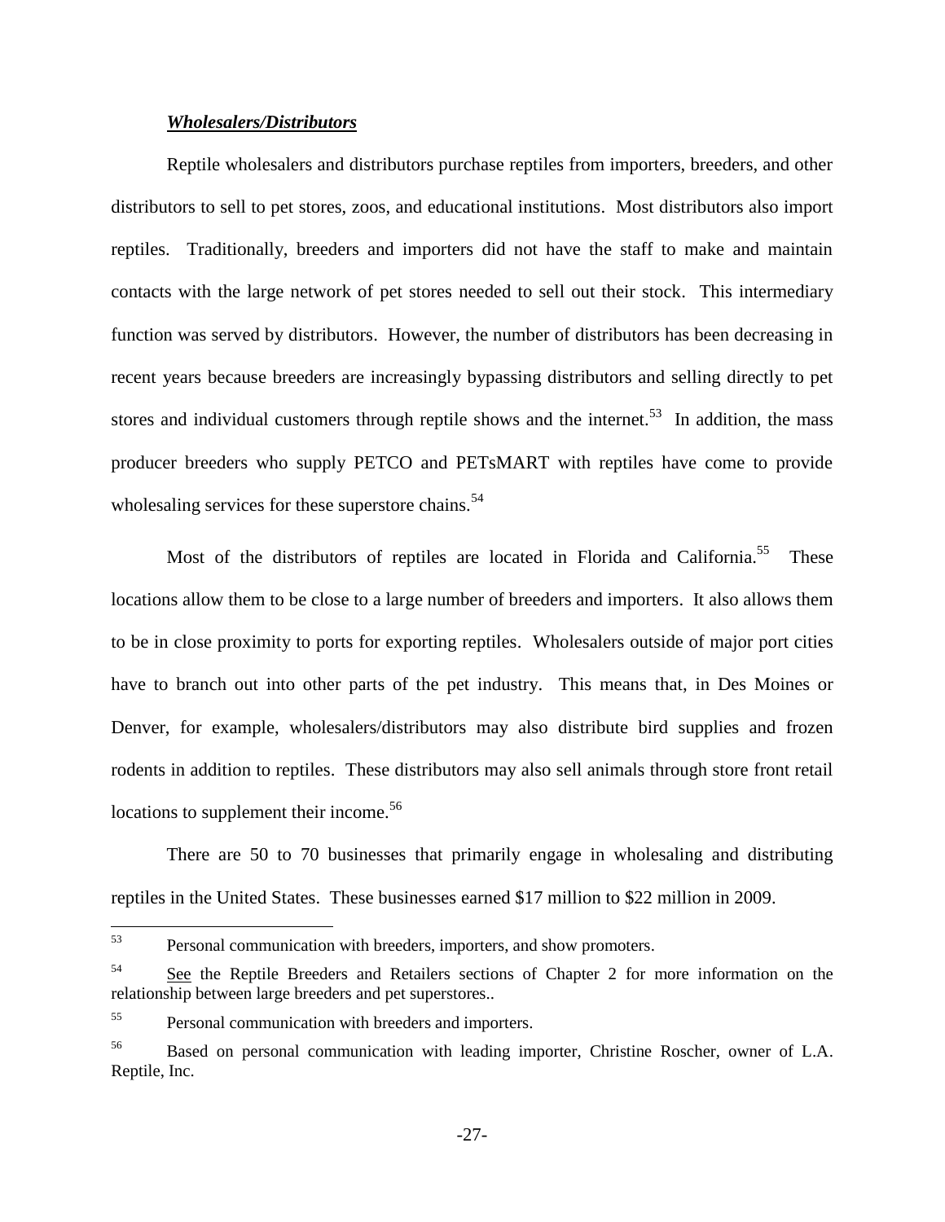***Wholesalers/Distributors***

Reptile wholesalers and distributors purchase reptiles from importers, breeders, and other distributors to sell to pet stores, zoos, and educational institutions. Most distributors also import reptiles. Traditionally, breeders and importers did not have the staff to make and maintain contacts with the large network of pet stores needed to sell out their stock. This intermediary function was served by distributors. However, the number of distributors has been decreasing in recent years because breeders are increasingly bypassing distributors and selling directly to pet stores and individual customers through reptile shows and the internet.[53] In addition, the mass producer breeders who supply PETCO and PETsMART with reptiles have come to provide wholesaling services for these superstore chains.[54]

Most of the distributors of reptiles are located in Florida and California.[55] These locations allow them to be close to a large number of breeders and importers. It also allows them to be in close proximity to ports for exporting reptiles. Wholesalers outside of major port cities have to branch out into other parts of the pet industry. This means that, in Des Moines or Denver, for example, wholesalers/distributors may also distribute bird supplies and frozen rodents in addition to reptiles. These distributors may also sell animals through store front retail locations to supplement their income.[56]

There are 50 to 70 businesses that primarily engage in wholesaling and distributing reptiles in the United States. These businesses earned $17 million to $22 million in 2009.

---

[53] Personal communication with breeders, importers, and show promoters.

[54] See the Reptile Breeders and Retailers sections of Chapter 2 for more information on the relationship between large breeders and pet superstores..

[55] Personal communication with breeders and importers.

[56] Based on personal communication with leading importer, Christine Roscher, owner of L.A. Reptile, Inc.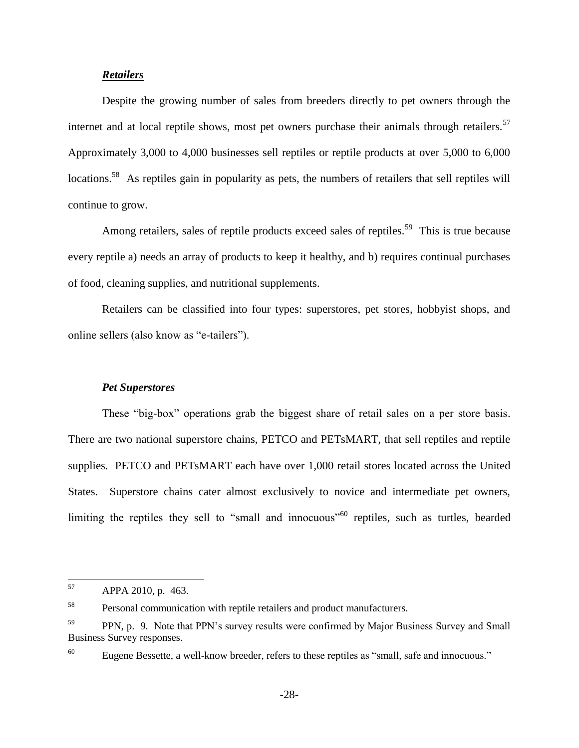### ***Retailers***

Despite the growing number of sales from breeders directly to pet owners through the internet and at local reptile shows, most pet owners purchase their animals through retailers.[57] Approximately 3,000 to 4,000 businesses sell reptiles or reptile products at over 5,000 to 6,000 locations.[58] As reptiles gain in popularity as pets, the numbers of retailers that sell reptiles will continue to grow.

Among retailers, sales of reptile products exceed sales of reptiles.[59] This is true because every reptile a) needs an array of products to keep it healthy, and b) requires continual purchases of food, cleaning supplies, and nutritional supplements.

Retailers can be classified into four types: superstores, pet stores, hobbyist shops, and online sellers (also know as "e-tailers").

#### ***Pet Superstores***

These "big-box" operations grab the biggest share of retail sales on a per store basis. There are two national superstore chains, PETCO and PETsMART, that sell reptiles and reptile supplies. PETCO and PETsMART each have over 1,000 retail stores located across the United States. Superstore chains cater almost exclusively to novice and intermediate pet owners, limiting the reptiles they sell to "small and innocuous"[60] reptiles, such as turtles, bearded

---

[57] APPA 2010, p. 463.

[58] Personal communication with reptile retailers and product manufacturers.

[59] PPN, p. 9. Note that PPN's survey results were confirmed by Major Business Survey and Small Business Survey responses.

[60] Eugene Bessette, a well-know breeder, refers to these reptiles as "small, safe and innocuous."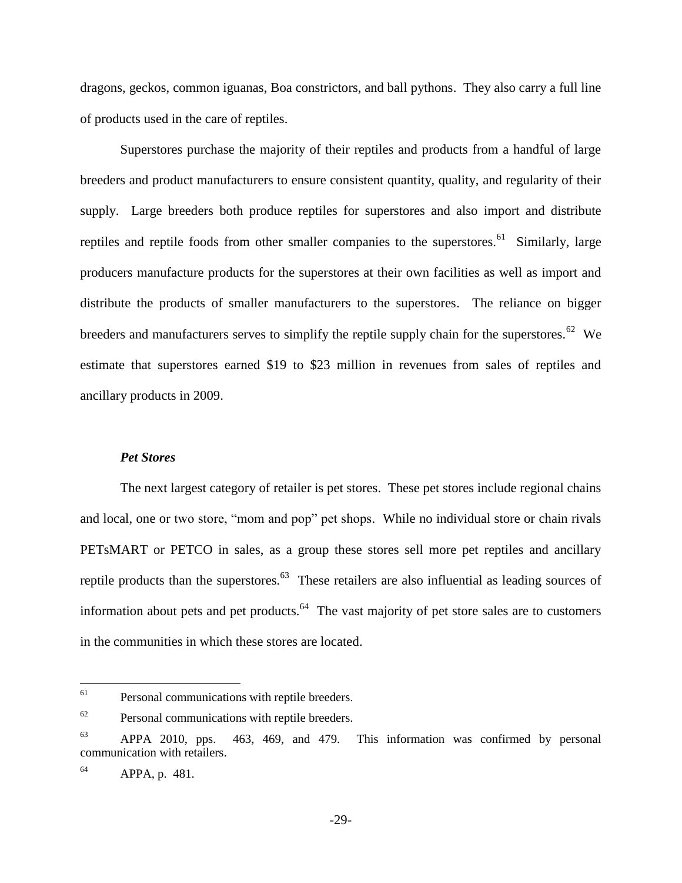dragons, geckos, common iguanas, Boa constrictors, and ball pythons. They also carry a full line of products used in the care of reptiles.

Superstores purchase the majority of their reptiles and products from a handful of large breeders and product manufacturers to ensure consistent quantity, quality, and regularity of their supply. Large breeders both produce reptiles for superstores and also import and distribute reptiles and reptile foods from other smaller companies to the superstores.[61] Similarly, large producers manufacture products for the superstores at their own facilities as well as import and distribute the products of smaller manufacturers to the superstores. The reliance on bigger breeders and manufacturers serves to simplify the reptile supply chain for the superstores.[62] We estimate that superstores earned \$19 to \$23 million in revenues from sales of reptiles and ancillary products in 2009.

***Pet Stores***

The next largest category of retailer is pet stores. These pet stores include regional chains and local, one or two store, "mom and pop" pet shops. While no individual store or chain rivals PETsMART or PETCO in sales, as a group these stores sell more pet reptiles and ancillary reptile products than the superstores.[63] These retailers are also influential as leading sources of information about pets and pet products.[64] The vast majority of pet store sales are to customers in the communities in which these stores are located.

---

[61] Personal communications with reptile breeders.

[62] Personal communications with reptile breeders.

[63] APPA 2010, pps. 463, 469, and 479. This information was confirmed by personal communication with retailers.

[64] APPA, p. 481.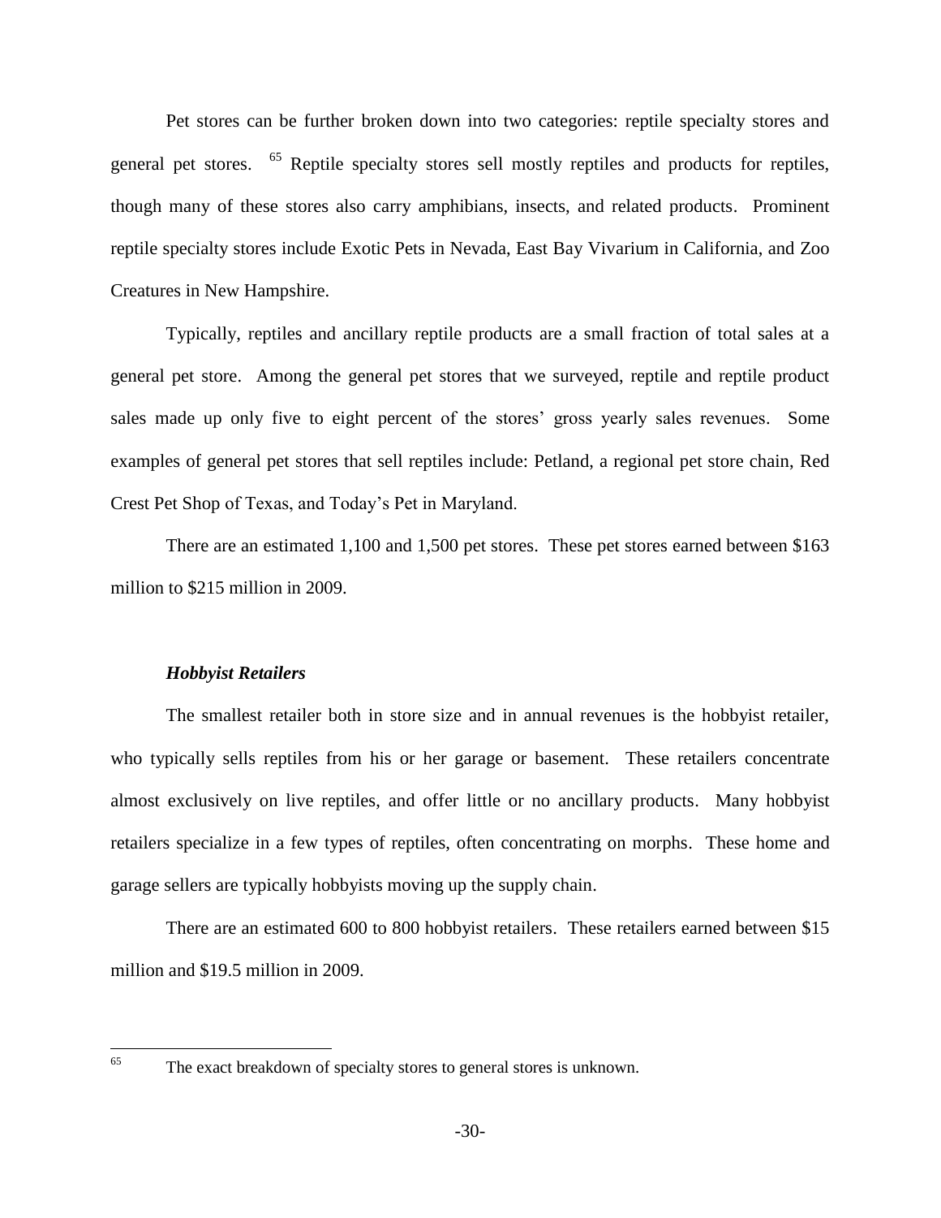Pet stores can be further broken down into two categories: reptile specialty stores and general pet stores. [65] Reptile specialty stores sell mostly reptiles and products for reptiles, though many of these stores also carry amphibians, insects, and related products. Prominent reptile specialty stores include Exotic Pets in Nevada, East Bay Vivarium in California, and Zoo Creatures in New Hampshire.

Typically, reptiles and ancillary reptile products are a small fraction of total sales at a general pet store. Among the general pet stores that we surveyed, reptile and reptile product sales made up only five to eight percent of the stores' gross yearly sales revenues. Some examples of general pet stores that sell reptiles include: Petland, a regional pet store chain, Red Crest Pet Shop of Texas, and Today's Pet in Maryland.

There are an estimated 1,100 and 1,500 pet stores. These pet stores earned between $163 million to $215 million in 2009.

### *Hobbyist Retailers*

The smallest retailer both in store size and in annual revenues is the hobbyist retailer, who typically sells reptiles from his or her garage or basement. These retailers concentrate almost exclusively on live reptiles, and offer little or no ancillary products. Many hobbyist retailers specialize in a few types of reptiles, often concentrating on morphs. These home and garage sellers are typically hobbyists moving up the supply chain.

There are an estimated 600 to 800 hobbyist retailers. These retailers earned between $15 million and $19.5 million in 2009.

---

[65] The exact breakdown of specialty stores to general stores is unknown.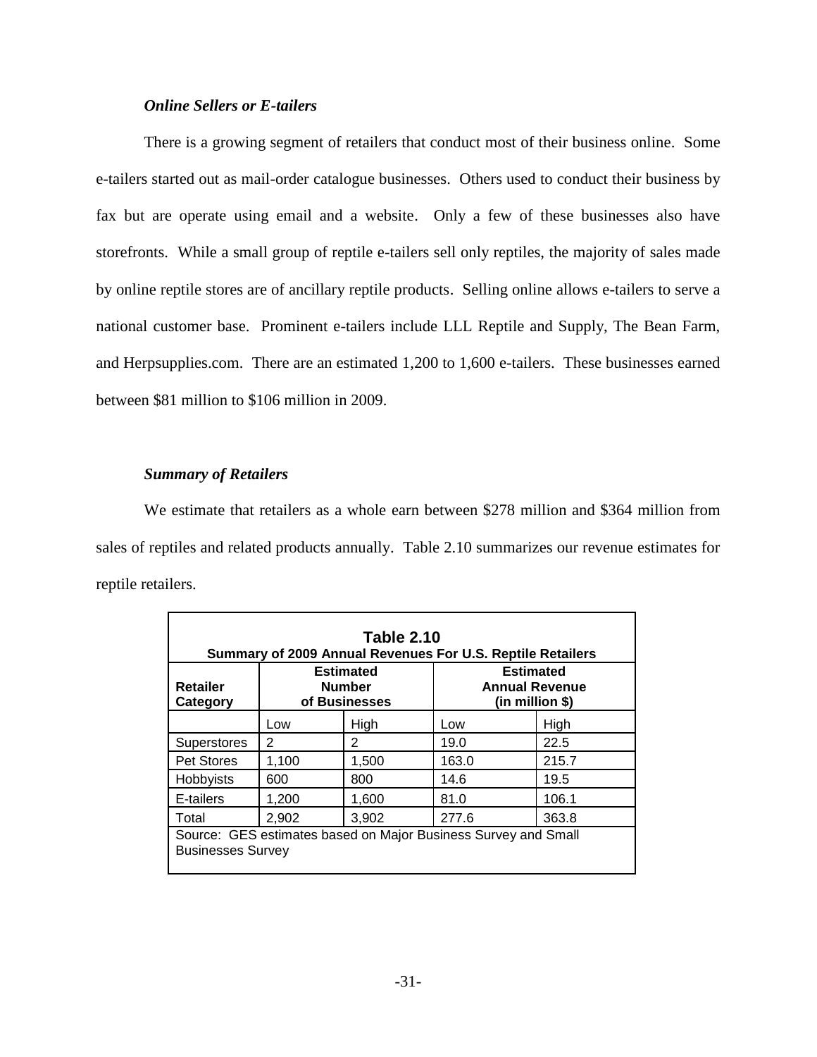### *Online Sellers or E-tailers*

There is a growing segment of retailers that conduct most of their business online. Some e-tailers started out as mail-order catalogue businesses. Others used to conduct their business by fax but are operate using email and a website. Only a few of these businesses also have storefronts. While a small group of reptile e-tailers sell only reptiles, the majority of sales made by online reptile stores are of ancillary reptile products. Selling online allows e-tailers to serve a national customer base. Prominent e-tailers include LLL Reptile and Supply, The Bean Farm, and Herpsupplies.com. There are an estimated 1,200 to 1,600 e-tailers. These businesses earned between $81 million to $106 million in 2009.

### *Summary of Retailers*

We estimate that retailers as a whole earn between $278 million and $364 million from sales of reptiles and related products annually. Table 2.10 summarizes our revenue estimates for reptile retailers.

**Table 2.10**
**Summary of 2009 Annual Revenues For U.S. Reptile Retailers**

| Retailer Category | Estimated Number of Businesses | | Estimated Annual Revenue (in million $) | |
|---|---|---|---|---|
| | Low | High | Low | High |
| Superstores | 2 | 2 | 19.0 | 22.5 |
| Pet Stores | 1,100 | 1,500 | 163.0 | 215.7 |
| Hobbyists | 600 | 800 | 14.6 | 19.5 |
| E-tailers | 1,200 | 1,600 | 81.0 | 106.1 |
| Total | 2,902 | 3,902 | 277.6 | 363.8 |

Source: GES estimates based on Major Business Survey and Small Businesses Survey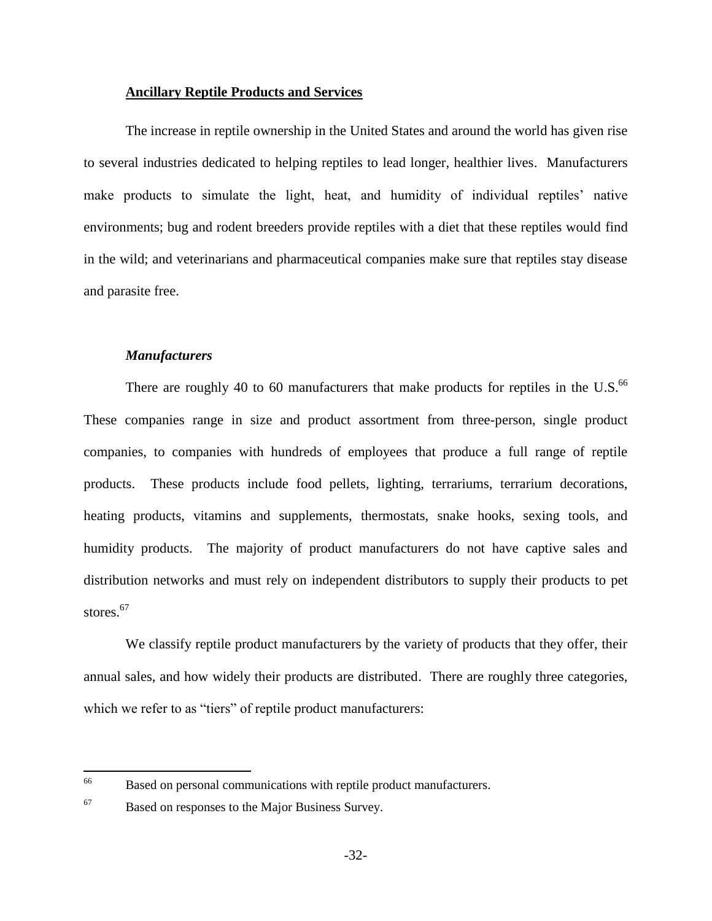**Ancillary Reptile Products and Services**

The increase in reptile ownership in the United States and around the world has given rise to several industries dedicated to helping reptiles to lead longer, healthier lives. Manufacturers make products to simulate the light, heat, and humidity of individual reptiles' native environments; bug and rodent breeders provide reptiles with a diet that these reptiles would find in the wild; and veterinarians and pharmaceutical companies make sure that reptiles stay disease and parasite free.

***Manufacturers***

There are roughly 40 to 60 manufacturers that make products for reptiles in the U.S.[66] These companies range in size and product assortment from three-person, single product companies, to companies with hundreds of employees that produce a full range of reptile products. These products include food pellets, lighting, terrariums, terrarium decorations, heating products, vitamins and supplements, thermostats, snake hooks, sexing tools, and humidity products. The majority of product manufacturers do not have captive sales and distribution networks and must rely on independent distributors to supply their products to pet stores.[67]

We classify reptile product manufacturers by the variety of products that they offer, their annual sales, and how widely their products are distributed. There are roughly three categories, which we refer to as "tiers" of reptile product manufacturers:

---

[66] Based on personal communications with reptile product manufacturers.

[67] Based on responses to the Major Business Survey.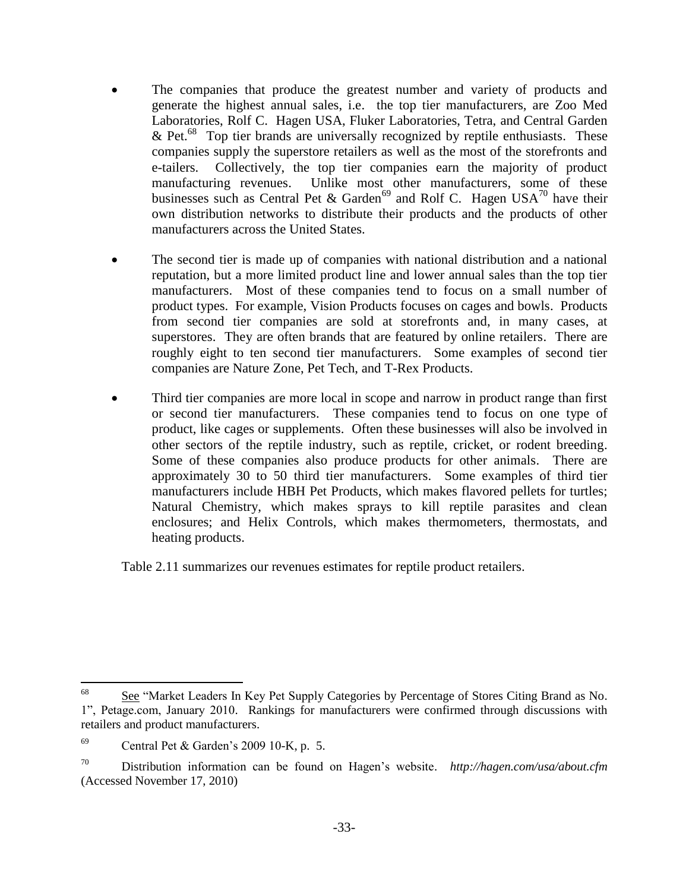- The companies that produce the greatest number and variety of products and generate the highest annual sales, i.e. the top tier manufacturers, are Zoo Med Laboratories, Rolf C. Hagen USA, Fluker Laboratories, Tetra, and Central Garden & Pet.[68] Top tier brands are universally recognized by reptile enthusiasts. These companies supply the superstore retailers as well as the most of the storefronts and e-tailers. Collectively, the top tier companies earn the majority of product manufacturing revenues. Unlike most other manufacturers, some of these businesses such as Central Pet & Garden[69] and Rolf C. Hagen USA[70] have their own distribution networks to distribute their products and the products of other manufacturers across the United States.

- The second tier is made up of companies with national distribution and a national reputation, but a more limited product line and lower annual sales than the top tier manufacturers. Most of these companies tend to focus on a small number of product types. For example, Vision Products focuses on cages and bowls. Products from second tier companies are sold at storefronts and, in many cases, at superstores. They are often brands that are featured by online retailers. There are roughly eight to ten second tier manufacturers. Some examples of second tier companies are Nature Zone, Pet Tech, and T-Rex Products.

- Third tier companies are more local in scope and narrow in product range than first or second tier manufacturers. These companies tend to focus on one type of product, like cages or supplements. Often these businesses will also be involved in other sectors of the reptile industry, such as reptile, cricket, or rodent breeding. Some of these companies also produce products for other animals. There are approximately 30 to 50 third tier manufacturers. Some examples of third tier manufacturers include HBH Pet Products, which makes flavored pellets for turtles; Natural Chemistry, which makes sprays to kill reptile parasites and clean enclosures; and Helix Controls, which makes thermometers, thermostats, and heating products.

Table 2.11 summarizes our revenues estimates for reptile product retailers.

---

[68] See "Market Leaders In Key Pet Supply Categories by Percentage of Stores Citing Brand as No. 1", Petage.com, January 2010. Rankings for manufacturers were confirmed through discussions with retailers and product manufacturers.

[69] Central Pet & Garden's 2009 10-K, p. 5.

[70] Distribution information can be found on Hagen's website. *http://hagen.com/usa/about.cfm* (Accessed November 17, 2010)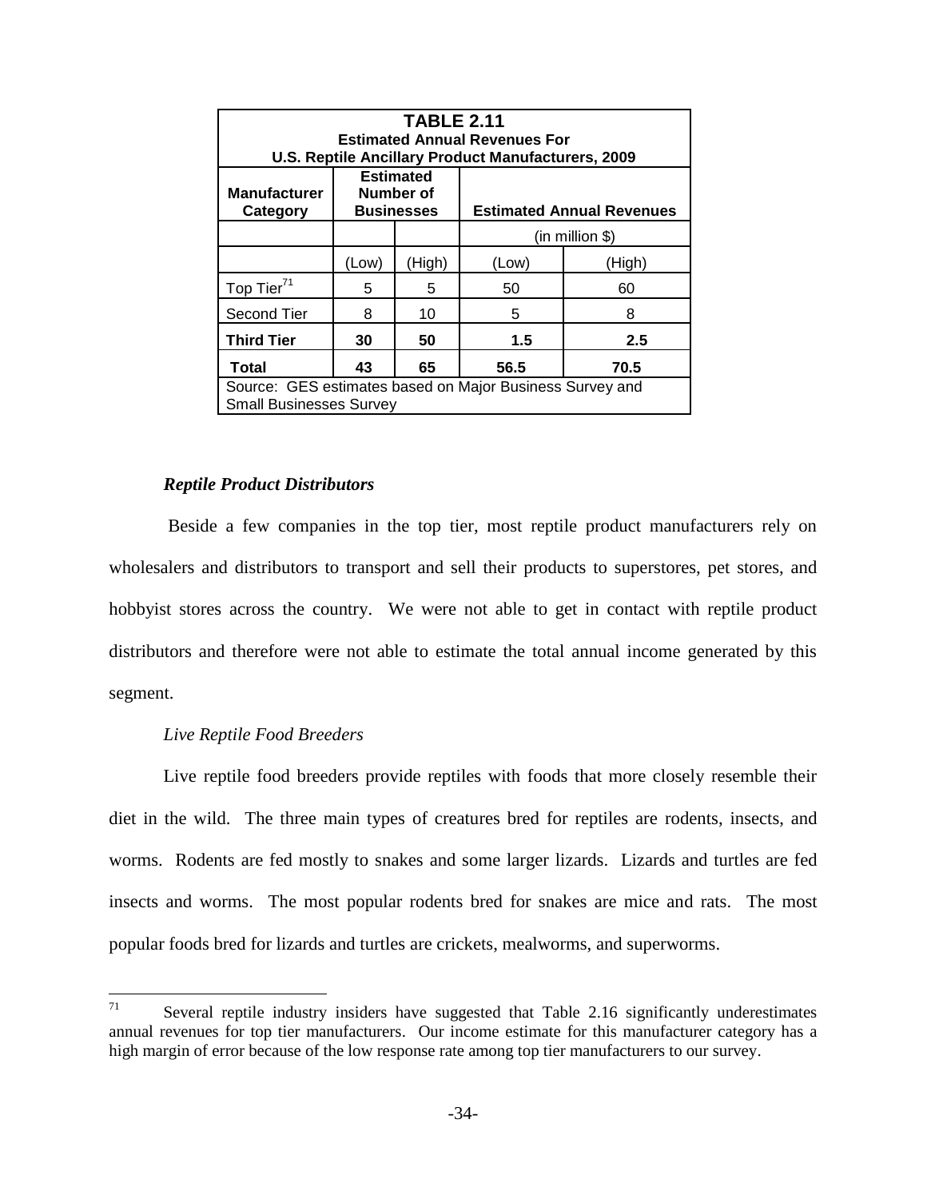| **TABLE 2.11**<br>**Estimated Annual Revenues For**<br>**U.S. Reptile Ancillary Product Manufacturers, 2009** | | | | |
|---|---|---|---|---|
| **Manufacturer Category** | **Estimated Number of Businesses** | | **Estimated Annual Revenues** | |
| | | | (in million $) | |
| | (Low) | (High) | (Low) | (High) |
| Top Tier[71] | 5 | 5 | 50 | 60 |
| Second Tier | 8 | 10 | 5 | 8 |
| **Third Tier** | **30** | **50** | **1.5** | **2.5** |
| **Total** | **43** | **65** | **56.5** | **70.5** |
| Source: GES estimates based on Major Business Survey and Small Businesses Survey | | | | |

### *Reptile Product Distributors*

Beside a few companies in the top tier, most reptile product manufacturers rely on wholesalers and distributors to transport and sell their products to superstores, pet stores, and hobbyist stores across the country. We were not able to get in contact with reptile product distributors and therefore were not able to estimate the total annual income generated by this segment.

*Live Reptile Food Breeders*

Live reptile food breeders provide reptiles with foods that more closely resemble their diet in the wild. The three main types of creatures bred for reptiles are rodents, insects, and worms. Rodents are fed mostly to snakes and some larger lizards. Lizards and turtles are fed insects and worms. The most popular rodents bred for snakes are mice and rats. The most popular foods bred for lizards and turtles are crickets, mealworms, and superworms.

---

[71] Several reptile industry insiders have suggested that Table 2.16 significantly underestimates annual revenues for top tier manufacturers. Our income estimate for this manufacturer category has a high margin of error because of the low response rate among top tier manufacturers to our survey.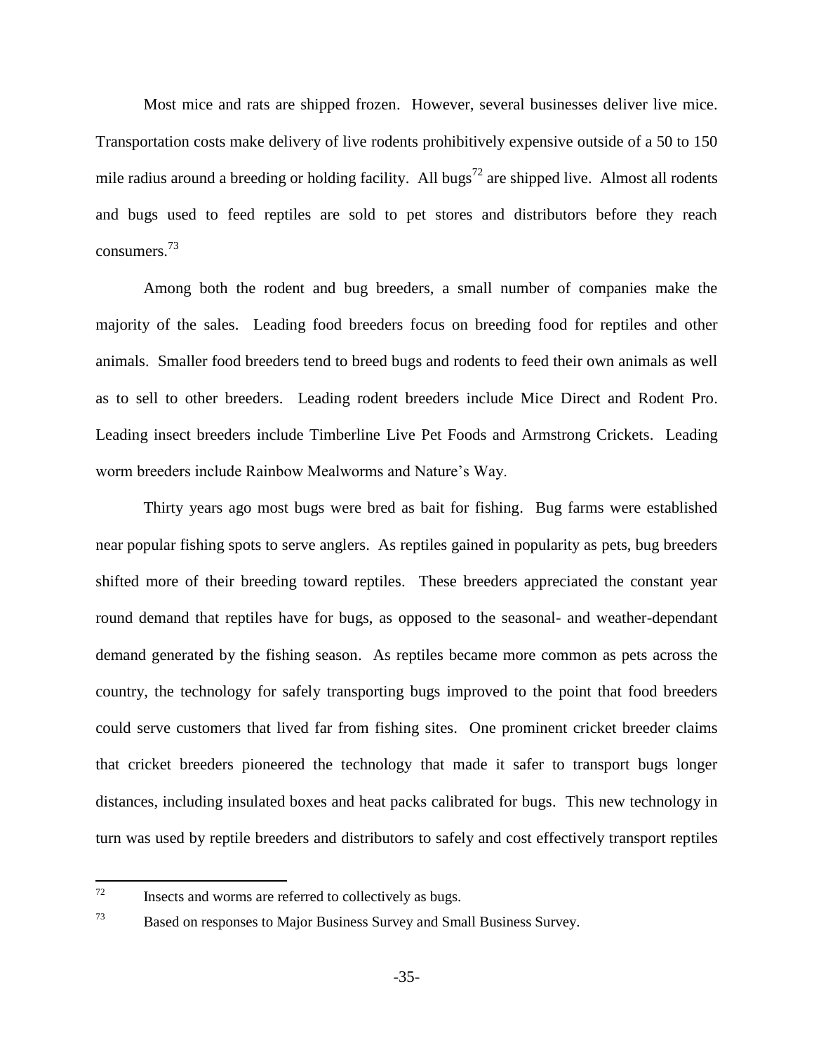Most mice and rats are shipped frozen. However, several businesses deliver live mice. Transportation costs make delivery of live rodents prohibitively expensive outside of a 50 to 150 mile radius around a breeding or holding facility. All bugs[72] are shipped live. Almost all rodents and bugs used to feed reptiles are sold to pet stores and distributors before they reach consumers.[73]

Among both the rodent and bug breeders, a small number of companies make the majority of the sales. Leading food breeders focus on breeding food for reptiles and other animals. Smaller food breeders tend to breed bugs and rodents to feed their own animals as well as to sell to other breeders. Leading rodent breeders include Mice Direct and Rodent Pro. Leading insect breeders include Timberline Live Pet Foods and Armstrong Crickets. Leading worm breeders include Rainbow Mealworms and Nature's Way.

Thirty years ago most bugs were bred as bait for fishing. Bug farms were established near popular fishing spots to serve anglers. As reptiles gained in popularity as pets, bug breeders shifted more of their breeding toward reptiles. These breeders appreciated the constant year round demand that reptiles have for bugs, as opposed to the seasonal- and weather-dependant demand generated by the fishing season. As reptiles became more common as pets across the country, the technology for safely transporting bugs improved to the point that food breeders could serve customers that lived far from fishing sites. One prominent cricket breeder claims that cricket breeders pioneered the technology that made it safer to transport bugs longer distances, including insulated boxes and heat packs calibrated for bugs. This new technology in turn was used by reptile breeders and distributors to safely and cost effectively transport reptiles

---

[72] Insects and worms are referred to collectively as bugs.

[73] Based on responses to Major Business Survey and Small Business Survey.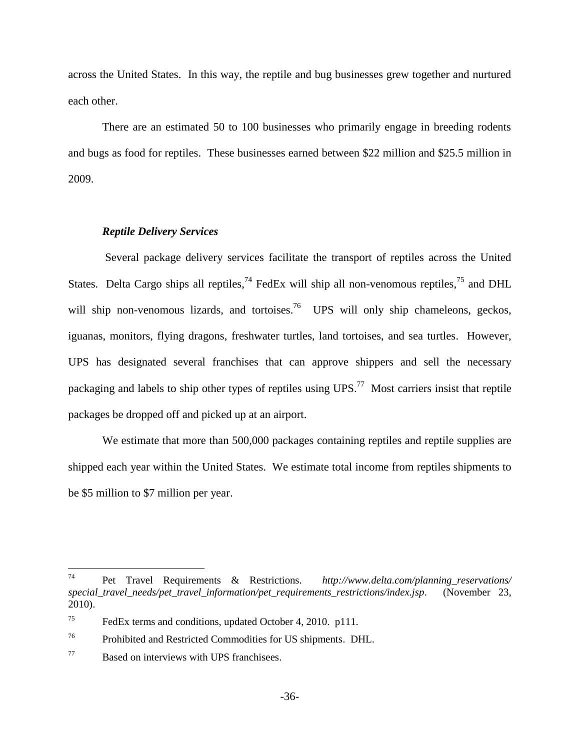across the United States. In this way, the reptile and bug businesses grew together and nurtured each other.

There are an estimated 50 to 100 businesses who primarily engage in breeding rodents and bugs as food for reptiles. These businesses earned between $22 million and $25.5 million in 2009.

### *Reptile Delivery Services*

Several package delivery services facilitate the transport of reptiles across the United States. Delta Cargo ships all reptiles,[74] FedEx will ship all non-venomous reptiles,[75] and DHL will ship non-venomous lizards, and tortoises.[76] UPS will only ship chameleons, geckos, iguanas, monitors, flying dragons, freshwater turtles, land tortoises, and sea turtles. However, UPS has designated several franchises that can approve shippers and sell the necessary packaging and labels to ship other types of reptiles using UPS.[77] Most carriers insist that reptile packages be dropped off and picked up at an airport.

We estimate that more than 500,000 packages containing reptiles and reptile supplies are shipped each year within the United States. We estimate total income from reptiles shipments to be $5 million to $7 million per year.

---

[74] Pet Travel Requirements & Restrictions. *http://www.delta.com/planning_reservations/special_travel_needs/pet_travel_information/pet_requirements_restrictions/index.jsp*. (November 23, 2010).

[75] FedEx terms and conditions, updated October 4, 2010. p111.

[76] Prohibited and Restricted Commodities for US shipments. DHL.

[77] Based on interviews with UPS franchisees.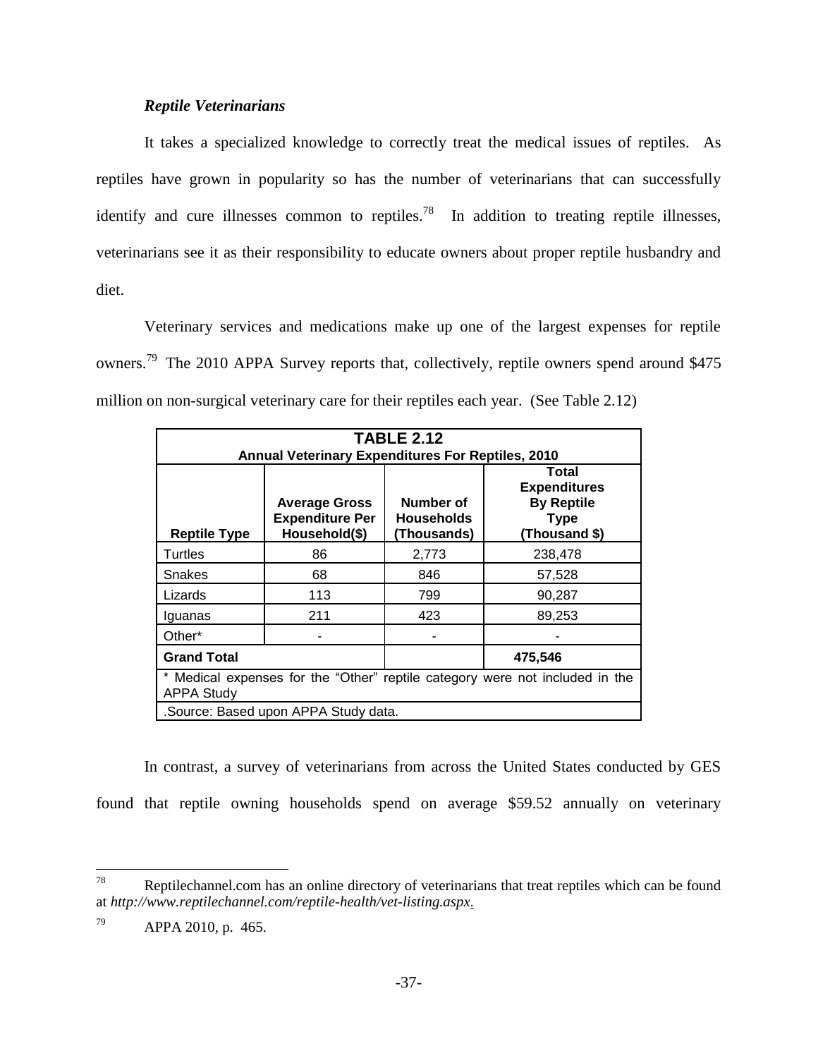### *Reptile Veterinarians*

It takes a specialized knowledge to correctly treat the medical issues of reptiles. As reptiles have grown in popularity so has the number of veterinarians that can successfully identify and cure illnesses common to reptiles.[78] In addition to treating reptile illnesses, veterinarians see it as their responsibility to educate owners about proper reptile husbandry and diet.

Veterinary services and medications make up one of the largest expenses for reptile owners.[79] The 2010 APPA Survey reports that, collectively, reptile owners spend around $475 million on non-surgical veterinary care for their reptiles each year. (See Table 2.12)

| **TABLE 2.12**<br>**Annual Veterinary Expenditures For Reptiles, 2010** | | | |
|---|---|---|---|
| **Reptile Type** | **Average Gross Expenditure Per Household($)** | **Number of Households (Thousands)** | **Total Expenditures By Reptile Type (Thousand $)** |
| Turtles | 86 | 2,773 | 238,478 |
| Snakes | 68 | 846 | 57,528 |
| Lizards | 113 | 799 | 90,287 |
| Iguanas | 211 | 423 | 89,253 |
| Other* | - | - | - |
| **Grand Total** | | | **475,546** |
| * Medical expenses for the "Other" reptile category were not included in the APPA Study | | | |
| .Source: Based upon APPA Study data. | | | |

In contrast, a survey of veterinarians from across the United States conducted by GES found that reptile owning households spend on average $59.52 annually on veterinary

---

[78] Reptilechannel.com has an online directory of veterinarians that treat reptiles which can be found at *http://www.reptilechannel.com/reptile-health/vet-listing.aspx*.

[79] APPA 2010, p. 465.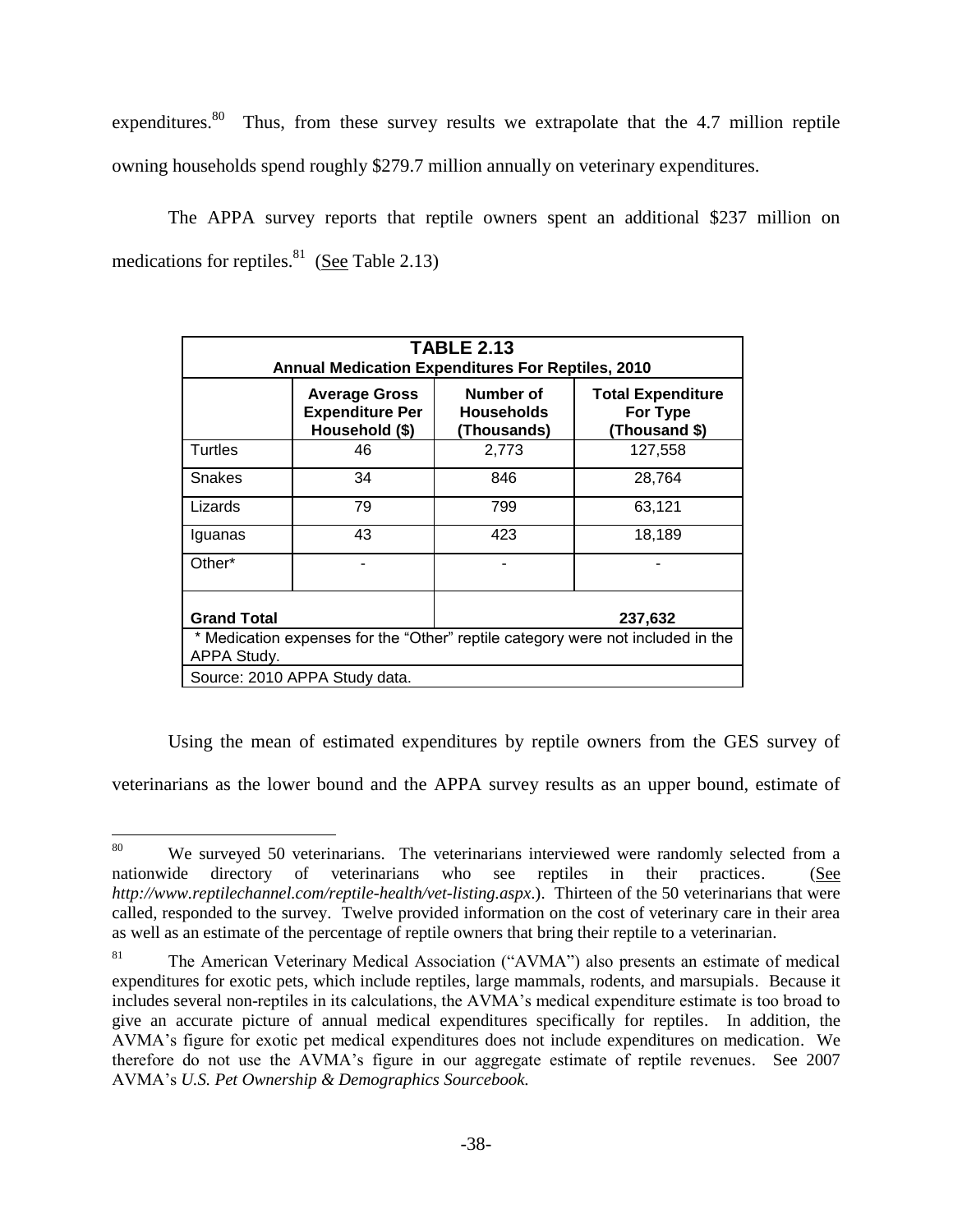expenditures.[80] Thus, from these survey results we extrapolate that the 4.7 million reptile owning households spend roughly $279.7 million annually on veterinary expenditures.

The APPA survey reports that reptile owners spent an additional $237 million on medications for reptiles.[81] (See Table 2.13)

| **TABLE 2.13**<br>**Annual Medication Expenditures For Reptiles, 2010** | | | |
|---|---|---|---|
| | **Average Gross Expenditure Per Household ($)** | **Number of Households (Thousands)** | **Total Expenditure For Type (Thousand $)** |
| Turtles | 46 | 2,773 | 127,558 |
| Snakes | 34 | 846 | 28,764 |
| Lizards | 79 | 799 | 63,121 |
| Iguanas | 43 | 423 | 18,189 |
| Other* | - | - | - |
| **Grand Total** | | | **237,632** |
| * Medication expenses for the "Other" reptile category were not included in the APPA Study. | | | |
| Source: 2010 APPA Study data. | | | |

Using the mean of estimated expenditures by reptile owners from the GES survey of veterinarians as the lower bound and the APPA survey results as an upper bound, estimate of

---

[80] We surveyed 50 veterinarians. The veterinarians interviewed were randomly selected from a nationwide directory of veterinarians who see reptiles in their practices. (See *http://www.reptilechannel.com/reptile-health/vet-listing.aspx*.). Thirteen of the 50 veterinarians that were called, responded to the survey. Twelve provided information on the cost of veterinary care in their area as well as an estimate of the percentage of reptile owners that bring their reptile to a veterinarian.

[81] The American Veterinary Medical Association ("AVMA") also presents an estimate of medical expenditures for exotic pets, which include reptiles, large mammals, rodents, and marsupials. Because it includes several non-reptiles in its calculations, the AVMA's medical expenditure estimate is too broad to give an accurate picture of annual medical expenditures specifically for reptiles. In addition, the AVMA's figure for exotic pet medical expenditures does not include expenditures on medication. We therefore do not use the AVMA's figure in our aggregate estimate of reptile revenues. See 2007 AVMA's *U.S. Pet Ownership & Demographics Sourcebook.*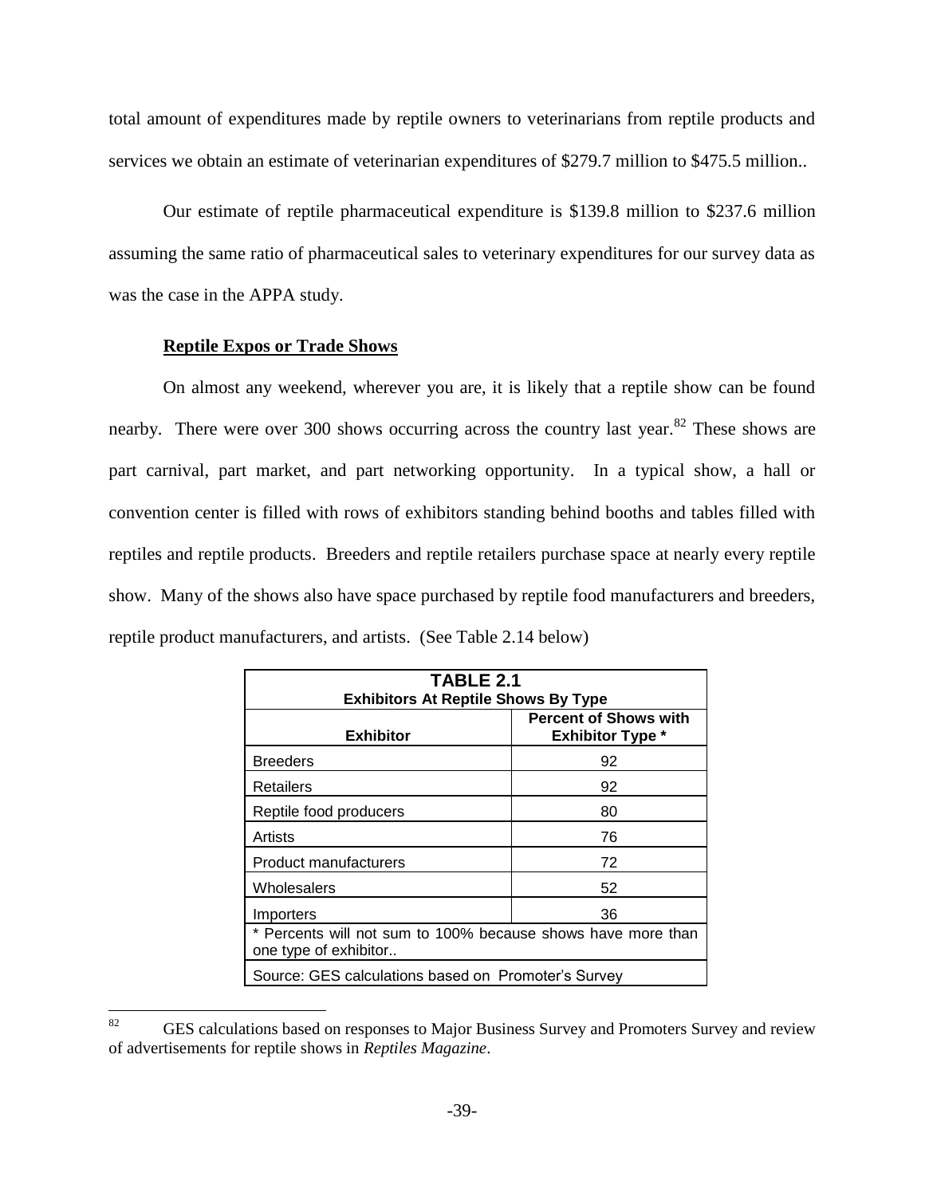total amount of expenditures made by reptile owners to veterinarians from reptile products and services we obtain an estimate of veterinarian expenditures of $279.7 million to $475.5 million..

Our estimate of reptile pharmaceutical expenditure is $139.8 million to $237.6 million assuming the same ratio of pharmaceutical sales to veterinary expenditures for our survey data as was the case in the APPA study.

**Reptile Expos or Trade Shows**

On almost any weekend, wherever you are, it is likely that a reptile show can be found nearby. There were over 300 shows occurring across the country last year.[82] These shows are part carnival, part market, and part networking opportunity. In a typical show, a hall or convention center is filled with rows of exhibitors standing behind booths and tables filled with reptiles and reptile products. Breeders and reptile retailers purchase space at nearly every reptile show. Many of the shows also have space purchased by reptile food manufacturers and breeders, reptile product manufacturers, and artists. (See Table 2.14 below)

**TABLE 2.1**
**Exhibitors At Reptile Shows By Type**

| Exhibitor | Percent of Shows with Exhibitor Type * |
|---|---|
| Breeders | 92 |
| Retailers | 92 |
| Reptile food producers | 80 |
| Artists | 76 |
| Product manufacturers | 72 |
| Wholesalers | 52 |
| Importers | 36 |

* Percents will not sum to 100% because shows have more than one type of exhibitor..

Source: GES calculations based on Promoter's Survey

---

[82] GES calculations based on responses to Major Business Survey and Promoters Survey and review of advertisements for reptile shows in *Reptiles Magazine*.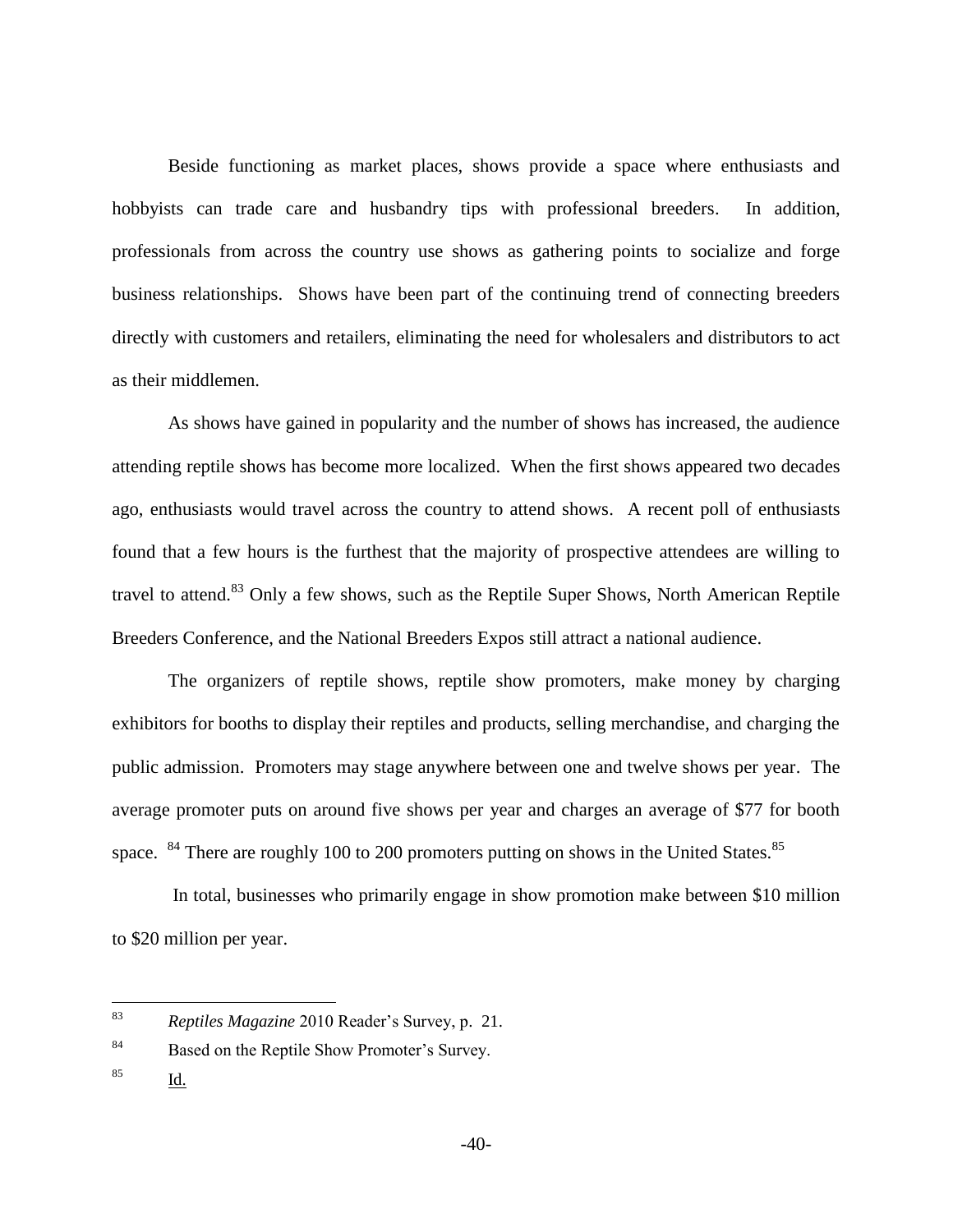Beside functioning as market places, shows provide a space where enthusiasts and hobbyists can trade care and husbandry tips with professional breeders. In addition, professionals from across the country use shows as gathering points to socialize and forge business relationships. Shows have been part of the continuing trend of connecting breeders directly with customers and retailers, eliminating the need for wholesalers and distributors to act as their middlemen.

As shows have gained in popularity and the number of shows has increased, the audience attending reptile shows has become more localized. When the first shows appeared two decades ago, enthusiasts would travel across the country to attend shows. A recent poll of enthusiasts found that a few hours is the furthest that the majority of prospective attendees are willing to travel to attend.[83] Only a few shows, such as the Reptile Super Shows, North American Reptile Breeders Conference, and the National Breeders Expos still attract a national audience.

The organizers of reptile shows, reptile show promoters, make money by charging exhibitors for booths to display their reptiles and products, selling merchandise, and charging the public admission. Promoters may stage anywhere between one and twelve shows per year. The average promoter puts on around five shows per year and charges an average of $77 for booth space. [84] There are roughly 100 to 200 promoters putting on shows in the United States.[85]

In total, businesses who primarily engage in show promotion make between $10 million to $20 million per year.

---

[83] *Reptiles Magazine* 2010 Reader's Survey, p. 21.

[84] Based on the Reptile Show Promoter's Survey.

[85] Id.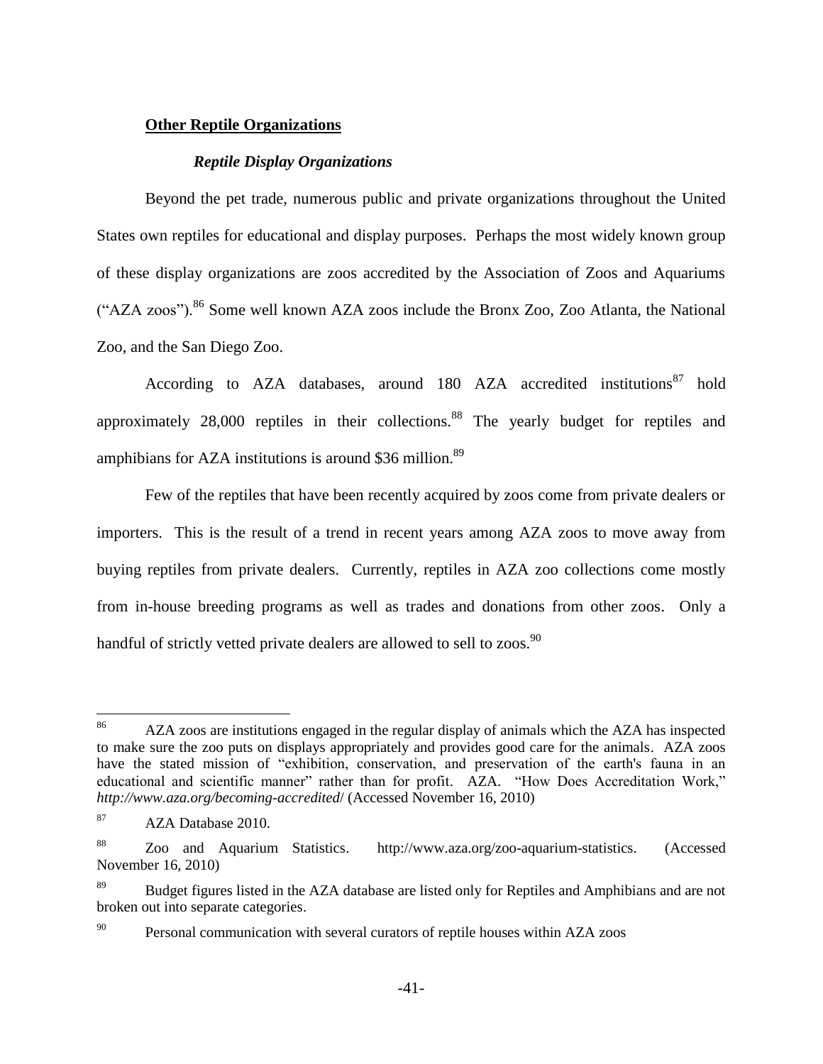**Other Reptile Organizations**

***Reptile Display Organizations***

Beyond the pet trade, numerous public and private organizations throughout the United States own reptiles for educational and display purposes. Perhaps the most widely known group of these display organizations are zoos accredited by the Association of Zoos and Aquariums ("AZA zoos").[86] Some well known AZA zoos include the Bronx Zoo, Zoo Atlanta, the National Zoo, and the San Diego Zoo.

According to AZA databases, around 180 AZA accredited institutions[87] hold approximately 28,000 reptiles in their collections.[88] The yearly budget for reptiles and amphibians for AZA institutions is around $36 million.[89]

Few of the reptiles that have been recently acquired by zoos come from private dealers or importers. This is the result of a trend in recent years among AZA zoos to move away from buying reptiles from private dealers. Currently, reptiles in AZA zoo collections come mostly from in-house breeding programs as well as trades and donations from other zoos. Only a handful of strictly vetted private dealers are allowed to sell to zoos.[90]

---

[86] AZA zoos are institutions engaged in the regular display of animals which the AZA has inspected to make sure the zoo puts on displays appropriately and provides good care for the animals. AZA zoos have the stated mission of "exhibition, conservation, and preservation of the earth's fauna in an educational and scientific manner" rather than for profit. AZA. "How Does Accreditation Work," *http://www.aza.org/becoming-accredited/* (Accessed November 16, 2010)

[87] AZA Database 2010.

[88] Zoo and Aquarium Statistics. http://www.aza.org/zoo-aquarium-statistics. (Accessed November 16, 2010)

[89] Budget figures listed in the AZA database are listed only for Reptiles and Amphibians and are not broken out into separate categories.

[90] Personal communication with several curators of reptile houses within AZA zoos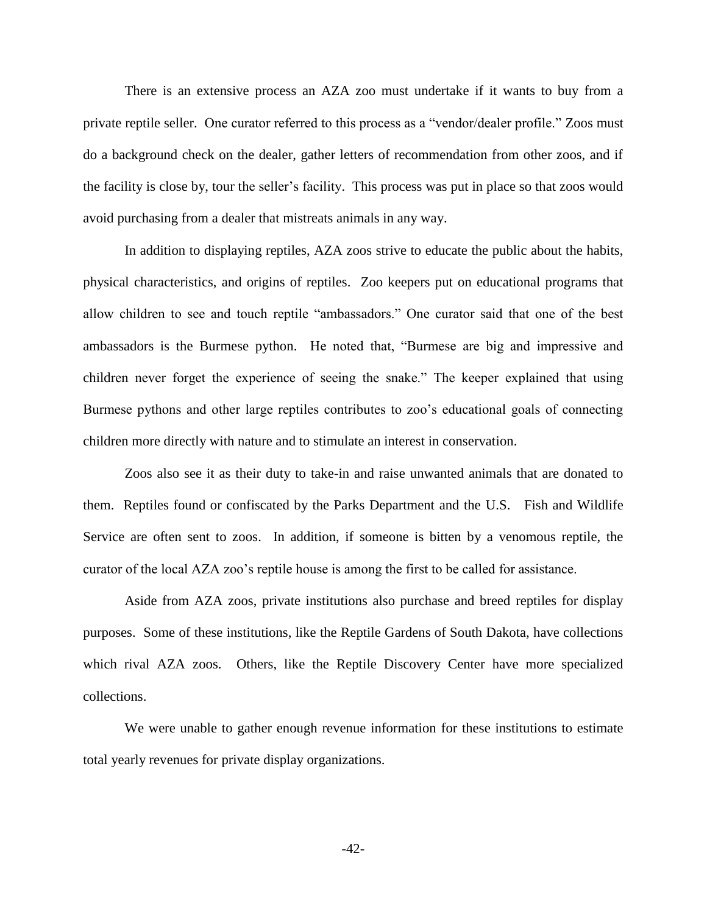There is an extensive process an AZA zoo must undertake if it wants to buy from a private reptile seller. One curator referred to this process as a "vendor/dealer profile." Zoos must do a background check on the dealer, gather letters of recommendation from other zoos, and if the facility is close by, tour the seller's facility. This process was put in place so that zoos would avoid purchasing from a dealer that mistreats animals in any way.

In addition to displaying reptiles, AZA zoos strive to educate the public about the habits, physical characteristics, and origins of reptiles. Zoo keepers put on educational programs that allow children to see and touch reptile "ambassadors." One curator said that one of the best ambassadors is the Burmese python. He noted that, "Burmese are big and impressive and children never forget the experience of seeing the snake." The keeper explained that using Burmese pythons and other large reptiles contributes to zoo's educational goals of connecting children more directly with nature and to stimulate an interest in conservation.

Zoos also see it as their duty to take-in and raise unwanted animals that are donated to them. Reptiles found or confiscated by the Parks Department and the U.S. Fish and Wildlife Service are often sent to zoos. In addition, if someone is bitten by a venomous reptile, the curator of the local AZA zoo's reptile house is among the first to be called for assistance.

Aside from AZA zoos, private institutions also purchase and breed reptiles for display purposes. Some of these institutions, like the Reptile Gardens of South Dakota, have collections which rival AZA zoos. Others, like the Reptile Discovery Center have more specialized collections.

We were unable to gather enough revenue information for these institutions to estimate total yearly revenues for private display organizations.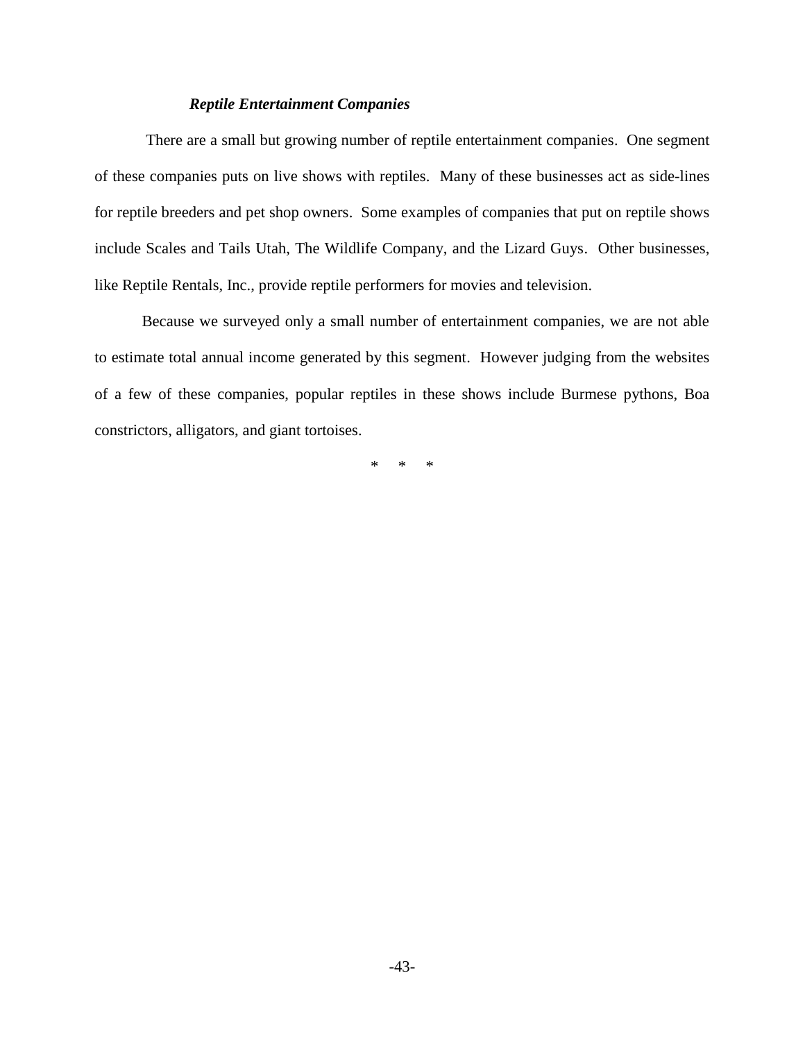### *Reptile Entertainment Companies*

There are a small but growing number of reptile entertainment companies. One segment of these companies puts on live shows with reptiles. Many of these businesses act as side-lines for reptile breeders and pet shop owners. Some examples of companies that put on reptile shows include Scales and Tails Utah, The Wildlife Company, and the Lizard Guys. Other businesses, like Reptile Rentals, Inc., provide reptile performers for movies and television.

Because we surveyed only a small number of entertainment companies, we are not able to estimate total annual income generated by this segment. However judging from the websites of a few of these companies, popular reptiles in these shows include Burmese pythons, Boa constrictors, alligators, and giant tortoises.

\* \* \*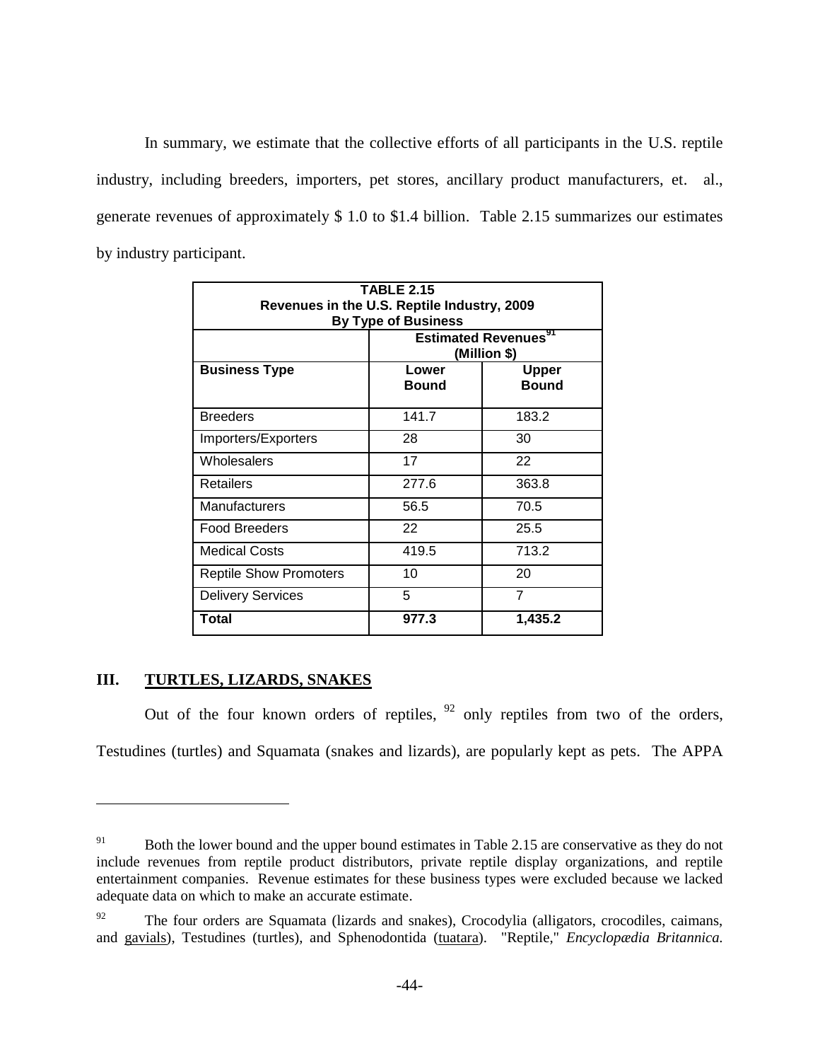In summary, we estimate that the collective efforts of all participants in the U.S. reptile industry, including breeders, importers, pet stores, ancillary product manufacturers, et. al., generate revenues of approximately $ 1.0 to $1.4 billion. Table 2.15 summarizes our estimates by industry participant.

**TABLE 2.15**
**Revenues in the U.S. Reptile Industry, 2009**
**By Type of Business**

| | **Estimated Revenues[91] (Million $)** | |
|---|---|---|
| **Business Type** | **Lower Bound** | **Upper Bound** |
| Breeders | 141.7 | 183.2 |
| Importers/Exporters | 28 | 30 |
| Wholesalers | 17 | 22 |
| Retailers | 277.6 | 363.8 |
| Manufacturers | 56.5 | 70.5 |
| Food Breeders | 22 | 25.5 |
| Medical Costs | 419.5 | 713.2 |
| Reptile Show Promoters | 10 | 20 |
| Delivery Services | 5 | 7 |
| **Total** | **977.3** | **1,435.2** |

## III. TURTLES, LIZARDS, SNAKES

Out of the four known orders of reptiles, [92] only reptiles from two of the orders, Testudines (turtles) and Squamata (snakes and lizards), are popularly kept as pets. The APPA

---

[91] Both the lower bound and the upper bound estimates in Table 2.15 are conservative as they do not include revenues from reptile product distributors, private reptile display organizations, and reptile entertainment companies. Revenue estimates for these business types were excluded because we lacked adequate data on which to make an accurate estimate.

[92] The four orders are Squamata (lizards and snakes), Crocodylia (alligators, crocodiles, caimans, and gavials), Testudines (turtles), and Sphenodontida (tuatara). "Reptile," *Encyclopædia Britannica.*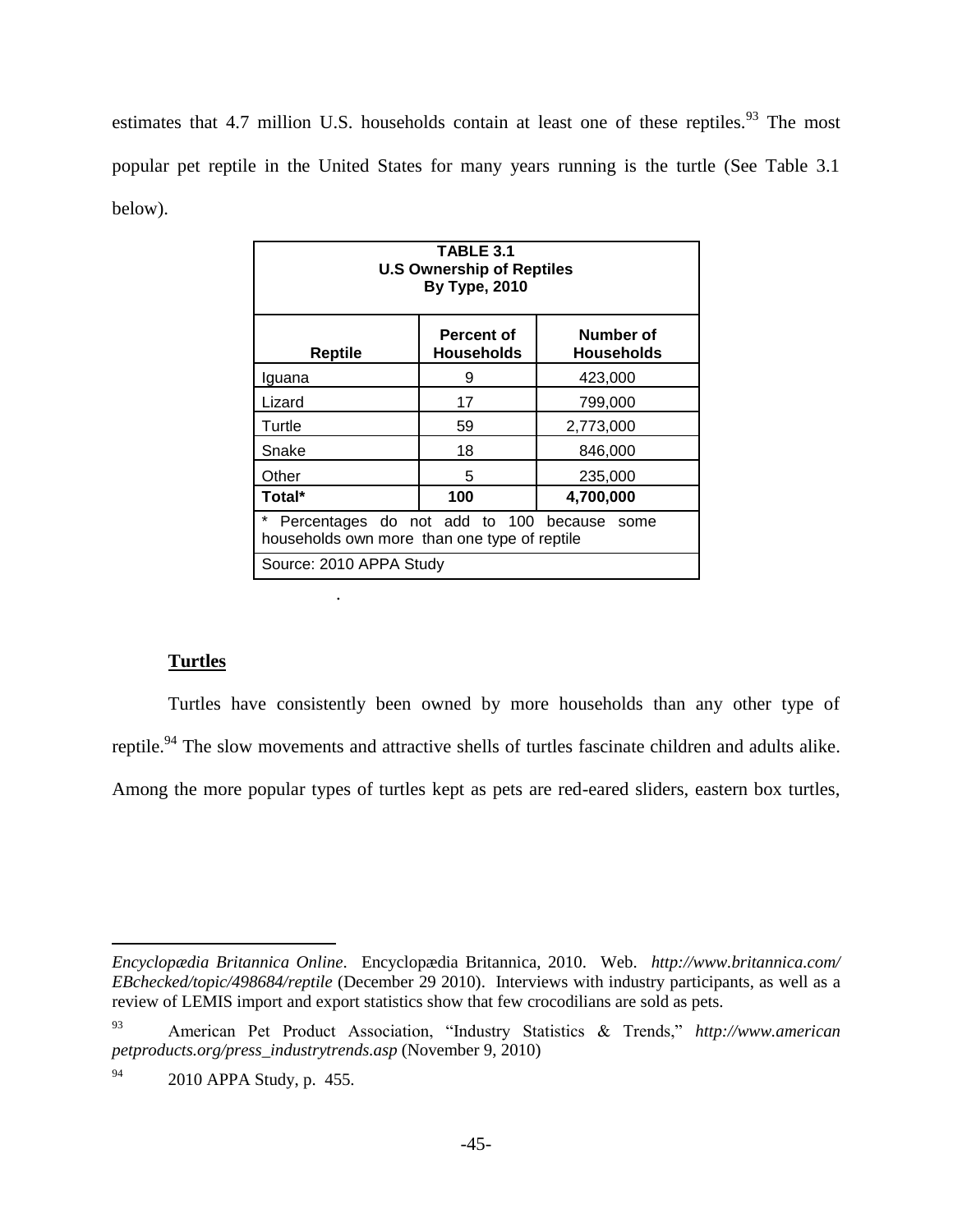estimates that 4.7 million U.S. households contain at least one of these reptiles.[93] The most popular pet reptile in the United States for many years running is the turtle (See Table 3.1 below).

| **TABLE 3.1 U.S Ownership of Reptiles By Type, 2010** | | |
|---|---|---|
| **Reptile** | **Percent of Households** | **Number of Households** |
| Iguana | 9 | 423,000 |
| Lizard | 17 | 799,000 |
| Turtle | 59 | 2,773,000 |
| Snake | 18 | 846,000 |
| Other | 5 | 235,000 |
| **Total*** | **100** | **4,700,000** |
| * Percentages do not add to 100 because some households own more than one type of reptile | | |
| Source: 2010 APPA Study | | |

.

**Turtles**

Turtles have consistently been owned by more households than any other type of reptile.[94] The slow movements and attractive shells of turtles fascinate children and adults alike. Among the more popular types of turtles kept as pets are red-eared sliders, eastern box turtles,

---

*Encyclopædia Britannica Online*. Encyclopædia Britannica, 2010. Web. *http://www.britannica.com/EBchecked/topic/498684/reptile* (December 29 2010). Interviews with industry participants, as well as a review of LEMIS import and export statistics show that few crocodilians are sold as pets.

[93] American Pet Product Association, "Industry Statistics & Trends," *http://www.americanpetproducts.org/press_industrytrends.asp* (November 9, 2010)

[94] 2010 APPA Study, p. 455.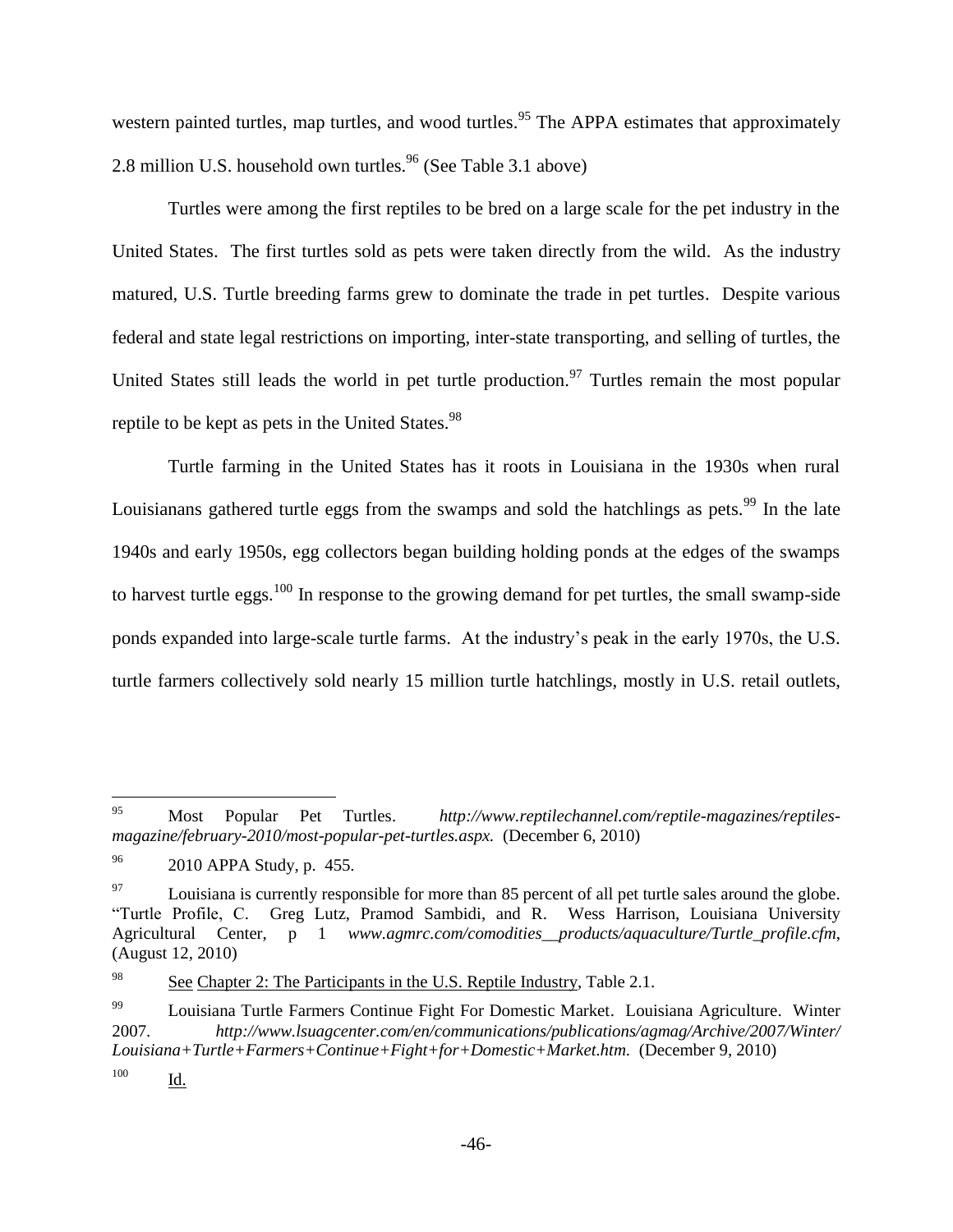western painted turtles, map turtles, and wood turtles.[95] The APPA estimates that approximately 2.8 million U.S. household own turtles.[96] (See Table 3.1 above)

Turtles were among the first reptiles to be bred on a large scale for the pet industry in the United States. The first turtles sold as pets were taken directly from the wild. As the industry matured, U.S. Turtle breeding farms grew to dominate the trade in pet turtles. Despite various federal and state legal restrictions on importing, inter-state transporting, and selling of turtles, the United States still leads the world in pet turtle production.[97] Turtles remain the most popular reptile to be kept as pets in the United States.[98]

Turtle farming in the United States has it roots in Louisiana in the 1930s when rural Louisianans gathered turtle eggs from the swamps and sold the hatchlings as pets.[99] In the late 1940s and early 1950s, egg collectors began building holding ponds at the edges of the swamps to harvest turtle eggs.[100] In response to the growing demand for pet turtles, the small swamp-side ponds expanded into large-scale turtle farms. At the industry's peak in the early 1970s, the U.S. turtle farmers collectively sold nearly 15 million turtle hatchlings, mostly in U.S. retail outlets,

---

[95] Most Popular Pet Turtles. *http://www.reptilechannel.com/reptile-magazines/reptiles-magazine/february-2010/most-popular-pet-turtles.aspx.* (December 6, 2010)

[96] 2010 APPA Study, p. 455.

[97] Louisiana is currently responsible for more than 85 percent of all pet turtle sales around the globe. "Turtle Profile, C. Greg Lutz, Pramod Sambidi, and R. Wess Harrison, Louisiana University Agricultural Center, p 1 *www.agmrc.com/comodities__products/aquaculture/Turtle_profile.cfm*, (August 12, 2010)

[98] See Chapter 2: The Participants in the U.S. Reptile Industry, Table 2.1.

[99] Louisiana Turtle Farmers Continue Fight For Domestic Market. Louisiana Agriculture. Winter 2007. *http://www.lsuagcenter.com/en/communications/publications/agmag/Archive/2007/Winter/Louisiana+Turtle+Farmers+Continue+Fight+for+Domestic+Market.htm.* (December 9, 2010)

[100] Id.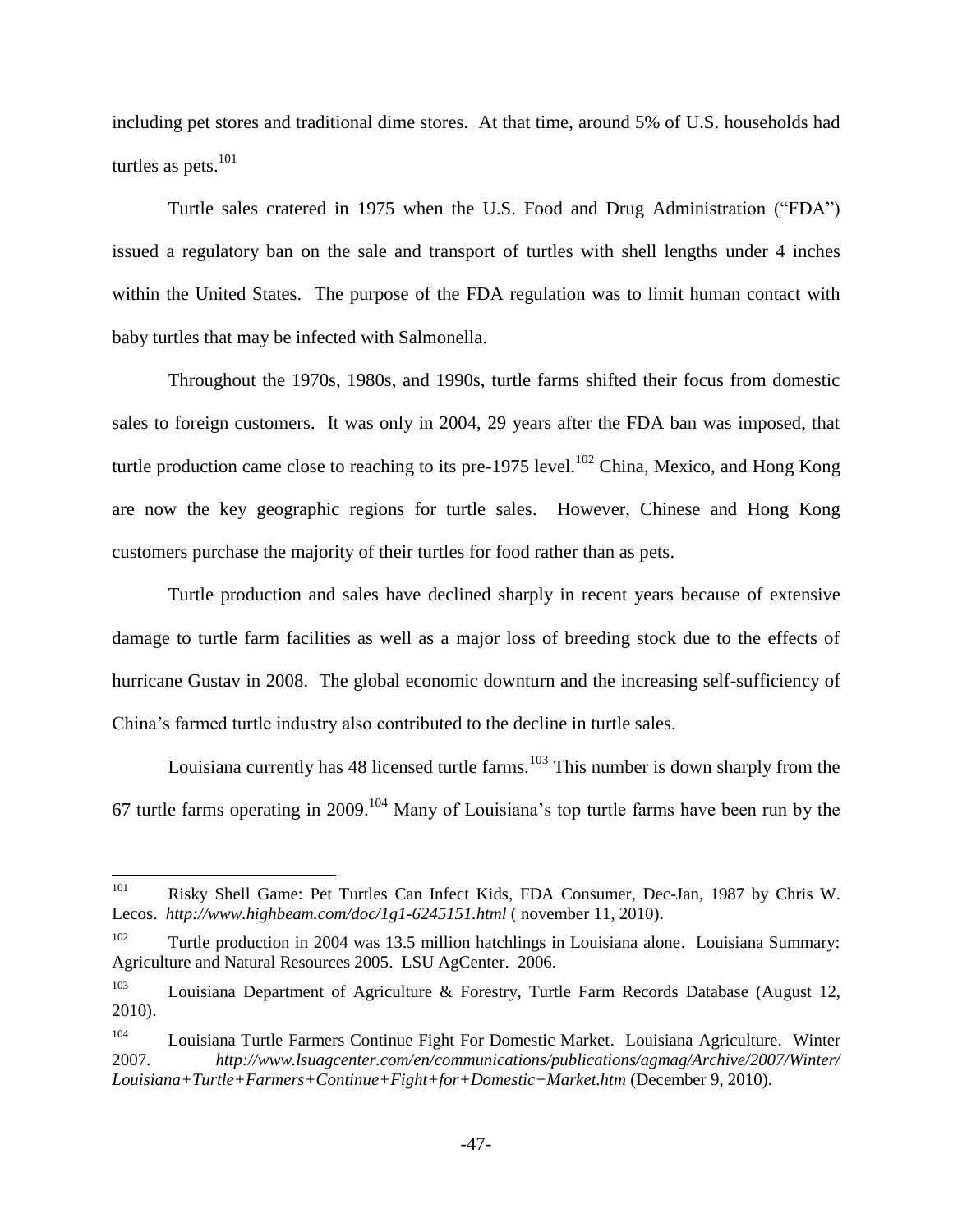including pet stores and traditional dime stores. At that time, around 5% of U.S. households had turtles as pets.[101]

Turtle sales cratered in 1975 when the U.S. Food and Drug Administration ("FDA") issued a regulatory ban on the sale and transport of turtles with shell lengths under 4 inches within the United States. The purpose of the FDA regulation was to limit human contact with baby turtles that may be infected with Salmonella.

Throughout the 1970s, 1980s, and 1990s, turtle farms shifted their focus from domestic sales to foreign customers. It was only in 2004, 29 years after the FDA ban was imposed, that turtle production came close to reaching to its pre-1975 level.[102] China, Mexico, and Hong Kong are now the key geographic regions for turtle sales. However, Chinese and Hong Kong customers purchase the majority of their turtles for food rather than as pets.

Turtle production and sales have declined sharply in recent years because of extensive damage to turtle farm facilities as well as a major loss of breeding stock due to the effects of hurricane Gustav in 2008. The global economic downturn and the increasing self-sufficiency of China's farmed turtle industry also contributed to the decline in turtle sales.

Louisiana currently has 48 licensed turtle farms.[103] This number is down sharply from the 67 turtle farms operating in 2009.[104] Many of Louisiana's top turtle farms have been run by the

---

[101] Risky Shell Game: Pet Turtles Can Infect Kids, FDA Consumer, Dec-Jan, 1987 by Chris W. Lecos. *http://www.highbeam.com/doc/1g1-6245151.html* ( november 11, 2010).

[102] Turtle production in 2004 was 13.5 million hatchlings in Louisiana alone. Louisiana Summary: Agriculture and Natural Resources 2005. LSU AgCenter. 2006.

[103] Louisiana Department of Agriculture & Forestry, Turtle Farm Records Database (August 12, 2010).

[104] Louisiana Turtle Farmers Continue Fight For Domestic Market. Louisiana Agriculture. Winter 2007. *http://www.lsuagcenter.com/en/communications/publications/agmag/Archive/2007/Winter/Louisiana+Turtle+Farmers+Continue+Fight+for+Domestic+Market.htm* (December 9, 2010).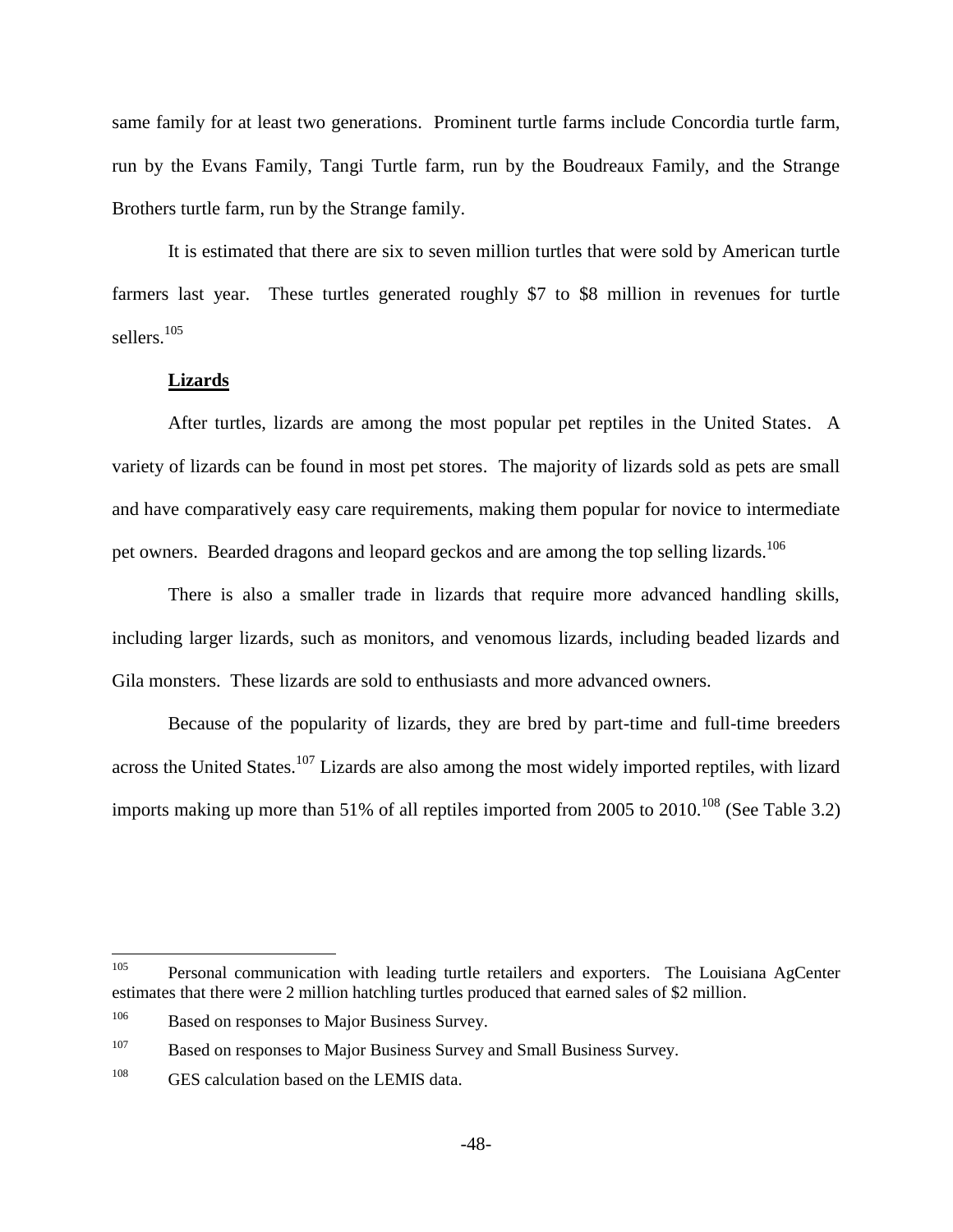same family for at least two generations. Prominent turtle farms include Concordia turtle farm, run by the Evans Family, Tangi Turtle farm, run by the Boudreaux Family, and the Strange Brothers turtle farm, run by the Strange family.

It is estimated that there are six to seven million turtles that were sold by American turtle farmers last year. These turtles generated roughly $7 to $8 million in revenues for turtle sellers.[105]

**Lizards**

After turtles, lizards are among the most popular pet reptiles in the United States. A variety of lizards can be found in most pet stores. The majority of lizards sold as pets are small and have comparatively easy care requirements, making them popular for novice to intermediate pet owners. Bearded dragons and leopard geckos and are among the top selling lizards.[106]

There is also a smaller trade in lizards that require more advanced handling skills, including larger lizards, such as monitors, and venomous lizards, including beaded lizards and Gila monsters. These lizards are sold to enthusiasts and more advanced owners.

Because of the popularity of lizards, they are bred by part-time and full-time breeders across the United States.[107] Lizards are also among the most widely imported reptiles, with lizard imports making up more than 51% of all reptiles imported from 2005 to 2010.[108] (See Table 3.2)

---

[105] Personal communication with leading turtle retailers and exporters. The Louisiana AgCenter estimates that there were 2 million hatchling turtles produced that earned sales of $2 million.

[106] Based on responses to Major Business Survey.

[107] Based on responses to Major Business Survey and Small Business Survey.

[108] GES calculation based on the LEMIS data.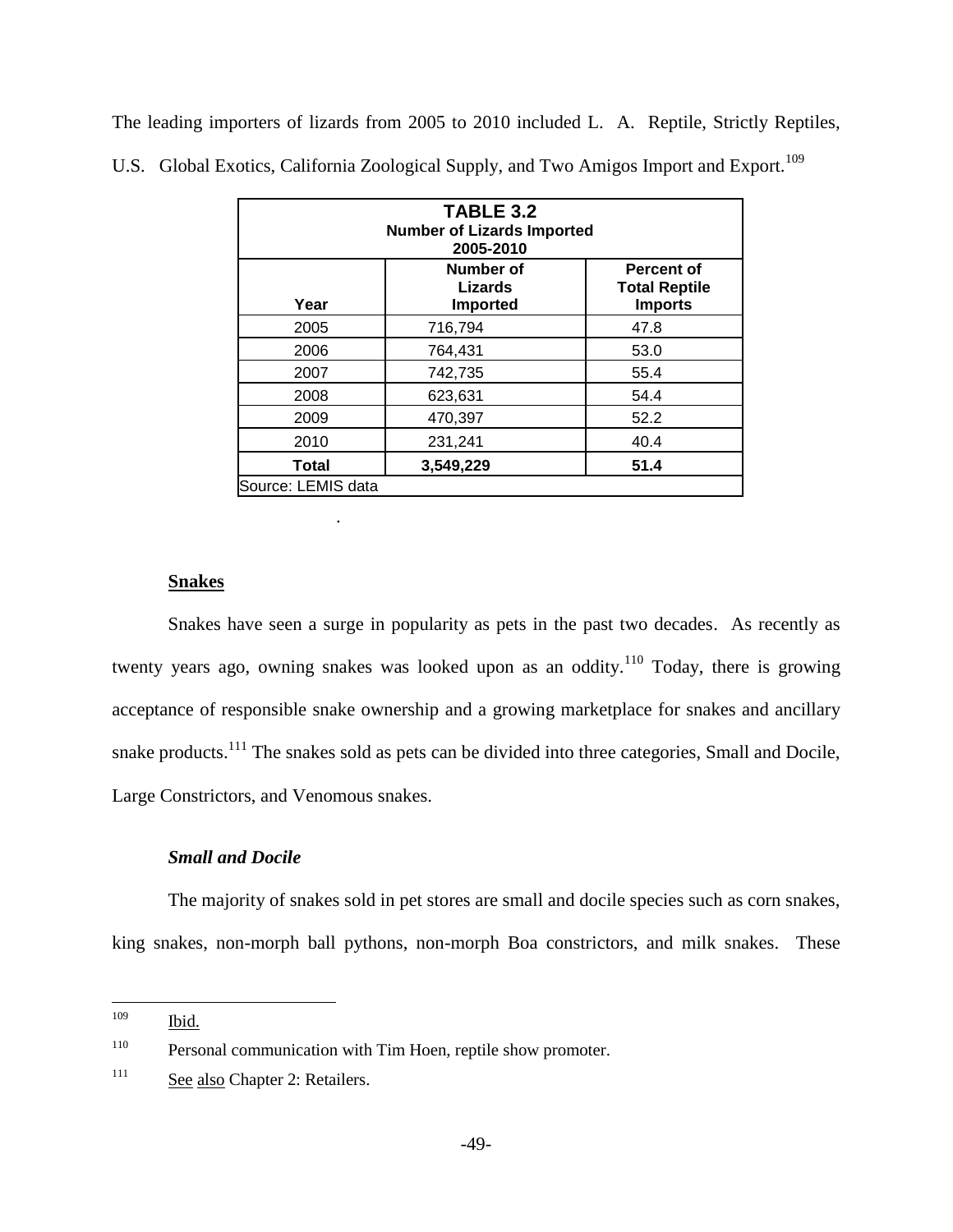The leading importers of lizards from 2005 to 2010 included L. A. Reptile, Strictly Reptiles, U.S. Global Exotics, California Zoological Supply, and Two Amigos Import and Export.[109]

| **TABLE 3.2**<br>**Number of Lizards Imported**<br>**2005-2010** | | |
|---|---|---|
| **Year** | **Number of Lizards Imported** | **Percent of Total Reptile Imports** |
| 2005 | 716,794 | 47.8 |
| 2006 | 764,431 | 53.0 |
| 2007 | 742,735 | 55.4 |
| 2008 | 623,631 | 54.4 |
| 2009 | 470,397 | 52.2 |
| 2010 | 231,241 | 40.4 |
| **Total** | **3,549,229** | **51.4** |
| Source: LEMIS data | | |

.

**Snakes**

Snakes have seen a surge in popularity as pets in the past two decades. As recently as twenty years ago, owning snakes was looked upon as an oddity.[110] Today, there is growing acceptance of responsible snake ownership and a growing marketplace for snakes and ancillary snake products.[111] The snakes sold as pets can be divided into three categories, Small and Docile, Large Constrictors, and Venomous snakes.

***Small and Docile***

The majority of snakes sold in pet stores are small and docile species such as corn snakes, king snakes, non-morph ball pythons, non-morph Boa constrictors, and milk snakes. These

---

[109] Ibid.

[110] Personal communication with Tim Hoen, reptile show promoter.

[111] See also Chapter 2: Retailers.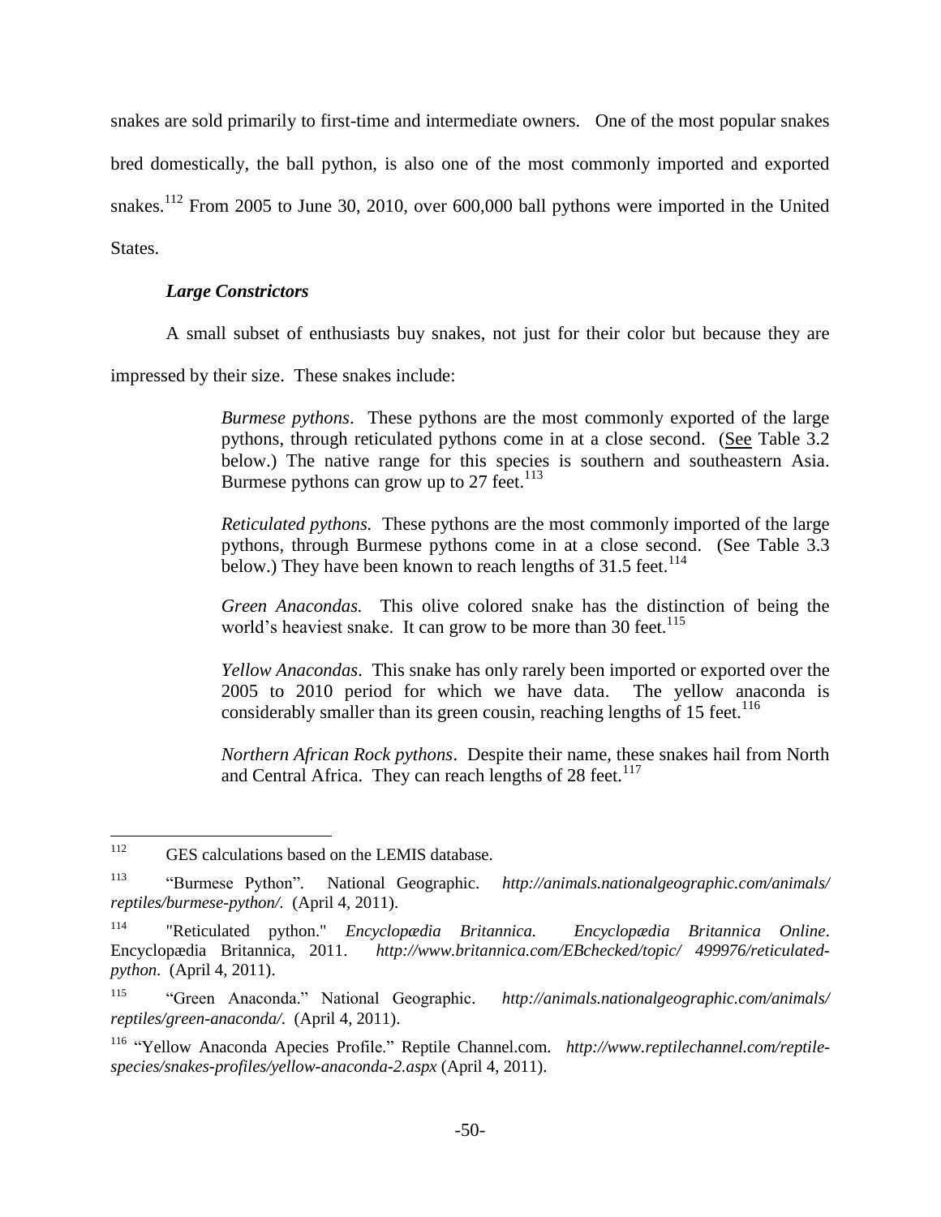snakes are sold primarily to first-time and intermediate owners. One of the most popular snakes bred domestically, the ball python, is also one of the most commonly imported and exported snakes.[112] From 2005 to June 30, 2010, over 600,000 ball pythons were imported in the United States.

***Large Constrictors***

A small subset of enthusiasts buy snakes, not just for their color but because they are impressed by their size. These snakes include:

> *Burmese pythons*. These pythons are the most commonly exported of the large pythons, through reticulated pythons come in at a close second. (See Table 3.2 below.) The native range for this species is southern and southeastern Asia. Burmese pythons can grow up to 27 feet.[113]
>
> *Reticulated pythons.* These pythons are the most commonly imported of the large pythons, through Burmese pythons come in at a close second. (See Table 3.3 below.) They have been known to reach lengths of 31.5 feet.[114]
>
> *Green Anacondas.* This olive colored snake has the distinction of being the world's heaviest snake. It can grow to be more than 30 feet.[115]
>
> *Yellow Anacondas*. This snake has only rarely been imported or exported over the 2005 to 2010 period for which we have data. The yellow anaconda is considerably smaller than its green cousin, reaching lengths of 15 feet.[116]
>
> *Northern African Rock pythons*. Despite their name, these snakes hail from North and Central Africa. They can reach lengths of 28 feet.[117]

---

[112] GES calculations based on the LEMIS database.

[113] "Burmese Python". National Geographic. *http://animals.nationalgeographic.com/animals/reptiles/burmese-python/*. (April 4, 2011).

[114] "Reticulated python." *Encyclopædia Britannica. Encyclopædia Britannica Online*. Encyclopædia Britannica, 2011. *http://www.britannica.com/EBchecked/topic/ 499976/reticulated-python.* (April 4, 2011).

[115] "Green Anaconda." National Geographic. *http://animals.nationalgeographic.com/animals/reptiles/green-anaconda/*. (April 4, 2011).

[116] "Yellow Anaconda Apecies Profile." Reptile Channel.com. *http://www.reptilechannel.com/reptile-species/snakes-profiles/yellow-anaconda-2.aspx* (April 4, 2011).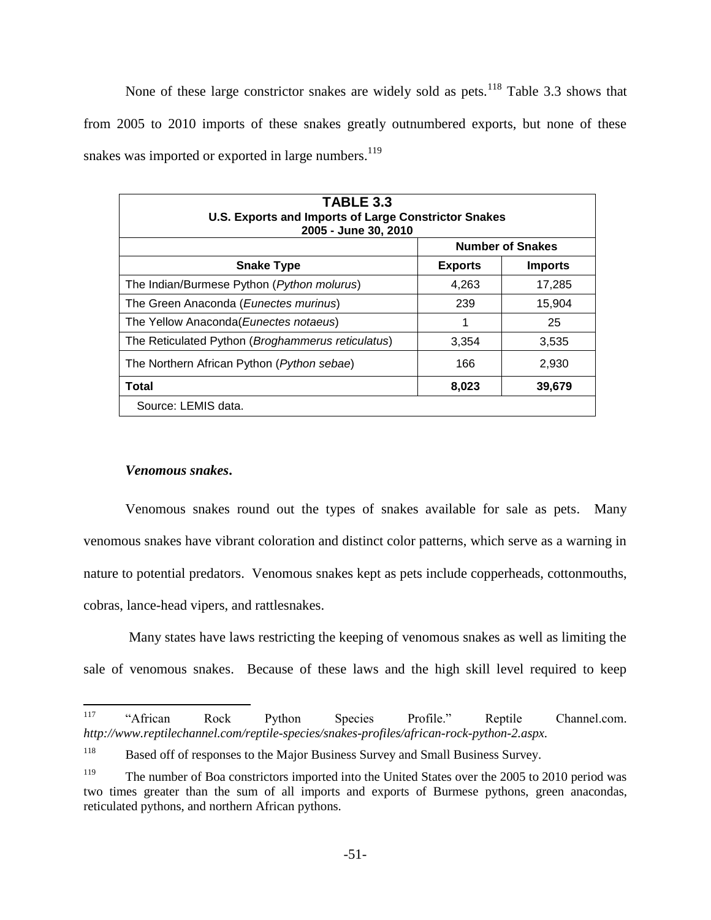None of these large constrictor snakes are widely sold as pets.[118] Table 3.3 shows that from 2005 to 2010 imports of these snakes greatly outnumbered exports, but none of these snakes was imported or exported in large numbers.[119]

| **TABLE 3.3**<br>**U.S. Exports and Imports of Large Constrictor Snakes**<br>**2005 - June 30, 2010** | | |
|---|---|---|
| | **Number of Snakes** | |
| **Snake Type** | **Exports** | **Imports** |
| The Indian/Burmese Python (*Python molurus*) | 4,263 | 17,285 |
| The Green Anaconda (*Eunectes murinus*) | 239 | 15,904 |
| The Yellow Anaconda(*Eunectes notaeus*) | 1 | 25 |
| The Reticulated Python (*Broghammerus reticulatus*) | 3,354 | 3,535 |
| The Northern African Python (*Python sebae*) | 166 | 2,930 |
| **Total** | **8,023** | **39,679** |
| Source: LEMIS data. | | |

***Venomous snakes.***

Venomous snakes round out the types of snakes available for sale as pets. Many venomous snakes have vibrant coloration and distinct color patterns, which serve as a warning in nature to potential predators. Venomous snakes kept as pets include copperheads, cottonmouths, cobras, lance-head vipers, and rattlesnakes.

Many states have laws restricting the keeping of venomous snakes as well as limiting the sale of venomous snakes. Because of these laws and the high skill level required to keep

---

[117] "African Rock Python Species Profile." Reptile Channel.com. *http://www.reptilechannel.com/reptile-species/snakes-profiles/african-rock-python-2.aspx.*

[118] Based off of responses to the Major Business Survey and Small Business Survey.

[119] The number of Boa constrictors imported into the United States over the 2005 to 2010 period was two times greater than the sum of all imports and exports of Burmese pythons, green anacondas, reticulated pythons, and northern African pythons.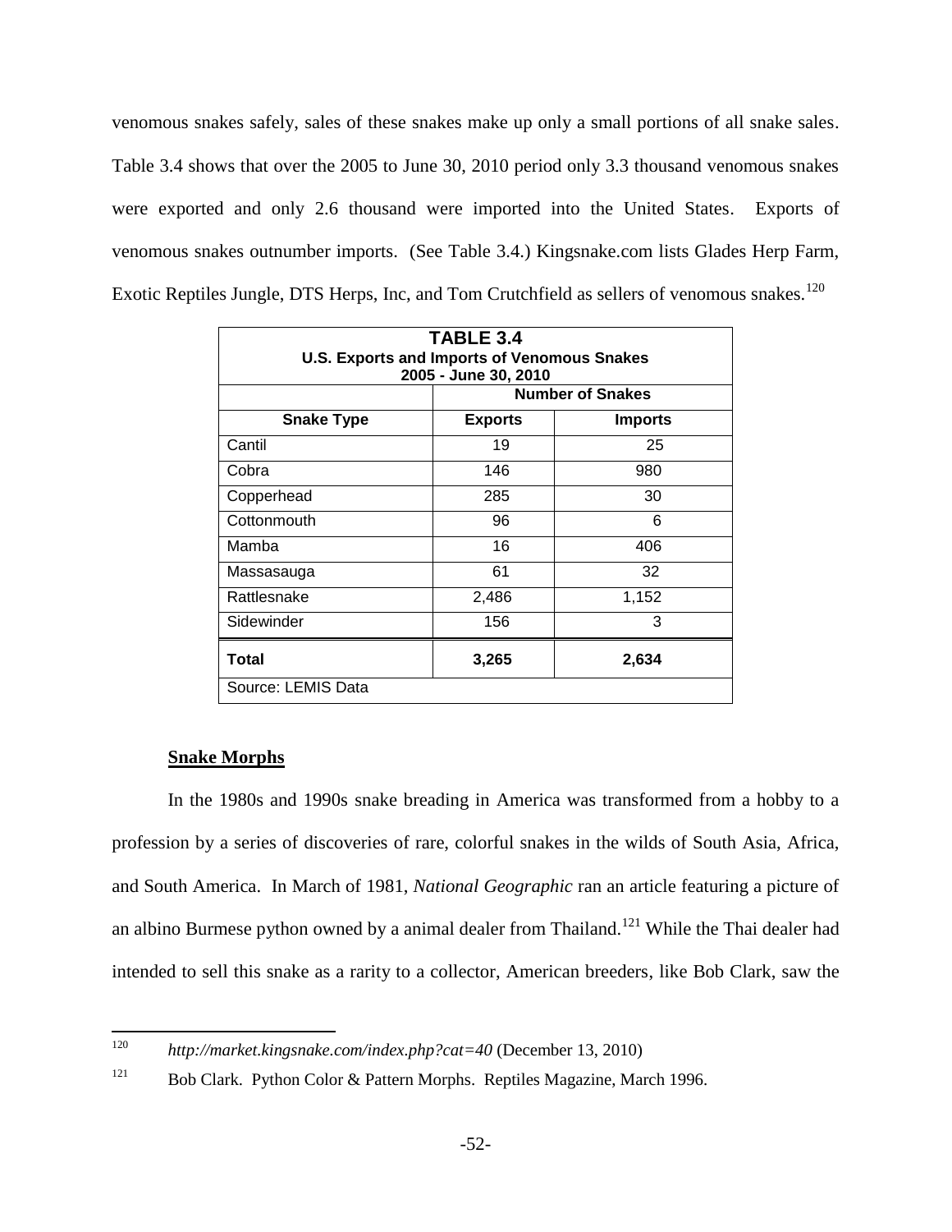venomous snakes safely, sales of these snakes make up only a small portions of all snake sales. Table 3.4 shows that over the 2005 to June 30, 2010 period only 3.3 thousand venomous snakes were exported and only 2.6 thousand were imported into the United States. Exports of venomous snakes outnumber imports. (See Table 3.4.) Kingsnake.com lists Glades Herp Farm, Exotic Reptiles Jungle, DTS Herps, Inc, and Tom Crutchfield as sellers of venomous snakes.[120]

**TABLE 3.4**
**U.S. Exports and Imports of Venomous Snakes**
**2005 - June 30, 2010**

| | Number of Snakes | |
|---|---|---|
| **Snake Type** | **Exports** | **Imports** |
| Cantil | 19 | 25 |
| Cobra | 146 | 980 |
| Copperhead | 285 | 30 |
| Cottonmouth | 96 | 6 |
| Mamba | 16 | 406 |
| Massasauga | 61 | 32 |
| Rattlesnake | 2,486 | 1,152 |
| Sidewinder | 156 | 3 |
| **Total** | **3,265** | **2,634** |

Source: LEMIS Data

## Snake Morphs

In the 1980s and 1990s snake breading in America was transformed from a hobby to a profession by a series of discoveries of rare, colorful snakes in the wilds of South Asia, Africa, and South America. In March of 1981, *National Geographic* ran an article featuring a picture of an albino Burmese python owned by a animal dealer from Thailand.[121] While the Thai dealer had intended to sell this snake as a rarity to a collector, American breeders, like Bob Clark, saw the

---

[120] *http://market.kingsnake.com/index.php?cat=40* (December 13, 2010)

[121] Bob Clark. Python Color & Pattern Morphs. Reptiles Magazine, March 1996.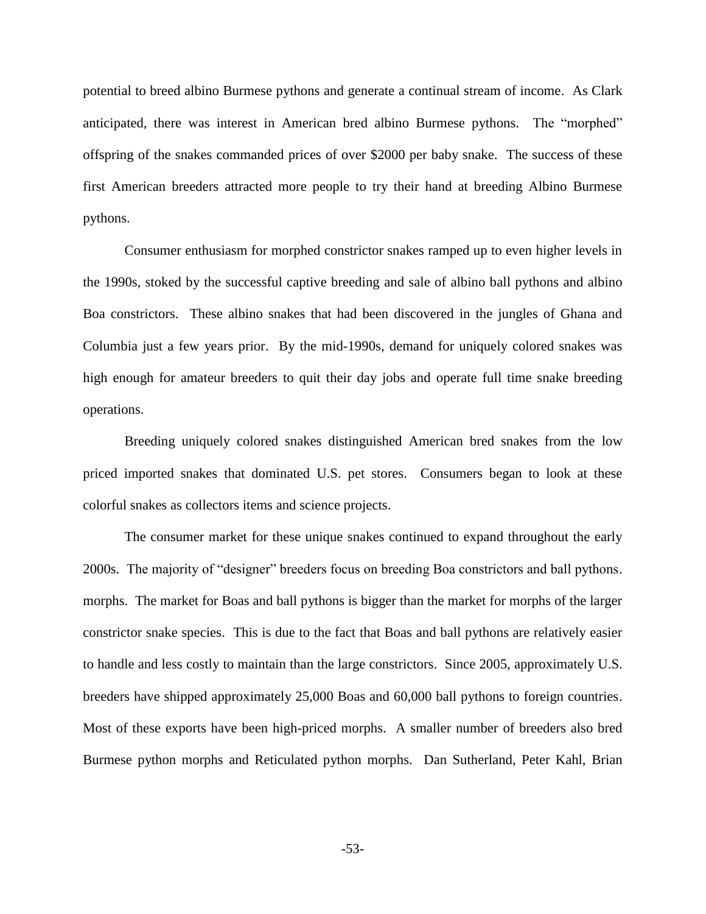potential to breed albino Burmese pythons and generate a continual stream of income. As Clark anticipated, there was interest in American bred albino Burmese pythons. The "morphed" offspring of the snakes commanded prices of over $2000 per baby snake. The success of these first American breeders attracted more people to try their hand at breeding Albino Burmese pythons.

Consumer enthusiasm for morphed constrictor snakes ramped up to even higher levels in the 1990s, stoked by the successful captive breeding and sale of albino ball pythons and albino Boa constrictors. These albino snakes that had been discovered in the jungles of Ghana and Columbia just a few years prior. By the mid-1990s, demand for uniquely colored snakes was high enough for amateur breeders to quit their day jobs and operate full time snake breeding operations.

Breeding uniquely colored snakes distinguished American bred snakes from the low priced imported snakes that dominated U.S. pet stores. Consumers began to look at these colorful snakes as collectors items and science projects.

The consumer market for these unique snakes continued to expand throughout the early 2000s. The majority of "designer" breeders focus on breeding Boa constrictors and ball pythons. morphs. The market for Boas and ball pythons is bigger than the market for morphs of the larger constrictor snake species. This is due to the fact that Boas and ball pythons are relatively easier to handle and less costly to maintain than the large constrictors. Since 2005, approximately U.S. breeders have shipped approximately 25,000 Boas and 60,000 ball pythons to foreign countries. Most of these exports have been high-priced morphs. A smaller number of breeders also bred Burmese python morphs and Reticulated python morphs. Dan Sutherland, Peter Kahl, Brian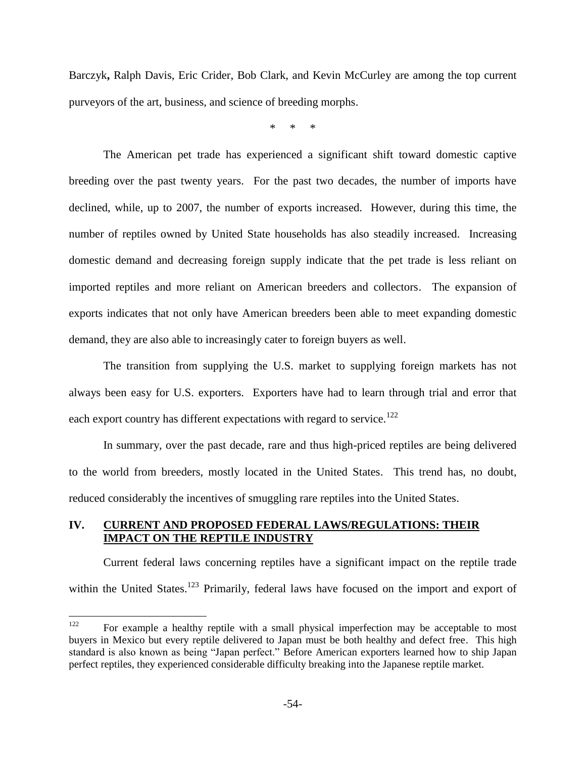Barczyk**,** Ralph Davis, Eric Crider, Bob Clark, and Kevin McCurley are among the top current purveyors of the art, business, and science of breeding morphs.

\* \* \*

The American pet trade has experienced a significant shift toward domestic captive breeding over the past twenty years. For the past two decades, the number of imports have declined, while, up to 2007, the number of exports increased. However, during this time, the number of reptiles owned by United State households has also steadily increased. Increasing domestic demand and decreasing foreign supply indicate that the pet trade is less reliant on imported reptiles and more reliant on American breeders and collectors. The expansion of exports indicates that not only have American breeders been able to meet expanding domestic demand, they are also able to increasingly cater to foreign buyers as well.

The transition from supplying the U.S. market to supplying foreign markets has not always been easy for U.S. exporters. Exporters have had to learn through trial and error that each export country has different expectations with regard to service.[122]

In summary, over the past decade, rare and thus high-priced reptiles are being delivered to the world from breeders, mostly located in the United States. This trend has, no doubt, reduced considerably the incentives of smuggling rare reptiles into the United States.

## IV. CURRENT AND PROPOSED FEDERAL LAWS/REGULATIONS: THEIR IMPACT ON THE REPTILE INDUSTRY

Current federal laws concerning reptiles have a significant impact on the reptile trade within the United States.[123] Primarily, federal laws have focused on the import and export of

---

[122] For example a healthy reptile with a small physical imperfection may be acceptable to most buyers in Mexico but every reptile delivered to Japan must be both healthy and defect free. This high standard is also known as being "Japan perfect." Before American exporters learned how to ship Japan perfect reptiles, they experienced considerable difficulty breaking into the Japanese reptile market.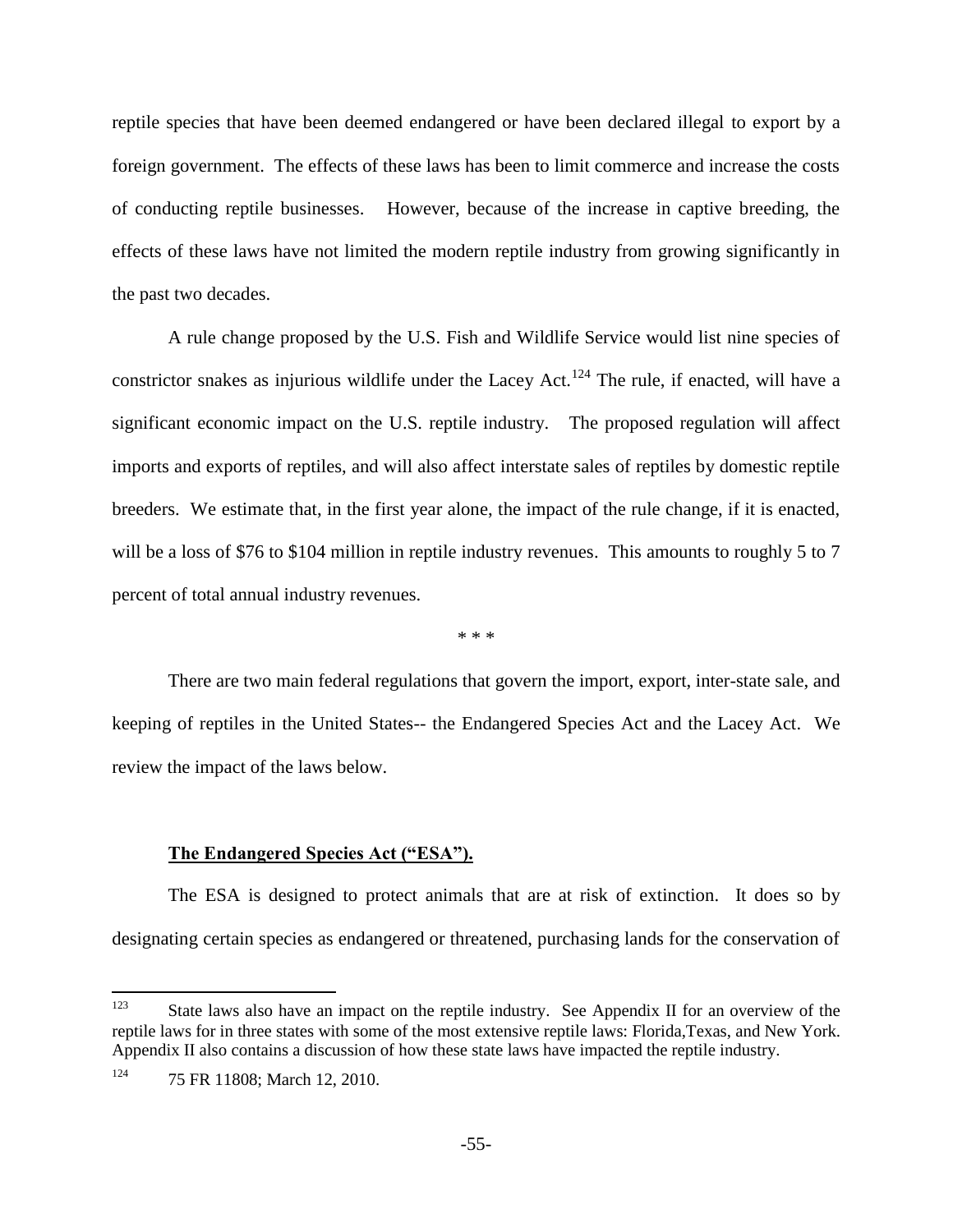reptile species that have been deemed endangered or have been declared illegal to export by a foreign government. The effects of these laws has been to limit commerce and increase the costs of conducting reptile businesses. However, because of the increase in captive breeding, the effects of these laws have not limited the modern reptile industry from growing significantly in the past two decades.

A rule change proposed by the U.S. Fish and Wildlife Service would list nine species of constrictor snakes as injurious wildlife under the Lacey Act.[124] The rule, if enacted, will have a significant economic impact on the U.S. reptile industry. The proposed regulation will affect imports and exports of reptiles, and will also affect interstate sales of reptiles by domestic reptile breeders. We estimate that, in the first year alone, the impact of the rule change, if it is enacted, will be a loss of $76 to $104 million in reptile industry revenues. This amounts to roughly 5 to 7 percent of total annual industry revenues.

\* \* \*

There are two main federal regulations that govern the import, export, inter-state sale, and keeping of reptiles in the United States-- the Endangered Species Act and the Lacey Act. We review the impact of the laws below.

**The Endangered Species Act ("ESA").**

The ESA is designed to protect animals that are at risk of extinction. It does so by designating certain species as endangered or threatened, purchasing lands for the conservation of

---

[123] State laws also have an impact on the reptile industry. See Appendix II for an overview of the reptile laws for in three states with some of the most extensive reptile laws: Florida,Texas, and New York. Appendix II also contains a discussion of how these state laws have impacted the reptile industry.

[124] 75 FR 11808; March 12, 2010.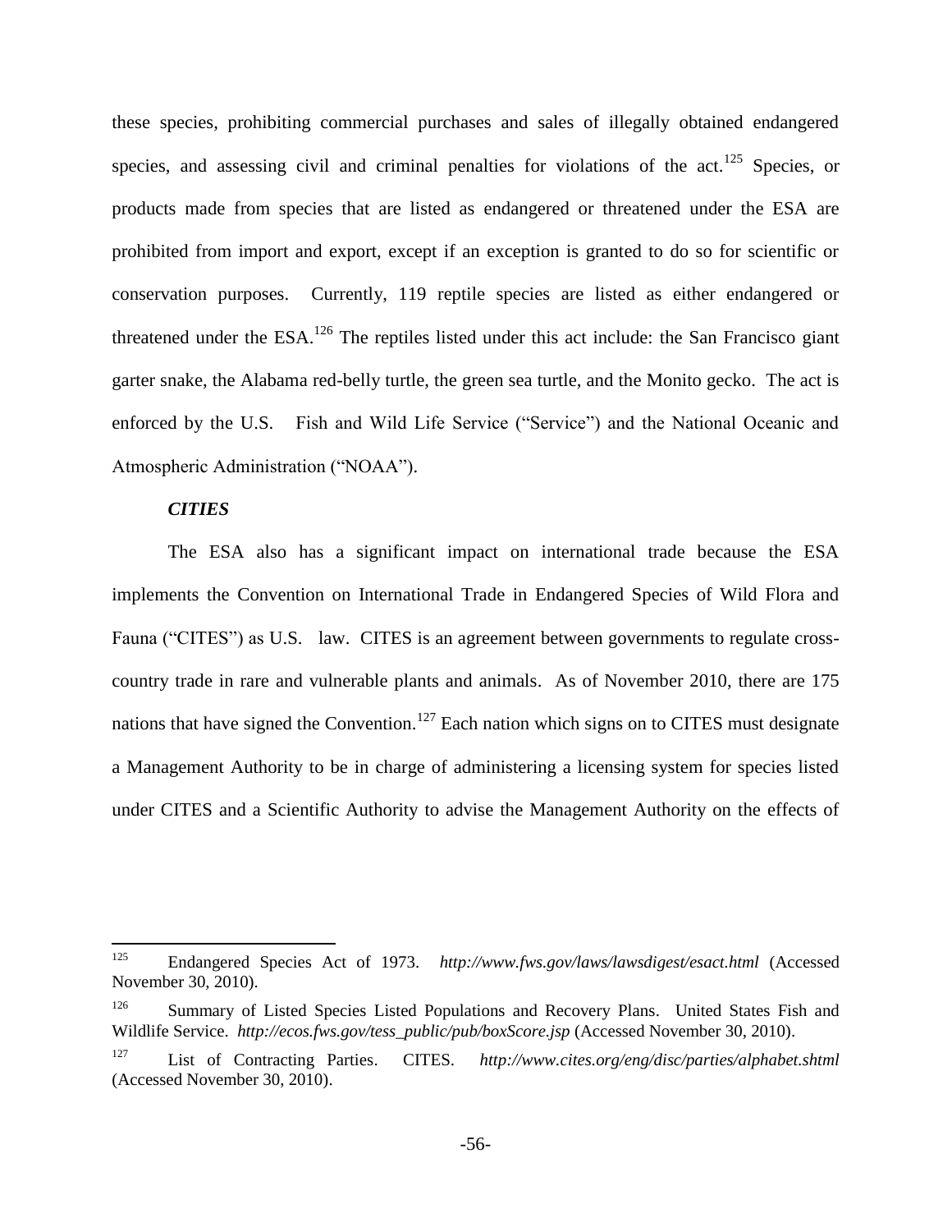these species, prohibiting commercial purchases and sales of illegally obtained endangered species, and assessing civil and criminal penalties for violations of the act.[125] Species, or products made from species that are listed as endangered or threatened under the ESA are prohibited from import and export, except if an exception is granted to do so for scientific or conservation purposes. Currently, 119 reptile species are listed as either endangered or threatened under the ESA.[126] The reptiles listed under this act include: the San Francisco giant garter snake, the Alabama red-belly turtle, the green sea turtle, and the Monito gecko. The act is enforced by the U.S. Fish and Wild Life Service ("Service") and the National Oceanic and Atmospheric Administration ("NOAA").

***CITIES***

The ESA also has a significant impact on international trade because the ESA implements the Convention on International Trade in Endangered Species of Wild Flora and Fauna ("CITES") as U.S. law. CITES is an agreement between governments to regulate cross-country trade in rare and vulnerable plants and animals. As of November 2010, there are 175 nations that have signed the Convention.[127] Each nation which signs on to CITES must designate a Management Authority to be in charge of administering a licensing system for species listed under CITES and a Scientific Authority to advise the Management Authority on the effects of

---

[125] Endangered Species Act of 1973. *http://www.fws.gov/laws/lawsdigest/esact.html* (Accessed November 30, 2010).

[126] Summary of Listed Species Listed Populations and Recovery Plans. United States Fish and Wildlife Service. *http://ecos.fws.gov/tess_public/pub/boxScore.jsp* (Accessed November 30, 2010).

[127] List of Contracting Parties. CITES. *http://www.cites.org/eng/disc/parties/alphabet.shtml* (Accessed November 30, 2010).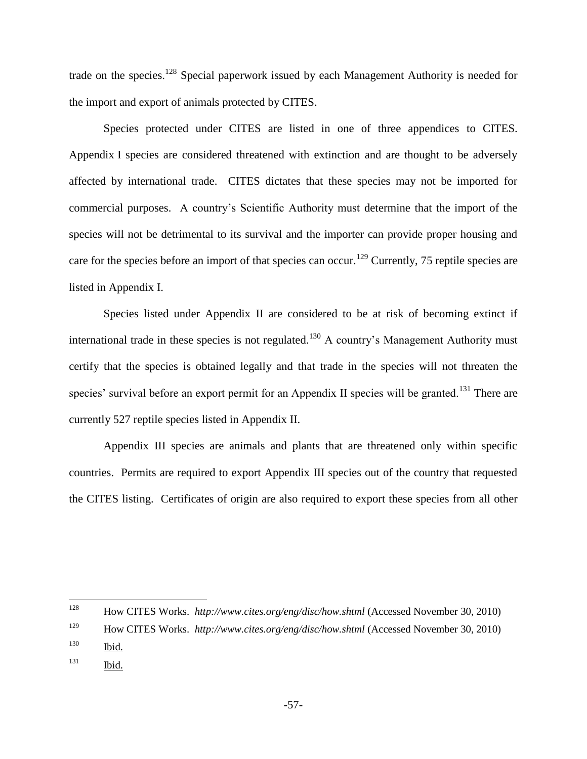trade on the species.[128] Special paperwork issued by each Management Authority is needed for the import and export of animals protected by CITES.

Species protected under CITES are listed in one of three appendices to CITES. Appendix I species are considered threatened with extinction and are thought to be adversely affected by international trade. CITES dictates that these species may not be imported for commercial purposes. A country's Scientific Authority must determine that the import of the species will not be detrimental to its survival and the importer can provide proper housing and care for the species before an import of that species can occur.[129] Currently, 75 reptile species are listed in Appendix I.

Species listed under Appendix II are considered to be at risk of becoming extinct if international trade in these species is not regulated.[130] A country's Management Authority must certify that the species is obtained legally and that trade in the species will not threaten the species' survival before an export permit for an Appendix II species will be granted.[131] There are currently 527 reptile species listed in Appendix II.

Appendix III species are animals and plants that are threatened only within specific countries. Permits are required to export Appendix III species out of the country that requested the CITES listing. Certificates of origin are also required to export these species from all other

---

[128] How CITES Works. *http://www.cites.org/eng/disc/how.shtml* (Accessed November 30, 2010)

[129] How CITES Works. *http://www.cites.org/eng/disc/how.shtml* (Accessed November 30, 2010)

[130] Ibid.

[131] Ibid.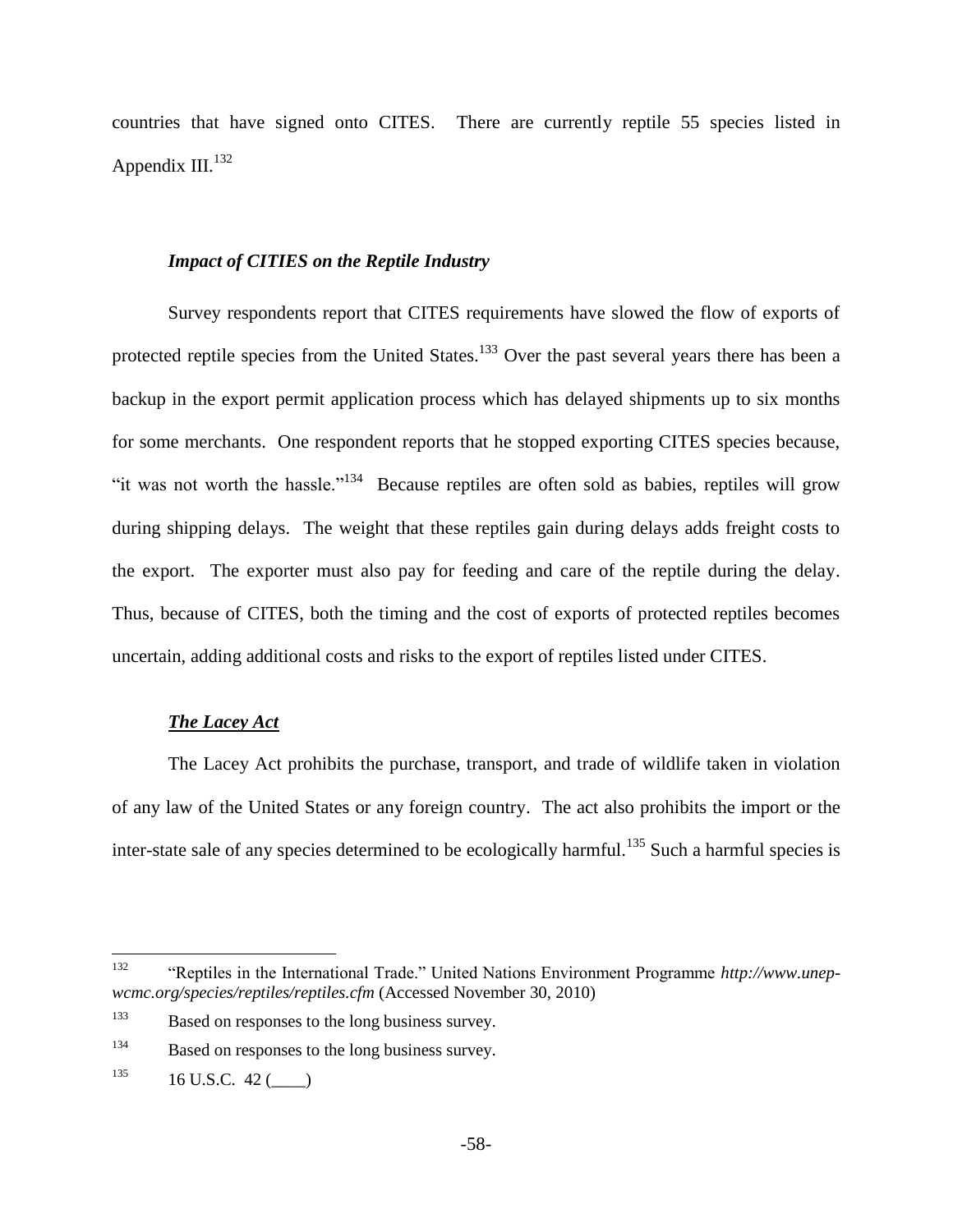countries that have signed onto CITES. There are currently reptile 55 species listed in Appendix III.[132]

### *Impact of CITIES on the Reptile Industry*

Survey respondents report that CITES requirements have slowed the flow of exports of protected reptile species from the United States.[133] Over the past several years there has been a backup in the export permit application process which has delayed shipments up to six months for some merchants. One respondent reports that he stopped exporting CITES species because, "it was not worth the hassle."[134] Because reptiles are often sold as babies, reptiles will grow during shipping delays. The weight that these reptiles gain during delays adds freight costs to the export. The exporter must also pay for feeding and care of the reptile during the delay. Thus, because of CITES, both the timing and the cost of exports of protected reptiles becomes uncertain, adding additional costs and risks to the export of reptiles listed under CITES.

### ***The Lacey Act***

The Lacey Act prohibits the purchase, transport, and trade of wildlife taken in violation of any law of the United States or any foreign country. The act also prohibits the import or the inter-state sale of any species determined to be ecologically harmful.[135] Such a harmful species is

---

[132] "Reptiles in the International Trade." United Nations Environment Programme *http://www.unep-wcmc.org/species/reptiles/reptiles.cfm* (Accessed November 30, 2010)

[133] Based on responses to the long business survey.

[134] Based on responses to the long business survey.

[135] 16 U.S.C. 42 (____)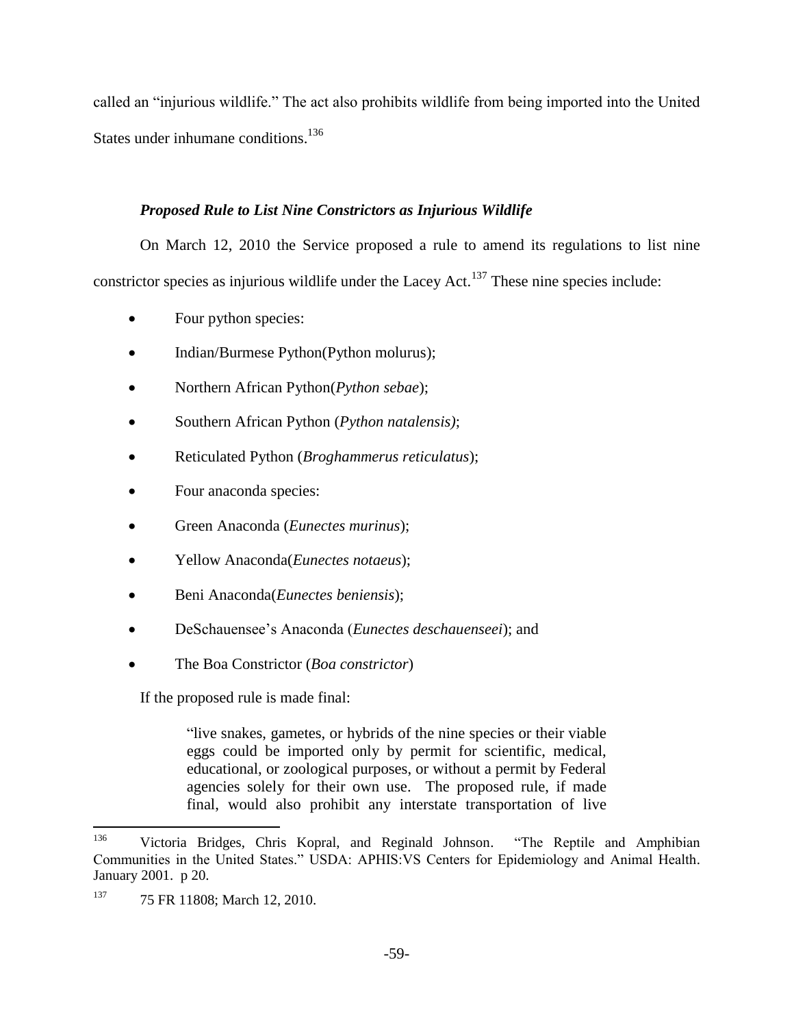called an "injurious wildlife." The act also prohibits wildlife from being imported into the United States under inhumane conditions.[136]

### *Proposed Rule to List Nine Constrictors as Injurious Wildlife*

On March 12, 2010 the Service proposed a rule to amend its regulations to list nine constrictor species as injurious wildlife under the Lacey Act.[137] These nine species include:

- Four python species:
- Indian/Burmese Python(Python molurus);
- Northern African Python(*Python sebae*);
- Southern African Python (*Python natalensis)*;
- Reticulated Python (*Broghammerus reticulatus*);
- Four anaconda species:
- Green Anaconda (*Eunectes murinus*);
- Yellow Anaconda(*Eunectes notaeus*);
- Beni Anaconda(*Eunectes beniensis*);
- DeSchauensee's Anaconda (*Eunectes deschauenseei*); and
- The Boa Constrictor (*Boa constrictor*)

If the proposed rule is made final:

> "live snakes, gametes, or hybrids of the nine species or their viable eggs could be imported only by permit for scientific, medical, educational, or zoological purposes, or without a permit by Federal agencies solely for their own use. The proposed rule, if made final, would also prohibit any interstate transportation of live

---

[136] Victoria Bridges, Chris Kopral, and Reginald Johnson. "The Reptile and Amphibian Communities in the United States." USDA: APHIS:VS Centers for Epidemiology and Animal Health. January 2001. p 20.

[137] 75 FR 11808; March 12, 2010.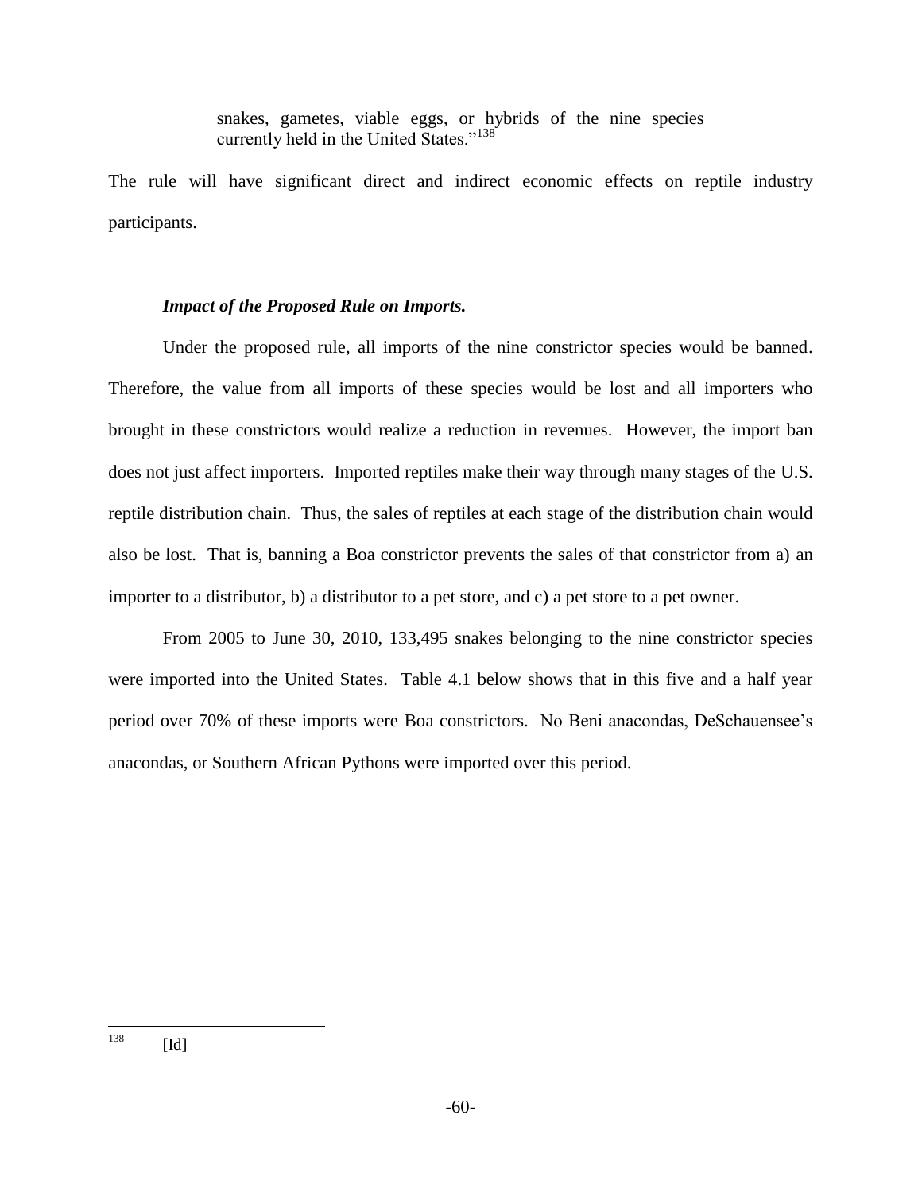> snakes, gametes, viable eggs, or hybrids of the nine species currently held in the United States."[138]

The rule will have significant direct and indirect economic effects on reptile industry participants.

***Impact of the Proposed Rule on Imports.***

Under the proposed rule, all imports of the nine constrictor species would be banned. Therefore, the value from all imports of these species would be lost and all importers who brought in these constrictors would realize a reduction in revenues. However, the import ban does not just affect importers. Imported reptiles make their way through many stages of the U.S. reptile distribution chain. Thus, the sales of reptiles at each stage of the distribution chain would also be lost. That is, banning a Boa constrictor prevents the sales of that constrictor from a) an importer to a distributor, b) a distributor to a pet store, and c) a pet store to a pet owner.

From 2005 to June 30, 2010, 133,495 snakes belonging to the nine constrictor species were imported into the United States. Table 4.1 below shows that in this five and a half year period over 70% of these imports were Boa constrictors. No Beni anacondas, DeSchauensee's anacondas, or Southern African Pythons were imported over this period.

---

[138] [Id]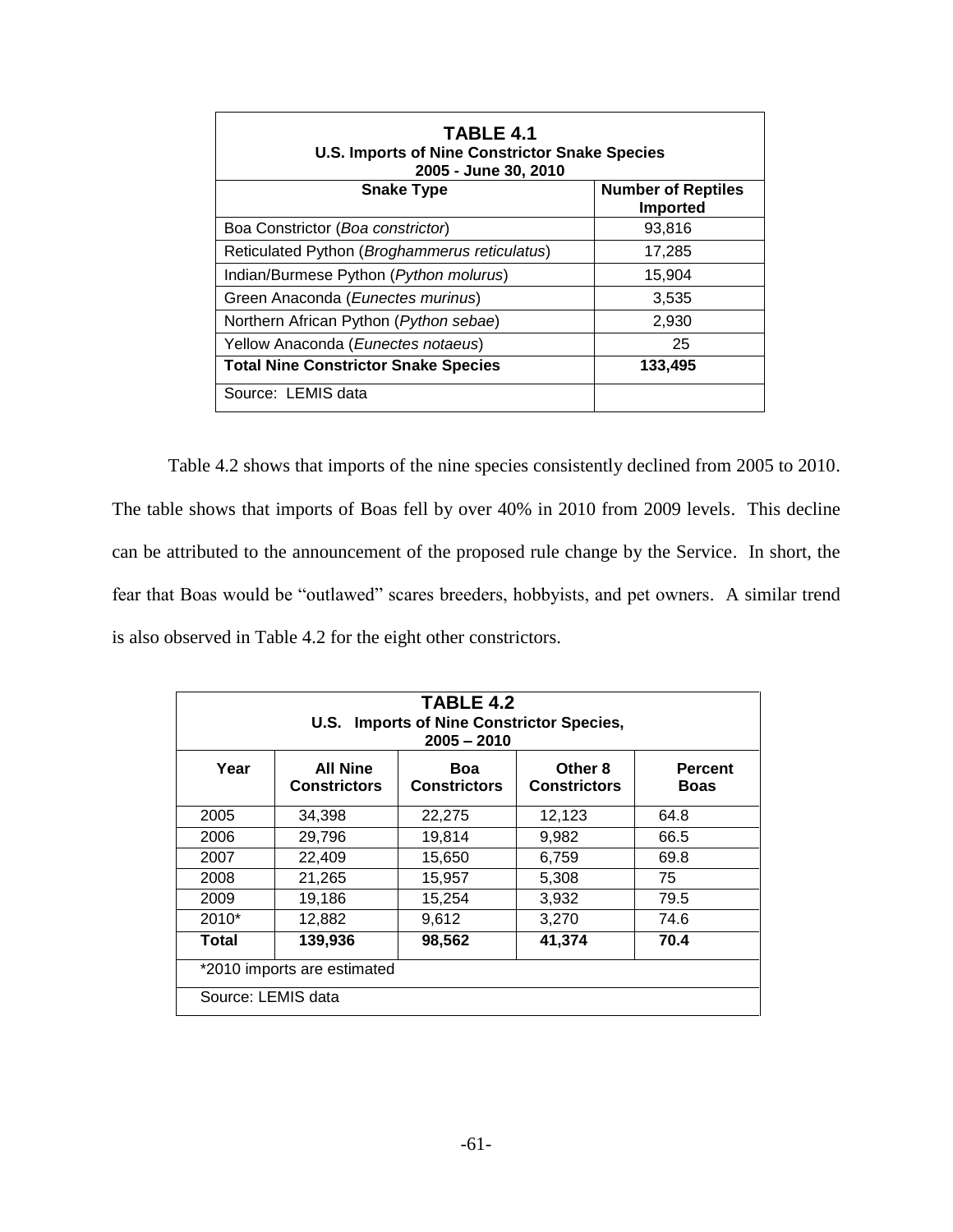| **TABLE 4.1**<br>**U.S. Imports of Nine Constrictor Snake Species**<br>**2005 - June 30, 2010** | |
|---|---|
| **Snake Type** | **Number of Reptiles Imported** |
| Boa Constrictor (*Boa constrictor*) | 93,816 |
| Reticulated Python (*Broghammerus reticulatus*) | 17,285 |
| Indian/Burmese Python (*Python molurus*) | 15,904 |
| Green Anaconda (*Eunectes murinus*) | 3,535 |
| Northern African Python (*Python sebae*) | 2,930 |
| Yellow Anaconda (*Eunectes notaeus*) | 25 |
| **Total Nine Constrictor Snake Species** | **133,495** |
| Source: LEMIS data | |

Table 4.2 shows that imports of the nine species consistently declined from 2005 to 2010. The table shows that imports of Boas fell by over 40% in 2010 from 2009 levels. This decline can be attributed to the announcement of the proposed rule change by the Service. In short, the fear that Boas would be "outlawed" scares breeders, hobbyists, and pet owners. A similar trend is also observed in Table 4.2 for the eight other constrictors.

| **TABLE 4.2**<br>**U.S. Imports of Nine Constrictor Species, 2005 – 2010** | | | | |
|---|---|---|---|---|
| **Year** | **All Nine Constrictors** | **Boa Constrictors** | **Other 8 Constrictors** | **Percent Boas** |
| 2005 | 34,398 | 22,275 | 12,123 | 64.8 |
| 2006 | 29,796 | 19,814 | 9,982 | 66.5 |
| 2007 | 22,409 | 15,650 | 6,759 | 69.8 |
| 2008 | 21,265 | 15,957 | 5,308 | 75 |
| 2009 | 19,186 | 15,254 | 3,932 | 79.5 |
| 2010* | 12,882 | 9,612 | 3,270 | 74.6 |
| **Total** | **139,936** | **98,562** | **41,374** | **70.4** |
| *2010 imports are estimated | | | | |
| Source: LEMIS data | | | | |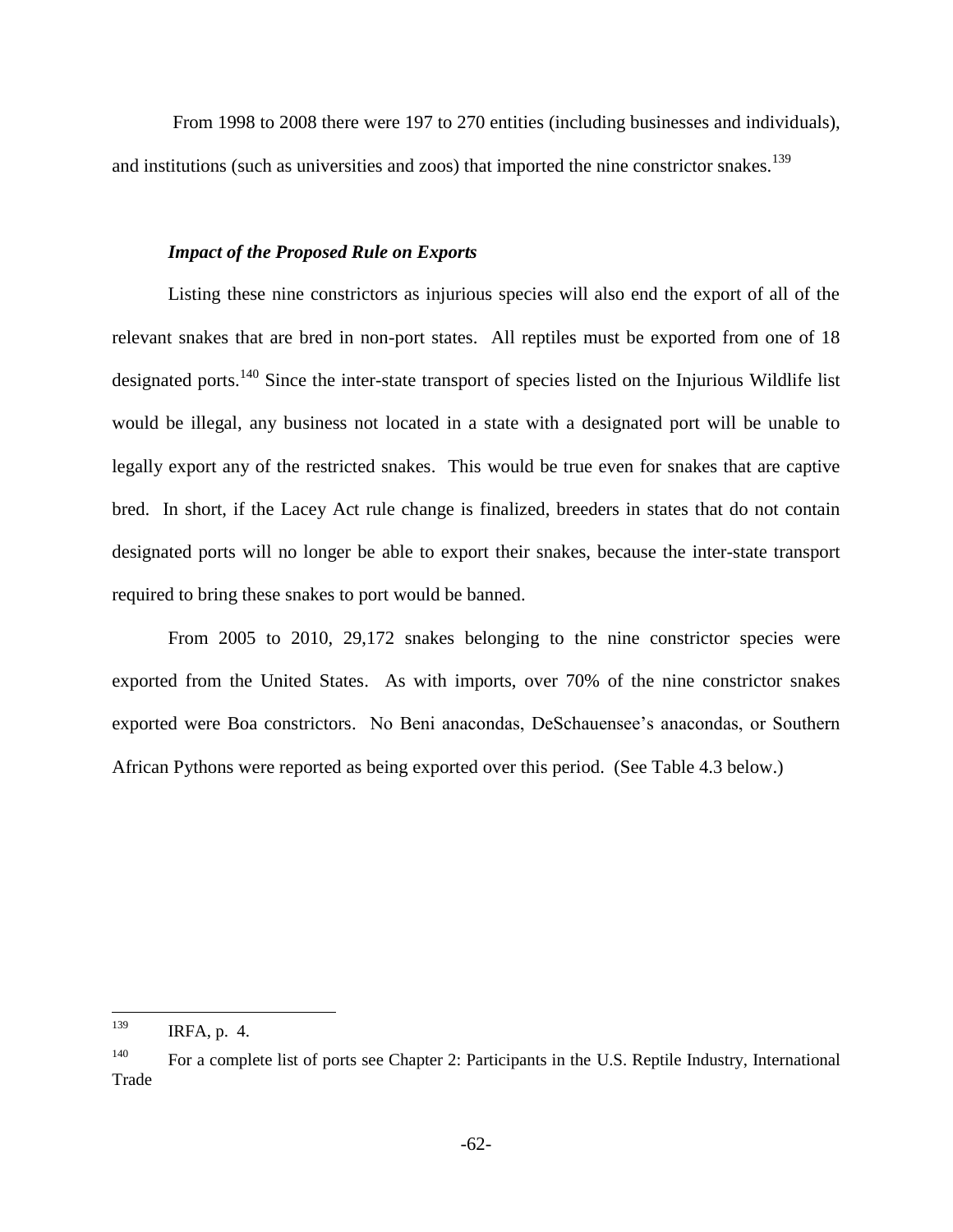From 1998 to 2008 there were 197 to 270 entities (including businesses and individuals), and institutions (such as universities and zoos) that imported the nine constrictor snakes.[139]

### *Impact of the Proposed Rule on Exports*

Listing these nine constrictors as injurious species will also end the export of all of the relevant snakes that are bred in non-port states. All reptiles must be exported from one of 18 designated ports.[140] Since the inter-state transport of species listed on the Injurious Wildlife list would be illegal, any business not located in a state with a designated port will be unable to legally export any of the restricted snakes. This would be true even for snakes that are captive bred. In short, if the Lacey Act rule change is finalized, breeders in states that do not contain designated ports will no longer be able to export their snakes, because the inter-state transport required to bring these snakes to port would be banned.

From 2005 to 2010, 29,172 snakes belonging to the nine constrictor species were exported from the United States. As with imports, over 70% of the nine constrictor snakes exported were Boa constrictors. No Beni anacondas, DeSchauensee's anacondas, or Southern African Pythons were reported as being exported over this period. (See Table 4.3 below.)

---

[139] IRFA, p. 4.

[140] For a complete list of ports see Chapter 2: Participants in the U.S. Reptile Industry, International Trade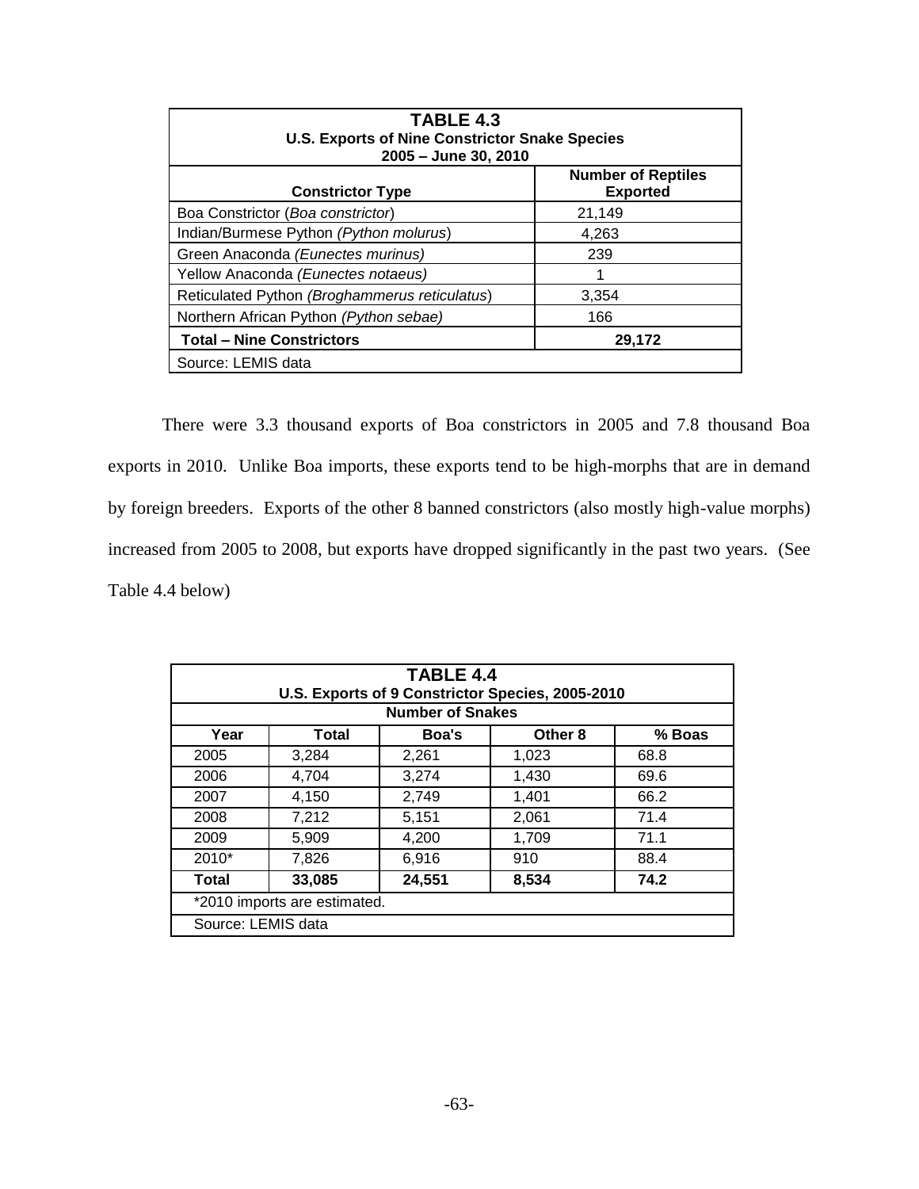| TABLE 4.3<br>U.S. Exports of Nine Constrictor Snake Species<br>2005 – June 30, 2010 | |
|---|---|
| **Constrictor Type** | **Number of Reptiles Exported** |
| Boa Constrictor (*Boa constrictor*) | 21,149 |
| Indian/Burmese Python (*Python molurus*) | 4,263 |
| Green Anaconda (*Eunectes murinus)* | 239 |
| Yellow Anaconda (*Eunectes notaeus)* | 1 |
| Reticulated Python (*Broghammerus reticulatus*) | 3,354 |
| Northern African Python (*Python sebae)* | 166 |
| **Total – Nine Constrictors** | **29,172** |
| Source: LEMIS data | |

There were 3.3 thousand exports of Boa constrictors in 2005 and 7.8 thousand Boa exports in 2010. Unlike Boa imports, these exports tend to be high-morphs that are in demand by foreign breeders. Exports of the other 8 banned constrictors (also mostly high-value morphs) increased from 2005 to 2008, but exports have dropped significantly in the past two years. (See Table 4.4 below)

| TABLE 4.4<br>U.S. Exports of 9 Constrictor Species, 2005-2010 | | | | |
|---|---|---|---|---|
| **Number of Snakes** | | | | |
| **Year** | **Total** | **Boa's** | **Other 8** | **% Boas** |
| 2005 | 3,284 | 2,261 | 1,023 | 68.8 |
| 2006 | 4,704 | 3,274 | 1,430 | 69.6 |
| 2007 | 4,150 | 2,749 | 1,401 | 66.2 |
| 2008 | 7,212 | 5,151 | 2,061 | 71.4 |
| 2009 | 5,909 | 4,200 | 1,709 | 71.1 |
| 2010* | 7,826 | 6,916 | 910 | 88.4 |
| **Total** | **33,085** | **24,551** | **8,534** | **74.2** |
| *2010 imports are estimated. | | | | |
| Source: LEMIS data | | | | |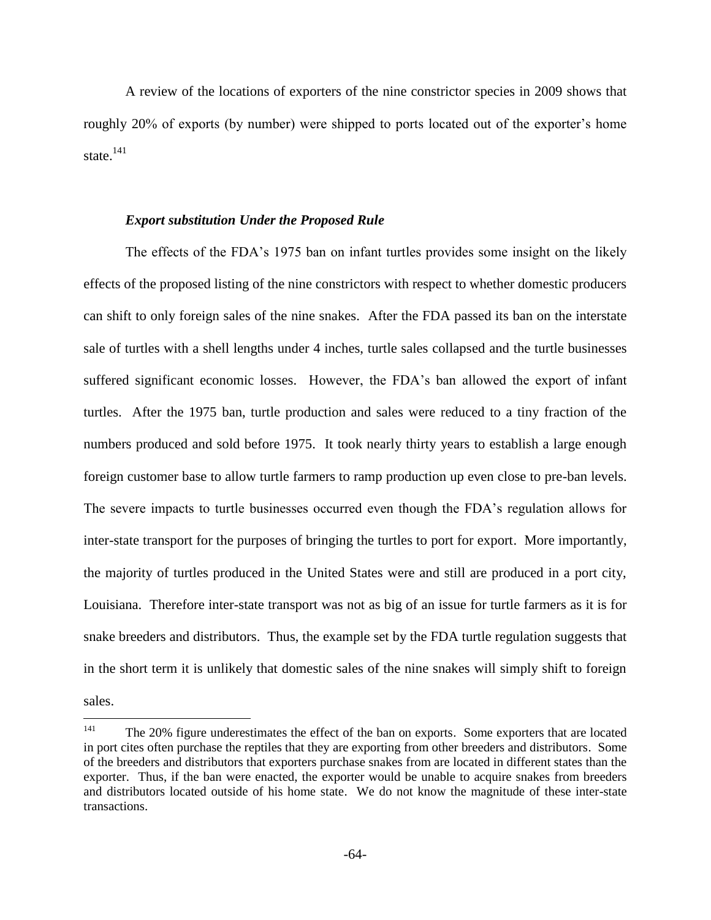A review of the locations of exporters of the nine constrictor species in 2009 shows that roughly 20% of exports (by number) were shipped to ports located out of the exporter's home state.[141]

### *Export substitution Under the Proposed Rule*

The effects of the FDA's 1975 ban on infant turtles provides some insight on the likely effects of the proposed listing of the nine constrictors with respect to whether domestic producers can shift to only foreign sales of the nine snakes. After the FDA passed its ban on the interstate sale of turtles with a shell lengths under 4 inches, turtle sales collapsed and the turtle businesses suffered significant economic losses. However, the FDA's ban allowed the export of infant turtles. After the 1975 ban, turtle production and sales were reduced to a tiny fraction of the numbers produced and sold before 1975. It took nearly thirty years to establish a large enough foreign customer base to allow turtle farmers to ramp production up even close to pre-ban levels. The severe impacts to turtle businesses occurred even though the FDA's regulation allows for inter-state transport for the purposes of bringing the turtles to port for export. More importantly, the majority of turtles produced in the United States were and still are produced in a port city, Louisiana. Therefore inter-state transport was not as big of an issue for turtle farmers as it is for snake breeders and distributors. Thus, the example set by the FDA turtle regulation suggests that in the short term it is unlikely that domestic sales of the nine snakes will simply shift to foreign sales.

---

[141] The 20% figure underestimates the effect of the ban on exports. Some exporters that are located in port cites often purchase the reptiles that they are exporting from other breeders and distributors. Some of the breeders and distributors that exporters purchase snakes from are located in different states than the exporter. Thus, if the ban were enacted, the exporter would be unable to acquire snakes from breeders and distributors located outside of his home state. We do not know the magnitude of these inter-state transactions.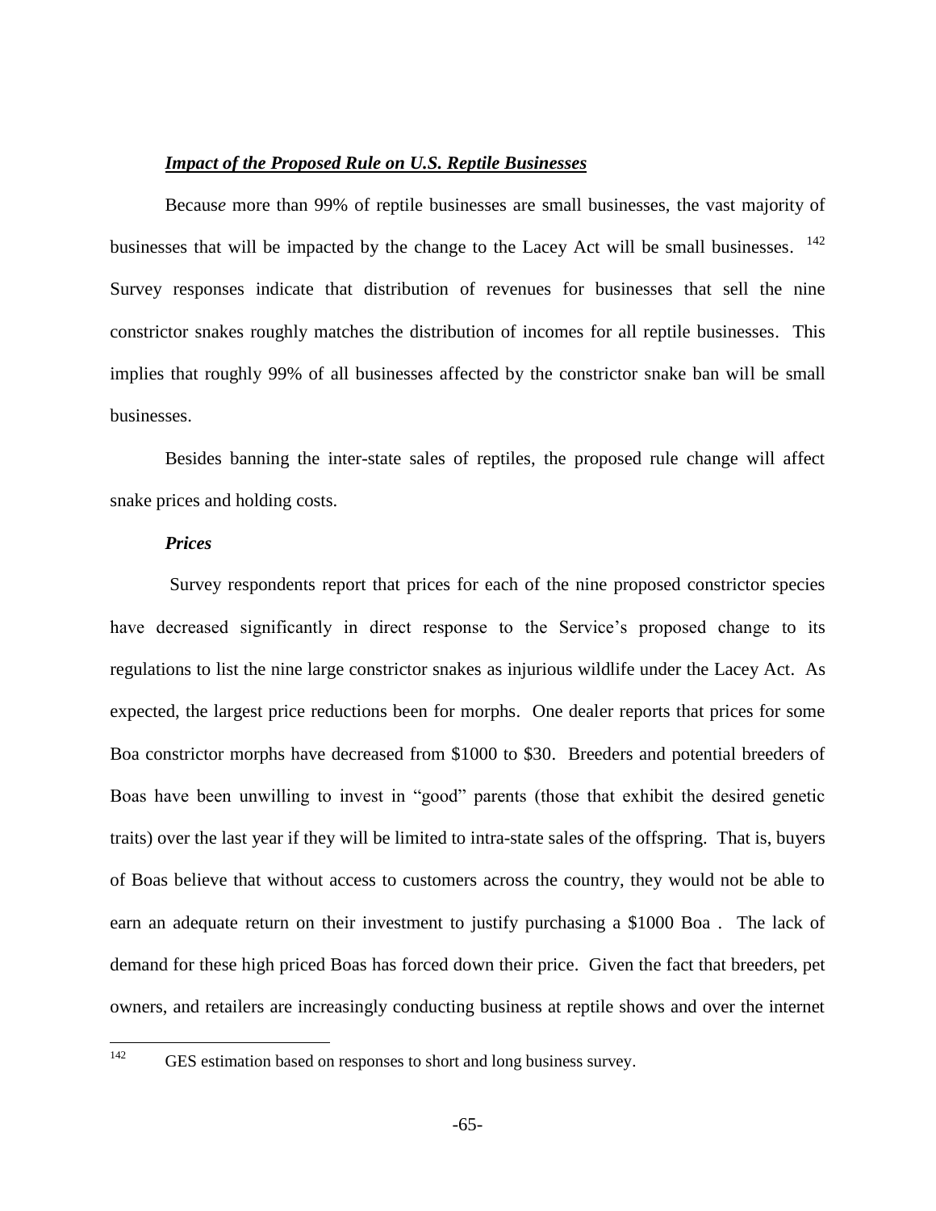***Impact of the Proposed Rule on U.S. Reptile Businesses***

Because more than 99% of reptile businesses are small businesses, the vast majority of businesses that will be impacted by the change to the Lacey Act will be small businesses. [142] Survey responses indicate that distribution of revenues for businesses that sell the nine constrictor snakes roughly matches the distribution of incomes for all reptile businesses. This implies that roughly 99% of all businesses affected by the constrictor snake ban will be small businesses.

Besides banning the inter-state sales of reptiles, the proposed rule change will affect snake prices and holding costs.

***Prices***

Survey respondents report that prices for each of the nine proposed constrictor species have decreased significantly in direct response to the Service's proposed change to its regulations to list the nine large constrictor snakes as injurious wildlife under the Lacey Act. As expected, the largest price reductions been for morphs. One dealer reports that prices for some Boa constrictor morphs have decreased from $1000 to $30. Breeders and potential breeders of Boas have been unwilling to invest in "good" parents (those that exhibit the desired genetic traits) over the last year if they will be limited to intra-state sales of the offspring. That is, buyers of Boas believe that without access to customers across the country, they would not be able to earn an adequate return on their investment to justify purchasing a $1000 Boa . The lack of demand for these high priced Boas has forced down their price. Given the fact that breeders, pet owners, and retailers are increasingly conducting business at reptile shows and over the internet

[142] GES estimation based on responses to short and long business survey.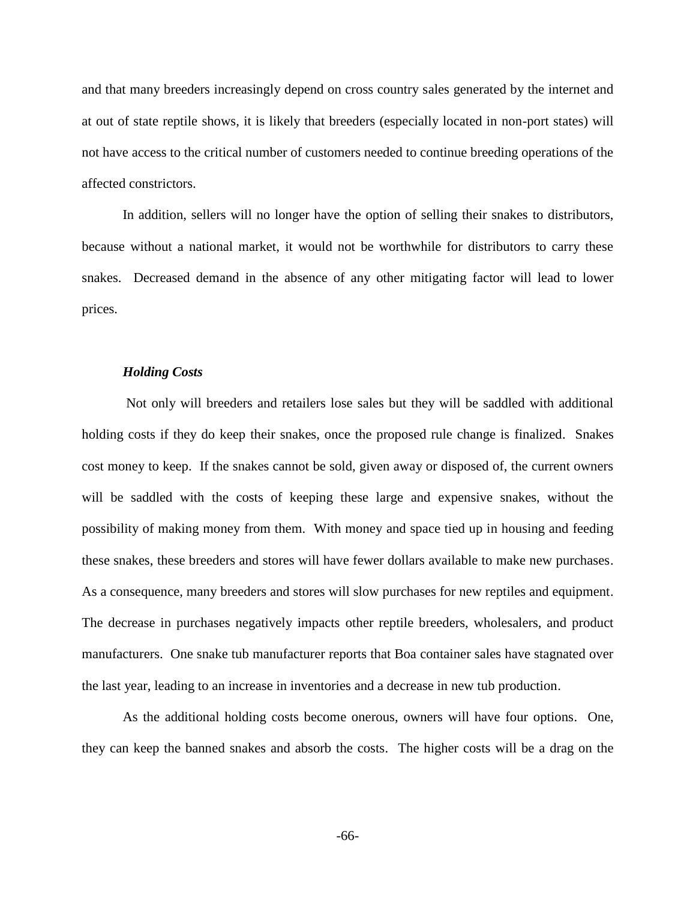and that many breeders increasingly depend on cross country sales generated by the internet and at out of state reptile shows, it is likely that breeders (especially located in non-port states) will not have access to the critical number of customers needed to continue breeding operations of the affected constrictors.

In addition, sellers will no longer have the option of selling their snakes to distributors, because without a national market, it would not be worthwhile for distributors to carry these snakes. Decreased demand in the absence of any other mitigating factor will lead to lower prices.

***Holding Costs***

Not only will breeders and retailers lose sales but they will be saddled with additional holding costs if they do keep their snakes, once the proposed rule change is finalized. Snakes cost money to keep. If the snakes cannot be sold, given away or disposed of, the current owners will be saddled with the costs of keeping these large and expensive snakes, without the possibility of making money from them. With money and space tied up in housing and feeding these snakes, these breeders and stores will have fewer dollars available to make new purchases. As a consequence, many breeders and stores will slow purchases for new reptiles and equipment. The decrease in purchases negatively impacts other reptile breeders, wholesalers, and product manufacturers. One snake tub manufacturer reports that Boa container sales have stagnated over the last year, leading to an increase in inventories and a decrease in new tub production.

As the additional holding costs become onerous, owners will have four options. One, they can keep the banned snakes and absorb the costs. The higher costs will be a drag on the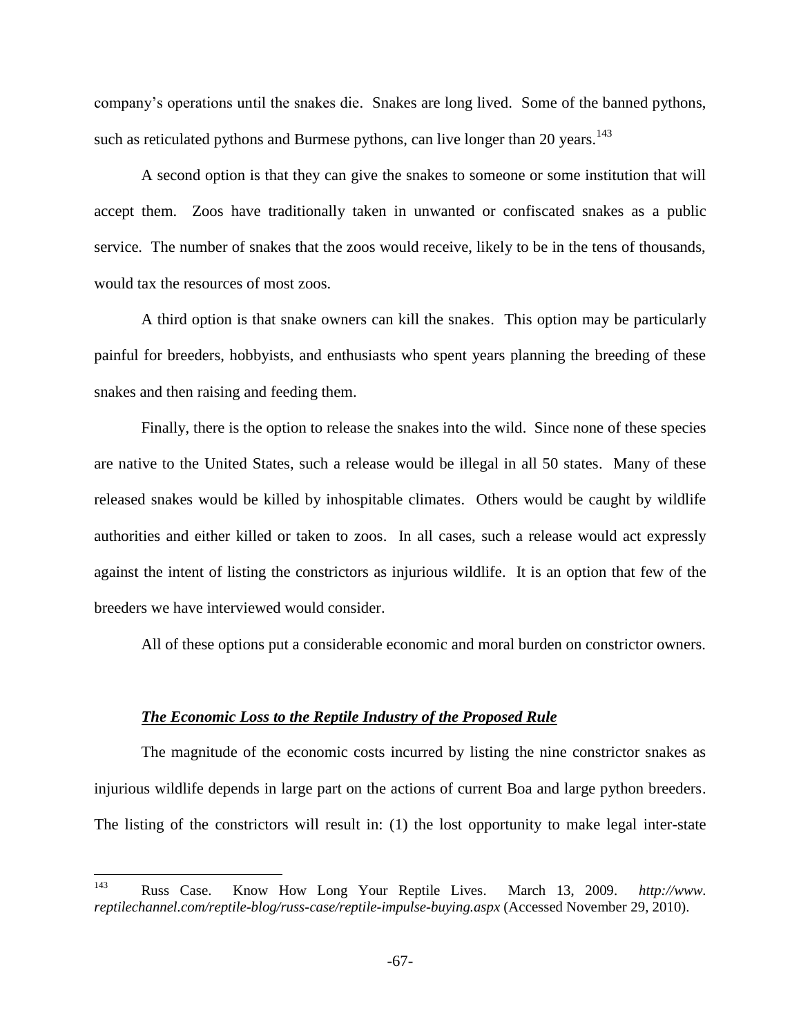company's operations until the snakes die. Snakes are long lived. Some of the banned pythons, such as reticulated pythons and Burmese pythons, can live longer than 20 years.[143]

A second option is that they can give the snakes to someone or some institution that will accept them. Zoos have traditionally taken in unwanted or confiscated snakes as a public service. The number of snakes that the zoos would receive, likely to be in the tens of thousands, would tax the resources of most zoos.

A third option is that snake owners can kill the snakes. This option may be particularly painful for breeders, hobbyists, and enthusiasts who spent years planning the breeding of these snakes and then raising and feeding them.

Finally, there is the option to release the snakes into the wild. Since none of these species are native to the United States, such a release would be illegal in all 50 states. Many of these released snakes would be killed by inhospitable climates. Others would be caught by wildlife authorities and either killed or taken to zoos. In all cases, such a release would act expressly against the intent of listing the constrictors as injurious wildlife. It is an option that few of the breeders we have interviewed would consider.

All of these options put a considerable economic and moral burden on constrictor owners.

***The Economic Loss to the Reptile Industry of the Proposed Rule***

The magnitude of the economic costs incurred by listing the nine constrictor snakes as injurious wildlife depends in large part on the actions of current Boa and large python breeders. The listing of the constrictors will result in: (1) the lost opportunity to make legal inter-state

---

[143] Russ Case. Know How Long Your Reptile Lives. March 13, 2009. *http://www.reptilechannel.com/reptile-blog/russ-case/reptile-impulse-buying.aspx* (Accessed November 29, 2010).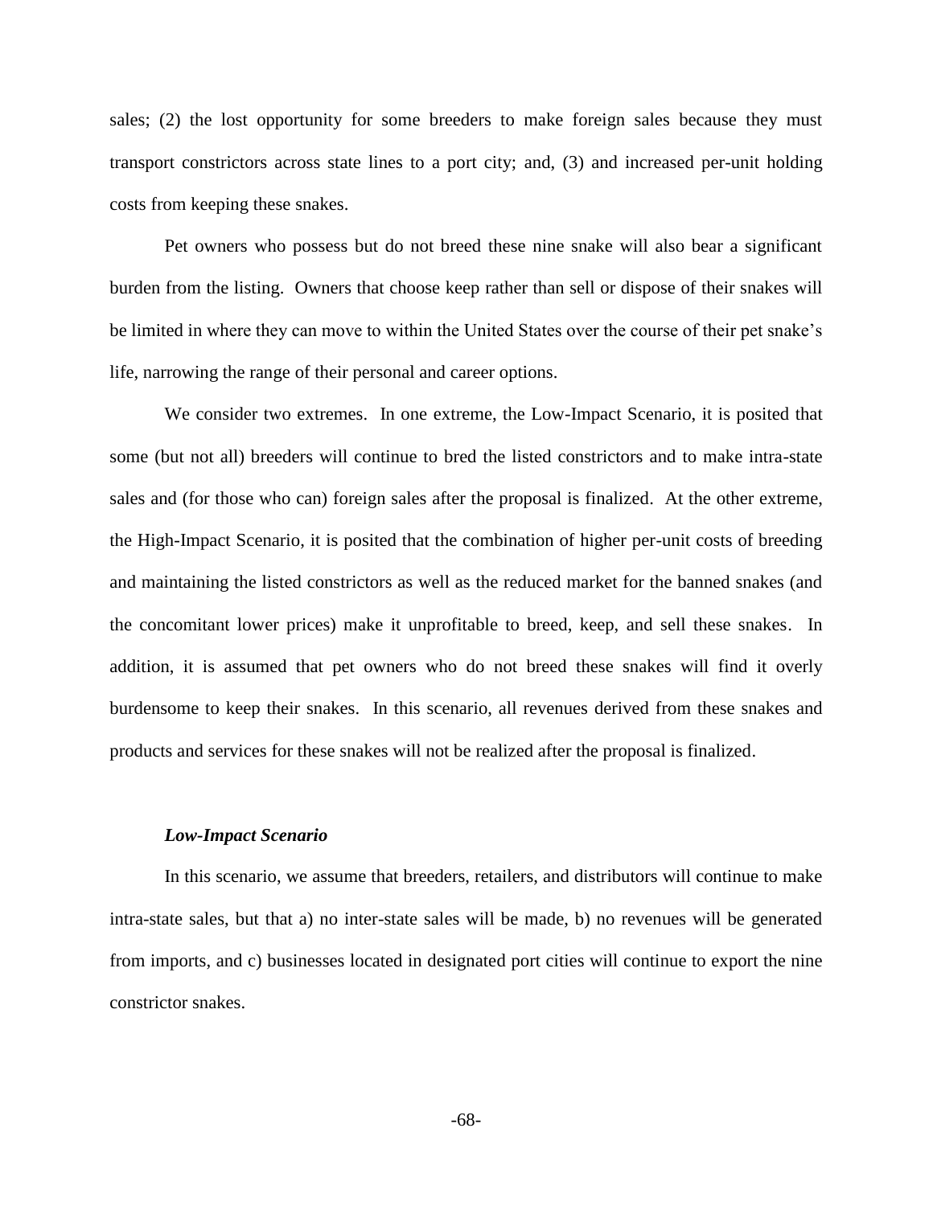sales; (2) the lost opportunity for some breeders to make foreign sales because they must transport constrictors across state lines to a port city; and, (3) and increased per-unit holding costs from keeping these snakes.

Pet owners who possess but do not breed these nine snake will also bear a significant burden from the listing. Owners that choose keep rather than sell or dispose of their snakes will be limited in where they can move to within the United States over the course of their pet snake's life, narrowing the range of their personal and career options.

We consider two extremes. In one extreme, the Low-Impact Scenario, it is posited that some (but not all) breeders will continue to bred the listed constrictors and to make intra-state sales and (for those who can) foreign sales after the proposal is finalized. At the other extreme, the High-Impact Scenario, it is posited that the combination of higher per-unit costs of breeding and maintaining the listed constrictors as well as the reduced market for the banned snakes (and the concomitant lower prices) make it unprofitable to breed, keep, and sell these snakes. In addition, it is assumed that pet owners who do not breed these snakes will find it overly burdensome to keep their snakes. In this scenario, all revenues derived from these snakes and products and services for these snakes will not be realized after the proposal is finalized.

***Low-Impact Scenario***

In this scenario, we assume that breeders, retailers, and distributors will continue to make intra-state sales, but that a) no inter-state sales will be made, b) no revenues will be generated from imports, and c) businesses located in designated port cities will continue to export the nine constrictor snakes.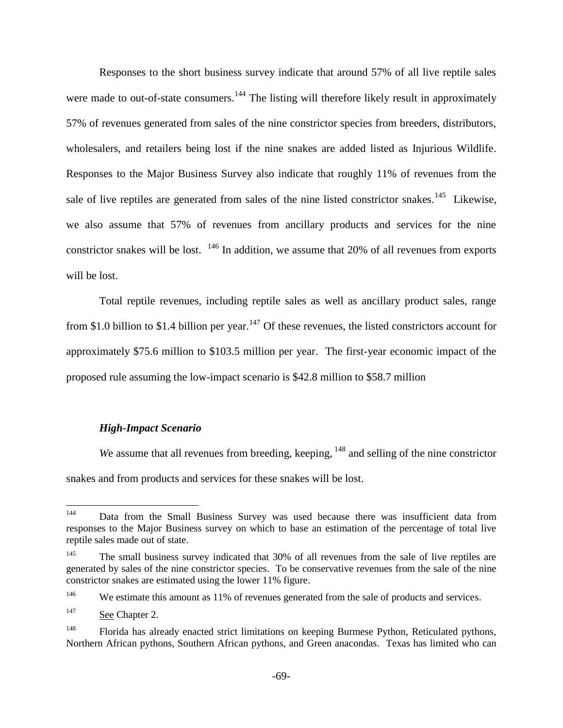Responses to the short business survey indicate that around 57% of all live reptile sales were made to out-of-state consumers.[144] The listing will therefore likely result in approximately 57% of revenues generated from sales of the nine constrictor species from breeders, distributors, wholesalers, and retailers being lost if the nine snakes are added listed as Injurious Wildlife. Responses to the Major Business Survey also indicate that roughly 11% of revenues from the sale of live reptiles are generated from sales of the nine listed constrictor snakes.[145] Likewise, we also assume that 57% of revenues from ancillary products and services for the nine constrictor snakes will be lost. [146] In addition, we assume that 20% of all revenues from exports will be lost.

Total reptile revenues, including reptile sales as well as ancillary product sales, range from \$1.0 billion to \$1.4 billion per year.[147] Of these revenues, the listed constrictors account for approximately \$75.6 million to \$103.5 million per year. The first-year economic impact of the proposed rule assuming the low-impact scenario is \$42.8 million to \$58.7 million

***High-Impact Scenario***

*W*e assume that all revenues from breeding, keeping, [148] and selling of the nine constrictor snakes and from products and services for these snakes will be lost.

---

[144] Data from the Small Business Survey was used because there was insufficient data from responses to the Major Business survey on which to base an estimation of the percentage of total live reptile sales made out of state.

[145] The small business survey indicated that 30% of all revenues from the sale of live reptiles are generated by sales of the nine constrictor species. To be conservative revenues from the sale of the nine constrictor snakes are estimated using the lower 11% figure.

[146] We estimate this amount as 11% of revenues generated from the sale of products and services.

[147] See Chapter 2.

[148] Florida has already enacted strict limitations on keeping Burmese Python, Reticulated pythons, Northern African pythons, Southern African pythons, and Green anacondas. Texas has limited who can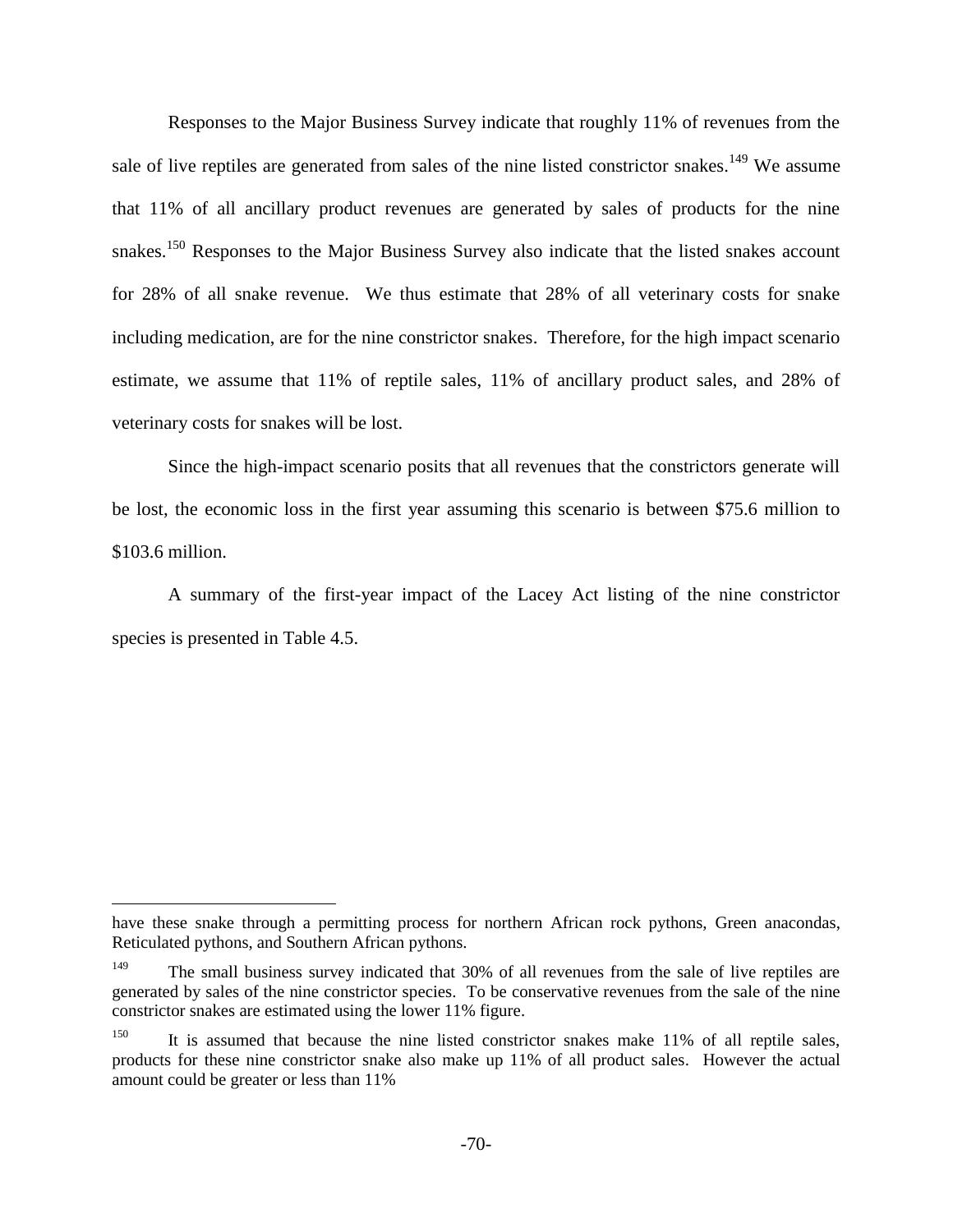Responses to the Major Business Survey indicate that roughly 11% of revenues from the sale of live reptiles are generated from sales of the nine listed constrictor snakes.[149] We assume that 11% of all ancillary product revenues are generated by sales of products for the nine snakes.[150] Responses to the Major Business Survey also indicate that the listed snakes account for 28% of all snake revenue. We thus estimate that 28% of all veterinary costs for snake including medication, are for the nine constrictor snakes. Therefore, for the high impact scenario estimate, we assume that 11% of reptile sales, 11% of ancillary product sales, and 28% of veterinary costs for snakes will be lost.

Since the high-impact scenario posits that all revenues that the constrictors generate will be lost, the economic loss in the first year assuming this scenario is between \$75.6 million to \$103.6 million.

A summary of the first-year impact of the Lacey Act listing of the nine constrictor species is presented in Table 4.5.

---

have these snake through a permitting process for northern African rock pythons, Green anacondas, Reticulated pythons, and Southern African pythons.

[149] The small business survey indicated that 30% of all revenues from the sale of live reptiles are generated by sales of the nine constrictor species. To be conservative revenues from the sale of the nine constrictor snakes are estimated using the lower 11% figure.

[150] It is assumed that because the nine listed constrictor snakes make 11% of all reptile sales, products for these nine constrictor snake also make up 11% of all product sales. However the actual amount could be greater or less than 11%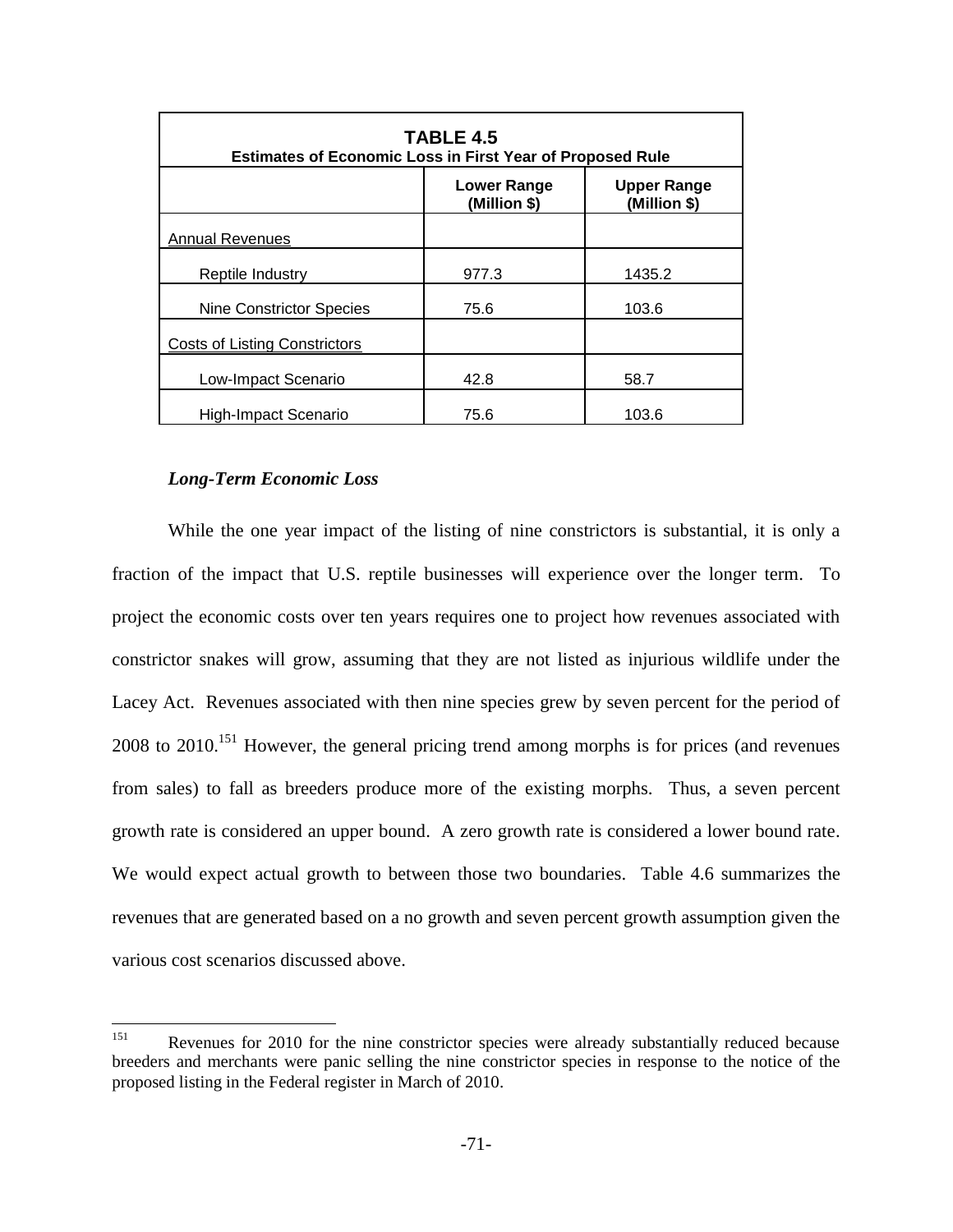| TABLE 4.5<br>Estimates of Economic Loss in First Year of Proposed Rule | | |
|---|---|---|
| | Lower Range (Million $) | Upper Range (Million $) |
| Annual Revenues | | |
| Reptile Industry | 977.3 | 1435.2 |
| Nine Constrictor Species | 75.6 | 103.6 |
| Costs of Listing Constrictors | | |
| Low-Impact Scenario | 42.8 | 58.7 |
| High-Impact Scenario | 75.6 | 103.6 |

***Long-Term Economic Loss***

While the one year impact of the listing of nine constrictors is substantial, it is only a fraction of the impact that U.S. reptile businesses will experience over the longer term. To project the economic costs over ten years requires one to project how revenues associated with constrictor snakes will grow, assuming that they are not listed as injurious wildlife under the Lacey Act. Revenues associated with then nine species grew by seven percent for the period of 2008 to 2010.[151] However, the general pricing trend among morphs is for prices (and revenues from sales) to fall as breeders produce more of the existing morphs. Thus, a seven percent growth rate is considered an upper bound. A zero growth rate is considered a lower bound rate. We would expect actual growth to between those two boundaries. Table 4.6 summarizes the revenues that are generated based on a no growth and seven percent growth assumption given the various cost scenarios discussed above.

[151] Revenues for 2010 for the nine constrictor species were already substantially reduced because breeders and merchants were panic selling the nine constrictor species in response to the notice of the proposed listing in the Federal register in March of 2010.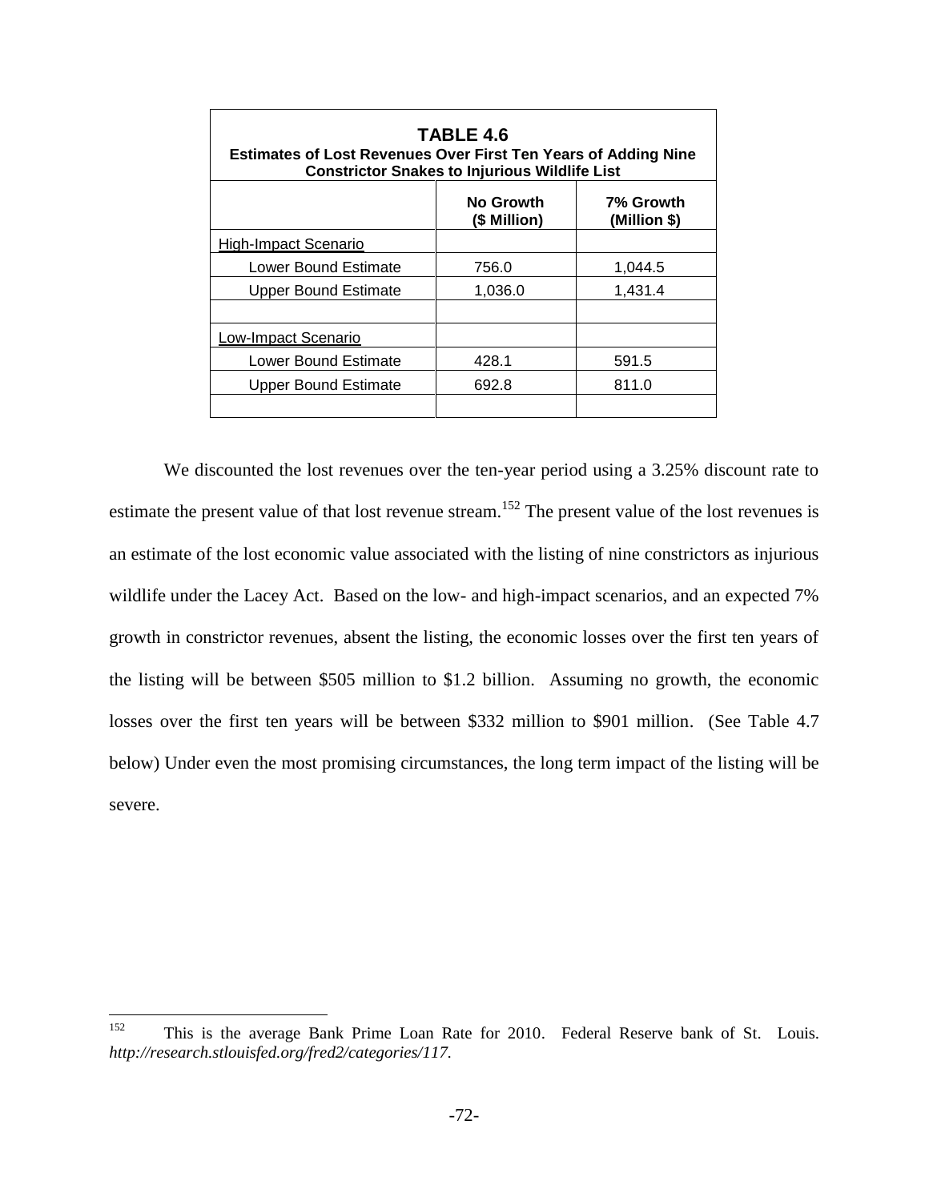| **TABLE 4.6**<br>**Estimates of Lost Revenues Over First Ten Years of Adding Nine Constrictor Snakes to Injurious Wildlife List** | | |
|---|---|---|
| | **No Growth ($ Million)** | **7% Growth (Million $)** |
| High-Impact Scenario | | |
| Lower Bound Estimate | 756.0 | 1,044.5 |
| Upper Bound Estimate | 1,036.0 | 1,431.4 |
| | | |
| Low-Impact Scenario | | |
| Lower Bound Estimate | 428.1 | 591.5 |
| Upper Bound Estimate | 692.8 | 811.0 |
| | | |

We discounted the lost revenues over the ten-year period using a 3.25% discount rate to estimate the present value of that lost revenue stream.[152] The present value of the lost revenues is an estimate of the lost economic value associated with the listing of nine constrictors as injurious wildlife under the Lacey Act. Based on the low- and high-impact scenarios, and an expected 7% growth in constrictor revenues, absent the listing, the economic losses over the first ten years of the listing will be between $505 million to $1.2 billion. Assuming no growth, the economic losses over the first ten years will be between $332 million to $901 million. (See Table 4.7 below) Under even the most promising circumstances, the long term impact of the listing will be severe.

---

[152] This is the average Bank Prime Loan Rate for 2010. Federal Reserve bank of St. Louis. *http://research.stlouisfed.org/fred2/categories/117.*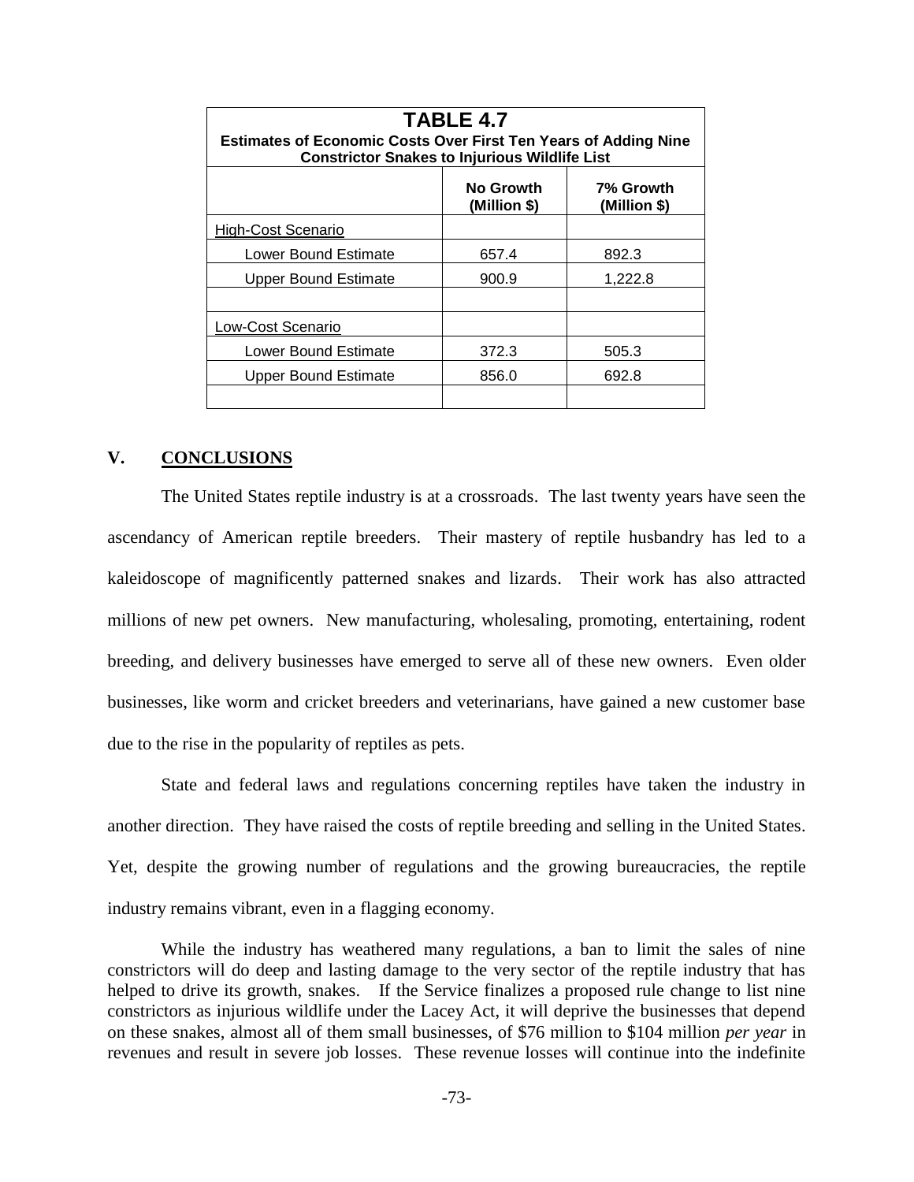| **TABLE 4.7** Estimates of Economic Costs Over First Ten Years of Adding Nine Constrictor Snakes to Injurious Wildlife List | | |
|---|---|---|
| | **No Growth (Million $)** | **7% Growth (Million $)** |
| High-Cost Scenario | | |
| Lower Bound Estimate | 657.4 | 892.3 |
| Upper Bound Estimate | 900.9 | 1,222.8 |
| | | |
| Low-Cost Scenario | | |
| Lower Bound Estimate | 372.3 | 505.3 |
| Upper Bound Estimate | 856.0 | 692.8 |
| | | |

## V. CONCLUSIONS

The United States reptile industry is at a crossroads. The last twenty years have seen the ascendancy of American reptile breeders. Their mastery of reptile husbandry has led to a kaleidoscope of magnificently patterned snakes and lizards. Their work has also attracted millions of new pet owners. New manufacturing, wholesaling, promoting, entertaining, rodent breeding, and delivery businesses have emerged to serve all of these new owners. Even older businesses, like worm and cricket breeders and veterinarians, have gained a new customer base due to the rise in the popularity of reptiles as pets.

State and federal laws and regulations concerning reptiles have taken the industry in another direction. They have raised the costs of reptile breeding and selling in the United States. Yet, despite the growing number of regulations and the growing bureaucracies, the reptile industry remains vibrant, even in a flagging economy.

While the industry has weathered many regulations, a ban to limit the sales of nine constrictors will do deep and lasting damage to the very sector of the reptile industry that has helped to drive its growth, snakes. If the Service finalizes a proposed rule change to list nine constrictors as injurious wildlife under the Lacey Act, it will deprive the businesses that depend on these snakes, almost all of them small businesses, of $76 million to $104 million *per year* in revenues and result in severe job losses. These revenue losses will continue into the indefinite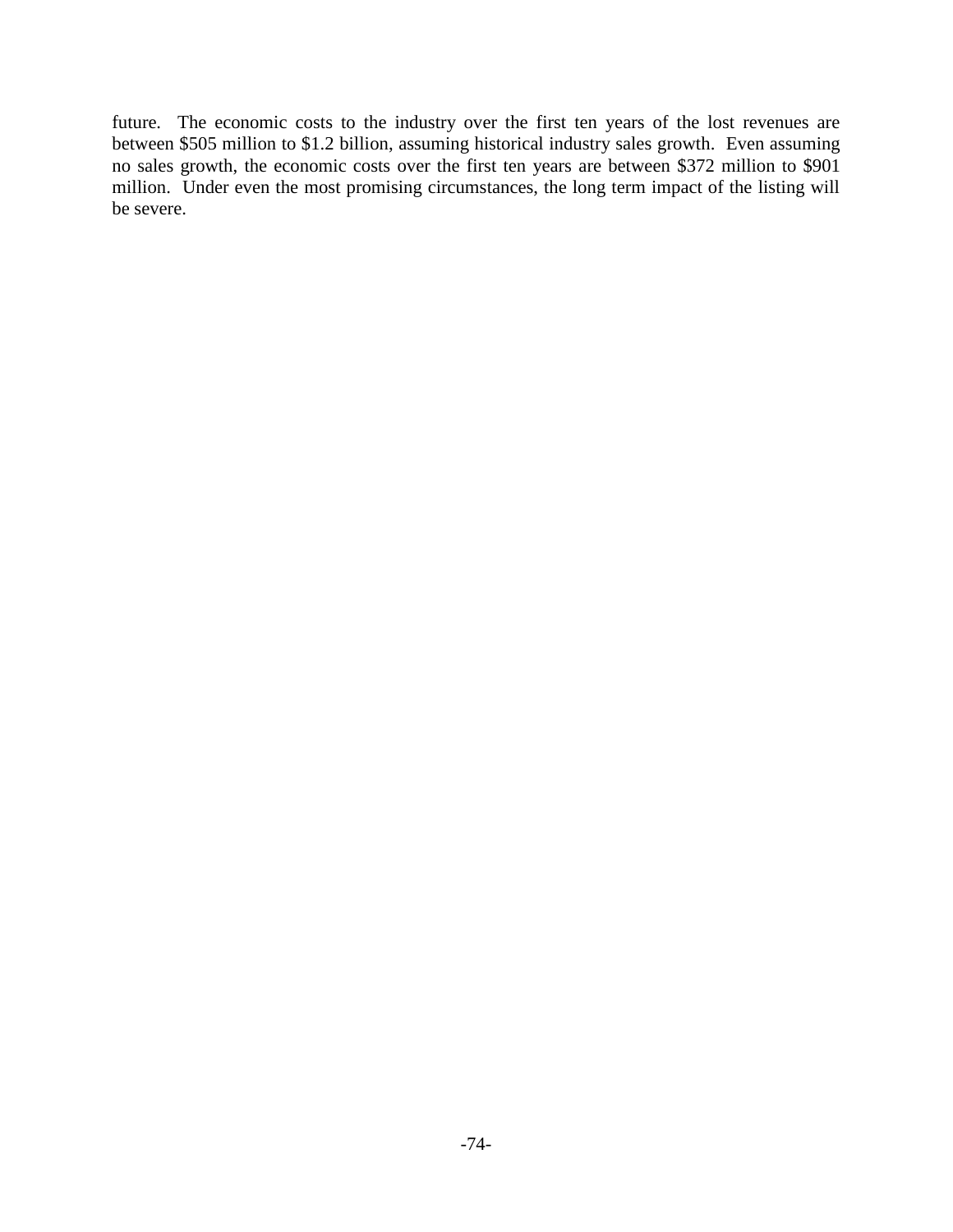future. The economic costs to the industry over the first ten years of the lost revenues are between $505 million to $1.2 billion, assuming historical industry sales growth. Even assuming no sales growth, the economic costs over the first ten years are between $372 million to $901 million. Under even the most promising circumstances, the long term impact of the listing will be severe.